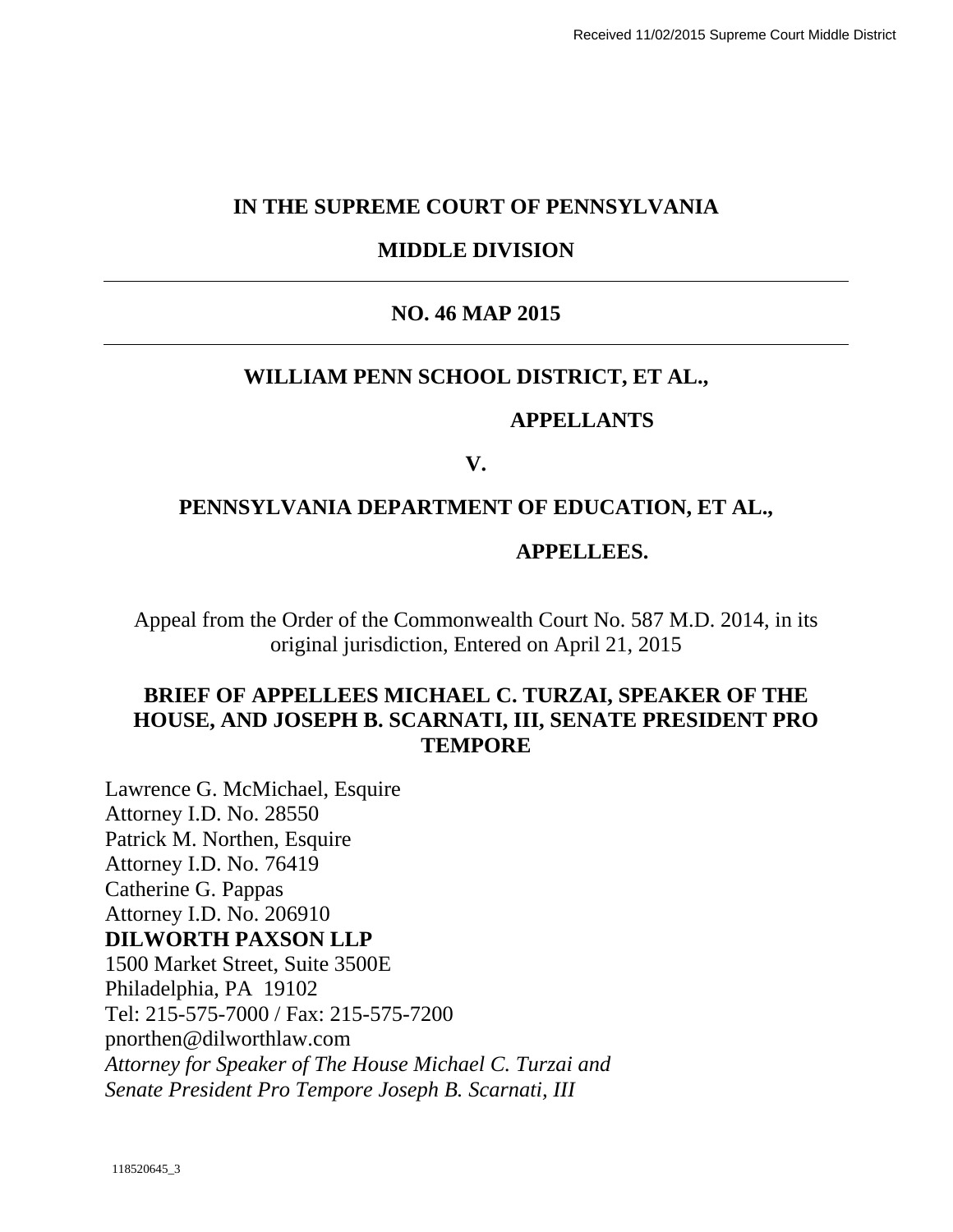Received 11/02/2015 Supreme Court Middle District

**IN THE SUPREME COURT OF PENNSYLVANIA**

**MIDDLE DIVISION**

---

**NO. 46 MAP 2015**

---

**WILLIAM PENN SCHOOL DISTRICT, ET AL.,**

**APPELLANTS**

**V.**

**PENNSYLVANIA DEPARTMENT OF EDUCATION, ET AL.,**

**APPELLEES.**

Appeal from the Order of the Commonwealth Court No. 587 M.D. 2014, in its original jurisdiction, Entered on April 21, 2015

**BRIEF OF APPELLEES MICHAEL C. TURZAI, SPEAKER OF THE HOUSE, AND JOSEPH B. SCARNATI, III, SENATE PRESIDENT PRO TEMPORE**

Lawrence G. McMichael, Esquire
Attorney I.D. No. 28550
Patrick M. Northen, Esquire
Attorney I.D. No. 76419
Catherine G. Pappas
Attorney I.D. No. 206910
**DILWORTH PAXSON LLP**
1500 Market Street, Suite 3500E
Philadelphia, PA 19102
Tel: 215-575-7000 / Fax: 215-575-7200
pnorthen@dilworthlaw.com
*Attorney for Speaker of The House Michael C. Turzai and Senate President Pro Tempore Joseph B. Scarnati, III*

118520645_3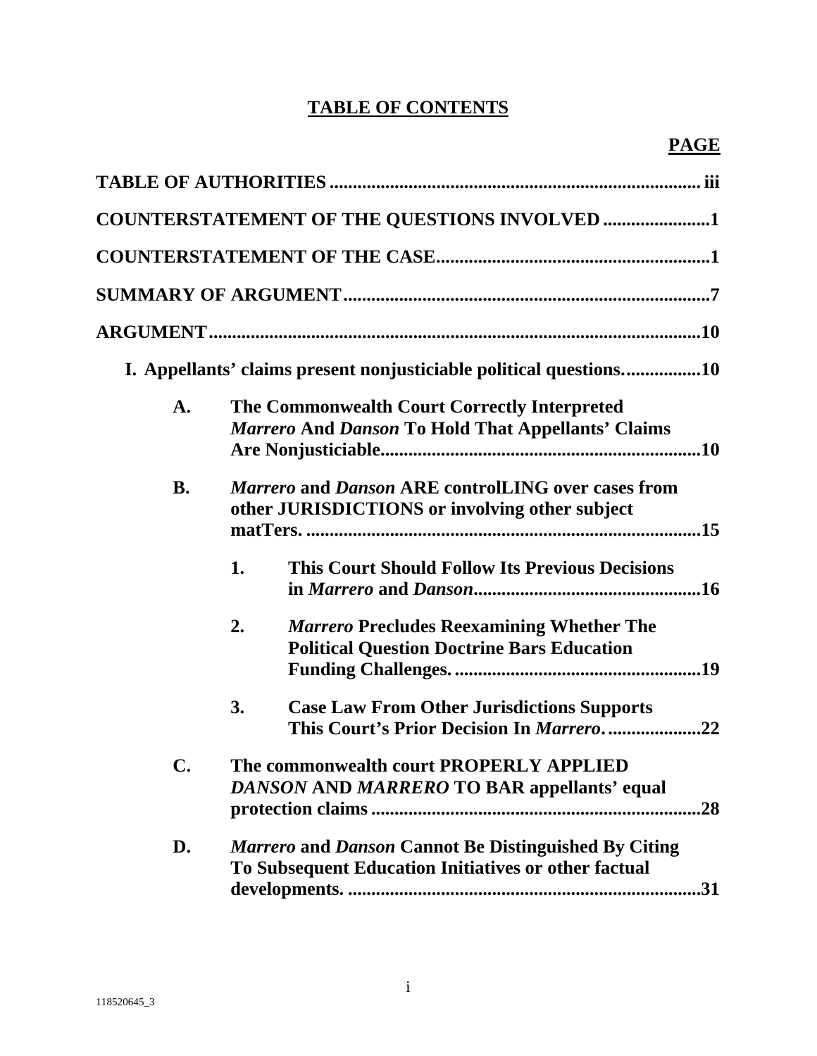# TABLE OF CONTENTS

**PAGE**

**TABLE OF AUTHORITIES** ................................................................................ **iii**

**COUNTERSTATEMENT OF THE QUESTIONS INVOLVED** ......................**1**

**COUNTERSTATEMENT OF THE CASE**..........................................................**1**

**SUMMARY OF ARGUMENT**..............................................................................**7**

**ARGUMENT**.........................................................................................................**10**

**I. Appellants' claims present nonjusticiable political questions.**...............**10**

**A. The Commonwealth Court Correctly Interpreted *Marrero* And *Danson* To Hold That Appellants' Claims Are Nonjusticiable**.....................................................................**10**

**B. *Marrero* and *Danson* ARE controlLING over cases from other JURISDICTIONS or involving other subject matTers.** ....................................................................................**15**

**1. This Court Should Follow Its Previous Decisions in *Marrero* and *Danson***.................................................**16**

**2. *Marrero* Precludes Reexamining Whether The Political Question Doctrine Bars Education Funding Challenges.**....................................................**19**

**3. Case Law From Other Jurisdictions Supports This Court's Prior Decision In *Marrero*.** ...................**22**

**C. The commonwealth court PROPERLY APPLIED *DANSON* AND *MARRERO* TO BAR appellants' equal protection claims** ......................................................................**28**

**D. *Marrero* and *Danson* Cannot Be Distinguished By Citing To Subsequent Education Initiatives or other factual developments.** ...........................................................................**31**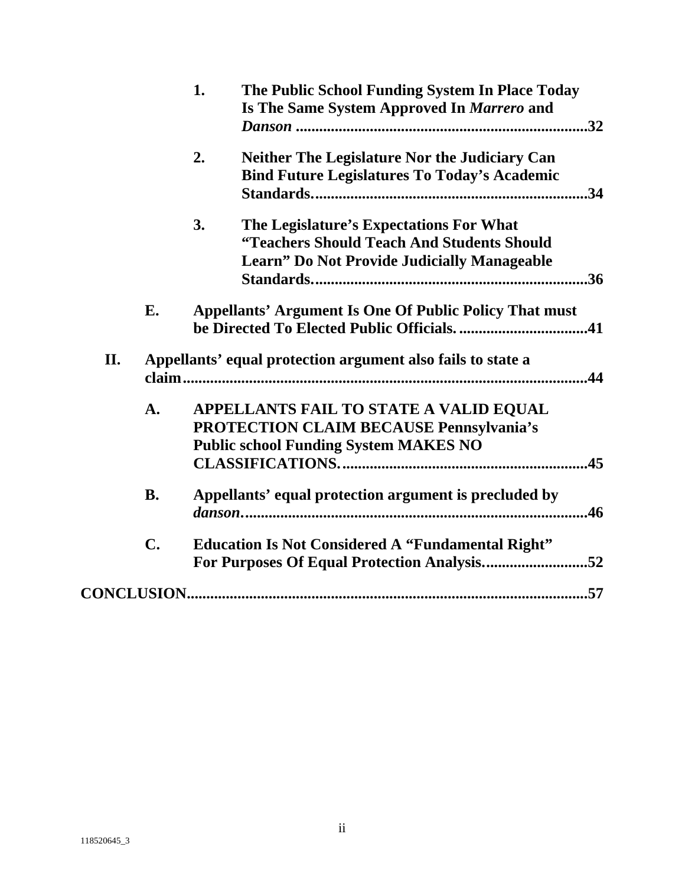1. **The Public School Funding System In Place Today Is The Same System Approved In *Marrero* and *Danson* ..........................................................................32**

2. **Neither The Legislature Nor the Judiciary Can Bind Future Legislatures To Today's Academic Standards.....................................................................34**

3. **The Legislature's Expectations For What "Teachers Should Teach And Students Should Learn" Do Not Provide Judicially Manageable Standards.....................................................................36**

**E. Appellants' Argument Is One Of Public Policy That must be Directed To Elected Public Officials. ................................41**

**II. Appellants' equal protection argument also fails to state a claim.........................................................................................44**

**A. APPELLANTS FAIL TO STATE A VALID EQUAL PROTECTION CLAIM BECAUSE Pennsylvania's Public school Funding System MAKES NO CLASSIFICATIONS. .............................................................45**

**B. Appellants' equal protection argument is precluded by *danson*.........................................................................................46**

**C. Education Is Not Considered A "Fundamental Right" For Purposes Of Equal Protection Analysis...........................52**

**CONCLUSION........................................................................................57**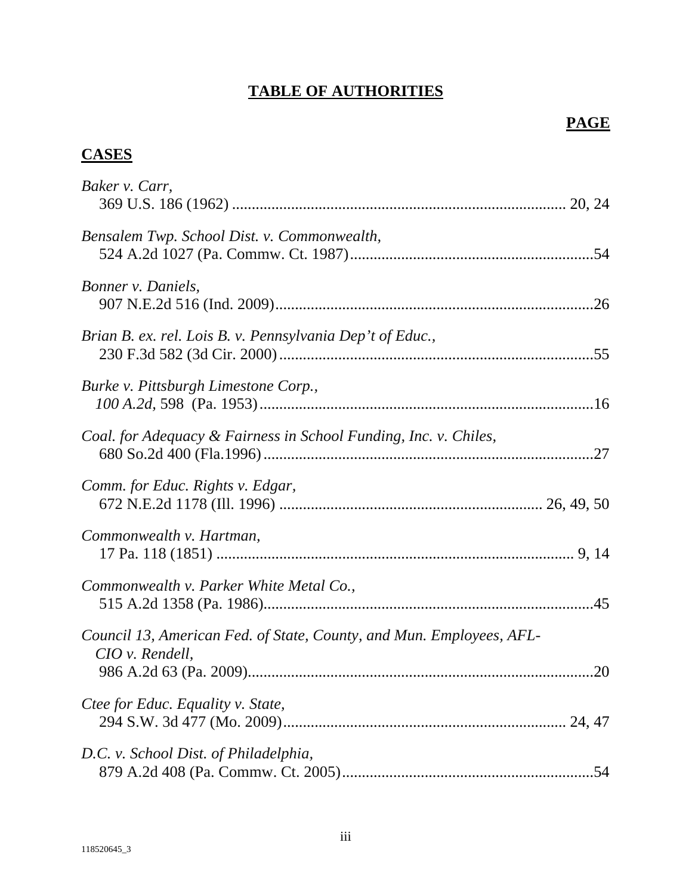# **TABLE OF AUTHORITIES**

**PAGE**

## **CASES**

*Baker v. Carr*,
369 U.S. 186 (1962) .................................................................................... 20, 24

*Bensalem Twp. School Dist. v. Commonwealth*,
524 A.2d 1027 (Pa. Commw. Ct. 1987).............................................................54

*Bonner v. Daniels*,
907 N.E.2d 516 (Ind. 2009)................................................................................26

*Brian B. ex. rel. Lois B. v. Pennsylvania Dep't of Educ.*,
230 F.3d 582 (3d Cir. 2000)...............................................................................55

*Burke v. Pittsburgh Limestone Corp.*,
*100 A.2d*, 598 (Pa. 1953)...................................................................................16

*Coal. for Adequacy & Fairness in School Funding, Inc. v. Chiles*,
680 So.2d 400 (Fla.1996)...................................................................................27

*Comm. for Educ. Rights v. Edgar*,
672 N.E.2d 1178 (Ill. 1996) ................................................................. 26, 49, 50

*Commonwealth v. Hartman*,
17 Pa. 118 (1851) .......................................................................................... 9, 14

*Commonwealth v. Parker White Metal Co.*,
515 A.2d 1358 (Pa. 1986)...................................................................................45

*Council 13, American Fed. of State, County, and Mun. Employees, AFL-CIO v. Rendell*,
986 A.2d 63 (Pa. 2009).......................................................................................20

*Ctee for Educ. Equality v. State*,
294 S.W. 3d 477 (Mo. 2009)...................................................................... 24, 47

*D.C. v. School Dist. of Philadelphia*,
879 A.2d 408 (Pa. Commw. Ct. 2005)...............................................................54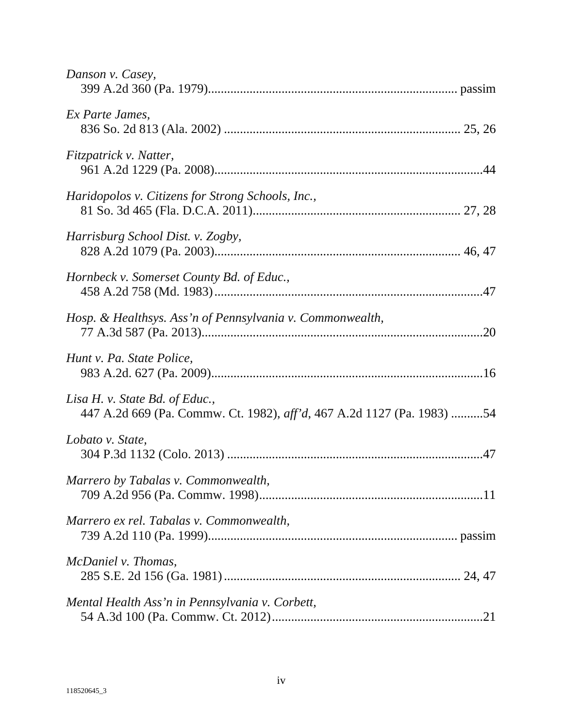*Danson v. Casey*,
399 A.2d 360 (Pa. 1979)............................................................................ passim

*Ex Parte James*,
836 So. 2d 813 (Ala. 2002) ........................................................................ 25, 26

*Fitzpatrick v. Natter*,
961 A.2d 1229 (Pa. 2008)..................................................................................44

*Haridopolos v. Citizens for Strong Schools, Inc.*,
81 So. 3d 465 (Fla. D.C.A. 2011)............................................................... 27, 28

*Harrisburg School Dist. v. Zogby*,
828 A.2d 1079 (Pa. 2003)........................................................................... 46, 47

*Hornbeck v. Somerset County Bd. of Educ.*,
458 A.2d 758 (Md. 1983)..................................................................................47

*Hosp. & Healthsys. Ass'n of Pennsylvania v. Commonwealth*,
77 A.3d 587 (Pa. 2013).....................................................................................20

*Hunt v. Pa. State Police*,
983 A.2d. 627 (Pa. 2009)..................................................................................16

*Lisa H. v. State Bd. of Educ.*,
447 A.2d 669 (Pa. Commw. Ct. 1982), *aff'd*, 467 A.2d 1127 (Pa. 1983) ..........54

*Lobato v. State*,
304 P.3d 1132 (Colo. 2013) ..............................................................................47

*Marrero by Tabalas v. Commonwealth*,
709 A.2d 956 (Pa. Commw. 1998)....................................................................11

*Marrero ex rel. Tabalas v. Commonwealth*,
739 A.2d 110 (Pa. 1999)............................................................................ passim

*McDaniel v. Thomas*,
285 S.E. 2d 156 (Ga. 1981)........................................................................ 24, 47

*Mental Health Ass'n in Pennsylvania v. Corbett*,
54 A.3d 100 (Pa. Commw. Ct. 2012)................................................................21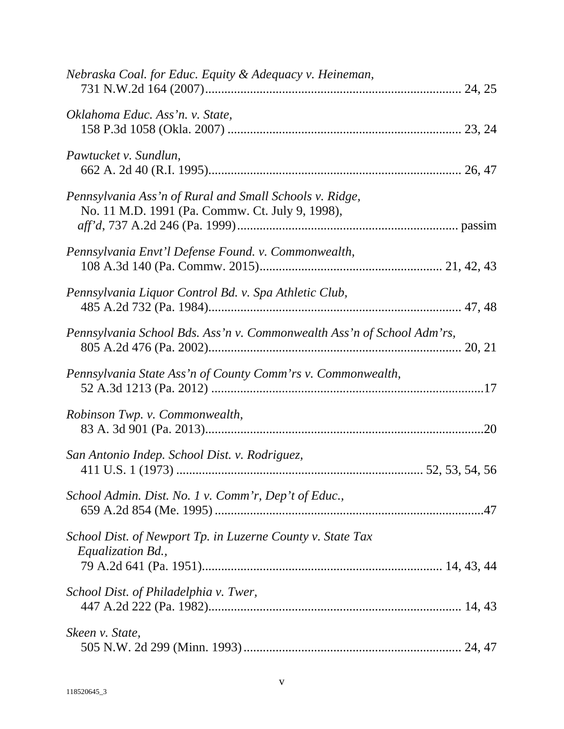*Nebraska Coal. for Educ. Equity & Adequacy v. Heineman*,
731 N.W.2d 164 (2007)................................................................................ 24, 25

*Oklahoma Educ. Ass'n. v. State*,
158 P.3d 1058 (Okla. 2007) ........................................................................ 23, 24

*Pawtucket v. Sundlun*,
662 A. 2d 40 (R.I. 1995).............................................................................. 26, 47

*Pennsylvania Ass'n of Rural and Small Schools v. Ridge*,
No. 11 M.D. 1991 (Pa. Commw. Ct. July 9, 1998),
*aff'd*, 737 A.2d 246 (Pa. 1999)...................................................................... passim

*Pennsylvania Envt'l Defense Found. v. Commonwealth*,
108 A.3d 140 (Pa. Commw. 2015)........................................................ 21, 42, 43

*Pennsylvania Liquor Control Bd. v. Spa Athletic Club*,
485 A.2d 732 (Pa. 1984).............................................................................. 47, 48

*Pennsylvania School Bds. Ass'n v. Commonwealth Ass'n of School Adm'rs*,
805 A.2d 476 (Pa. 2002).............................................................................. 20, 21

*Pennsylvania State Ass'n of County Comm'rs v. Commonwealth*,
52 A.3d 1213 (Pa. 2012) ....................................................................................17

*Robinson Twp. v. Commonwealth*,
83 A. 3d 901 (Pa. 2013)......................................................................................20

*San Antonio Indep. School Dist. v. Rodriguez*,
411 U.S. 1 (1973) ........................................................................... 52, 53, 54, 56

*School Admin. Dist. No. 1 v. Comm'r, Dep't of Educ.*,
659 A.2d 854 (Me. 1995) ....................................................................................47

*School Dist. of Newport Tp. in Luzerne County v. State Tax Equalization Bd.*,
79 A.2d 641 (Pa. 1951)........................................................................... 14, 43, 44

*School Dist. of Philadelphia v. Twer*,
447 A.2d 222 (Pa. 1982)............................................................................... 14, 43

*Skeen v. State*,
505 N.W. 2d 299 (Minn. 1993) .................................................................... 24, 47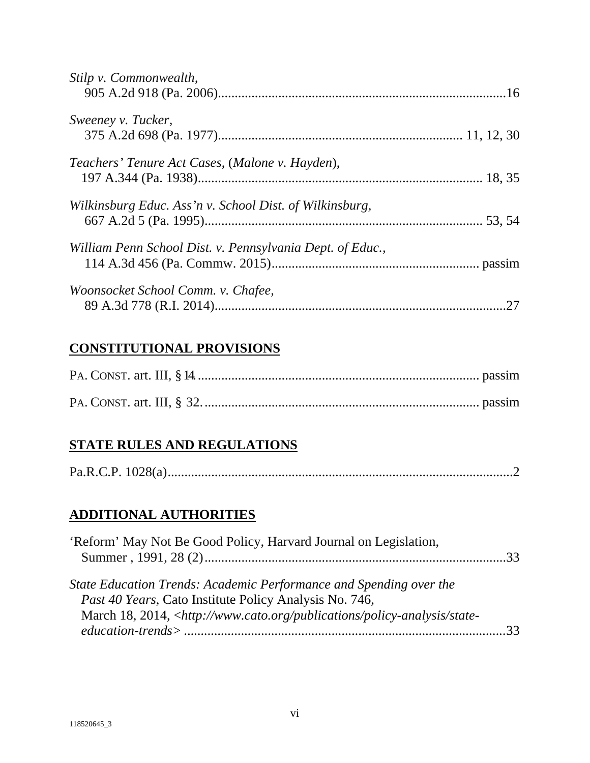*Stilp v. Commonwealth*,
905 A.2d 918 (Pa. 2006)......................................................................................16

*Sweeney v. Tucker*,
375 A.2d 698 (Pa. 1977)........................................................................ 11, 12, 30

*Teachers' Tenure Act Cases*, (*Malone v. Hayden*),
197 A.344 (Pa. 1938)................................................................................... 18, 35

*Wilkinsburg Educ. Ass'n v. School Dist. of Wilkinsburg*,
667 A.2d 5 (Pa. 1995)................................................................................. 53, 54

*William Penn School Dist. v. Pennsylvania Dept. of Educ.*,
114 A.3d 456 (Pa. Commw. 2015)............................................................. passim

*Woonsocket School Comm. v. Chafee*,
89 A.3d 778 (R.I. 2014)........................................................................................27

## **CONSTITUTIONAL PROVISIONS**

PA. CONST. art. III, § 14.................................................................................... passim

PA. CONST. art. III, § 32.................................................................................... passim

## **STATE RULES AND REGULATIONS**

Pa.R.C.P. 1028(a)........................................................................................................2

## **ADDITIONAL AUTHORITIES**

'Reform' May Not Be Good Policy, Harvard Journal on Legislation,
Summer , 1991, 28 (2)...........................................................................................33

*State Education Trends: Academic Performance and Spending over the Past 40 Years*, Cato Institute Policy Analysis No. 746,
March 18, 2014, <*http://www.cato.org/publications/policy-analysis/state-education-trends*> ..................................................................................................33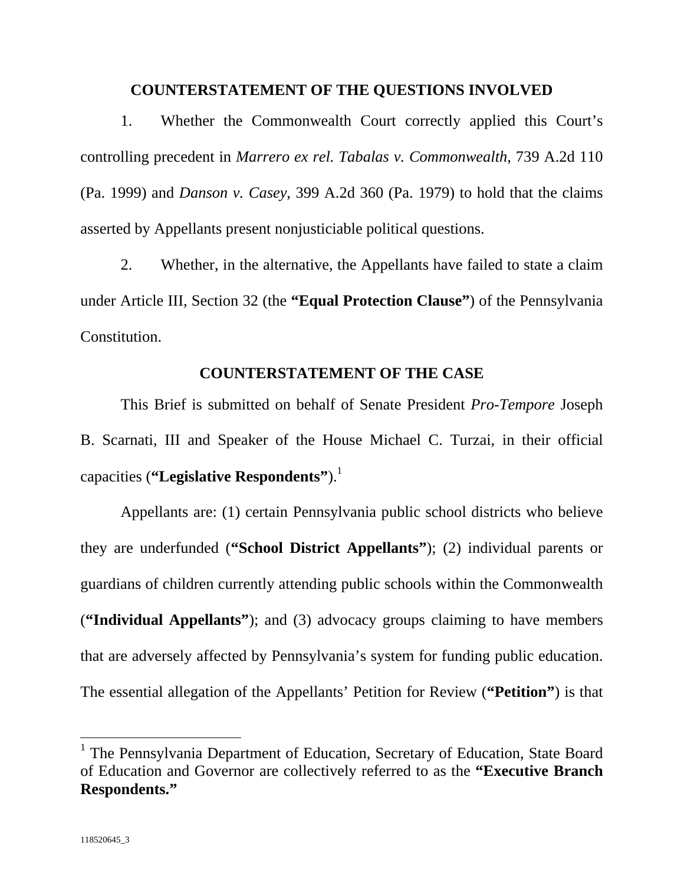## COUNTERSTATEMENT OF THE QUESTIONS INVOLVED

1. Whether the Commonwealth Court correctly applied this Court's controlling precedent in *Marrero ex rel. Tabalas v. Commonwealth*, 739 A.2d 110 (Pa. 1999) and *Danson v. Casey*, 399 A.2d 360 (Pa. 1979) to hold that the claims asserted by Appellants present nonjusticiable political questions.

2. Whether, in the alternative, the Appellants have failed to state a claim under Article III, Section 32 (the **"Equal Protection Clause"**) of the Pennsylvania Constitution.

## COUNTERSTATEMENT OF THE CASE

This Brief is submitted on behalf of Senate President *Pro-Tempore* Joseph B. Scarnati, III and Speaker of the House Michael C. Turzai, in their official capacities (**"Legislative Respondents"**).[1]

Appellants are: (1) certain Pennsylvania public school districts who believe they are underfunded (**"School District Appellants"**); (2) individual parents or guardians of children currently attending public schools within the Commonwealth (**"Individual Appellants"**); and (3) advocacy groups claiming to have members that are adversely affected by Pennsylvania's system for funding public education. The essential allegation of the Appellants' Petition for Review (**"Petition"**) is that

[1] The Pennsylvania Department of Education, Secretary of Education, State Board of Education and Governor are collectively referred to as the **"Executive Branch Respondents."**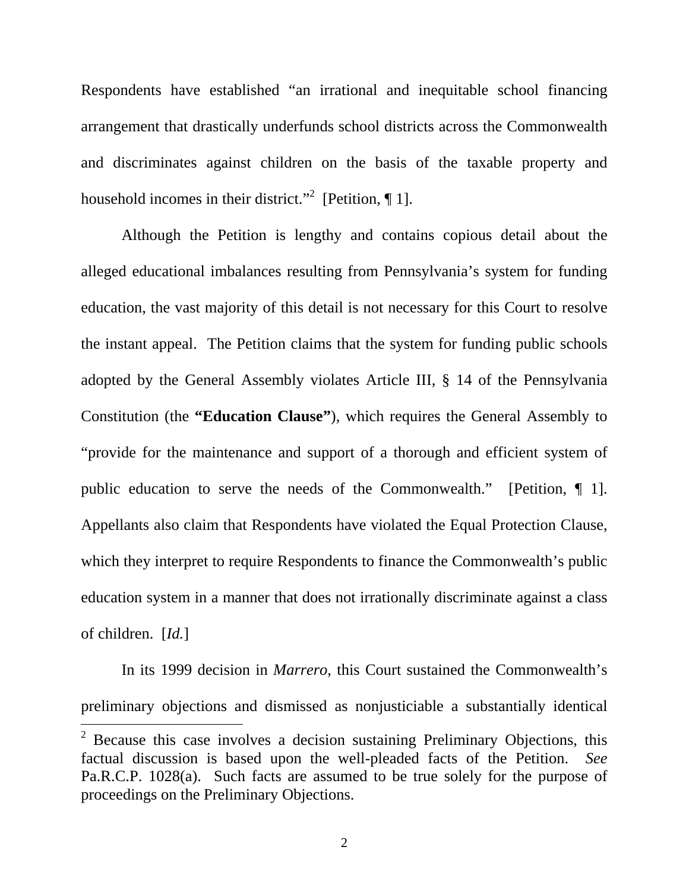Respondents have established "an irrational and inequitable school financing arrangement that drastically underfunds school districts across the Commonwealth and discriminates against children on the basis of the taxable property and household incomes in their district."[2] [Petition, ¶ 1].

Although the Petition is lengthy and contains copious detail about the alleged educational imbalances resulting from Pennsylvania's system for funding education, the vast majority of this detail is not necessary for this Court to resolve the instant appeal. The Petition claims that the system for funding public schools adopted by the General Assembly violates Article III, § 14 of the Pennsylvania Constitution (the **"Education Clause"**), which requires the General Assembly to "provide for the maintenance and support of a thorough and efficient system of public education to serve the needs of the Commonwealth." [Petition, ¶ 1]. Appellants also claim that Respondents have violated the Equal Protection Clause, which they interpret to require Respondents to finance the Commonwealth's public education system in a manner that does not irrationally discriminate against a class of children. [*Id.*]

In its 1999 decision in *Marrero*, this Court sustained the Commonwealth's preliminary objections and dismissed as nonjusticiable a substantially identical

[2] Because this case involves a decision sustaining Preliminary Objections, this factual discussion is based upon the well-pleaded facts of the Petition. *See* Pa.R.C.P. 1028(a). Such facts are assumed to be true solely for the purpose of proceedings on the Preliminary Objections.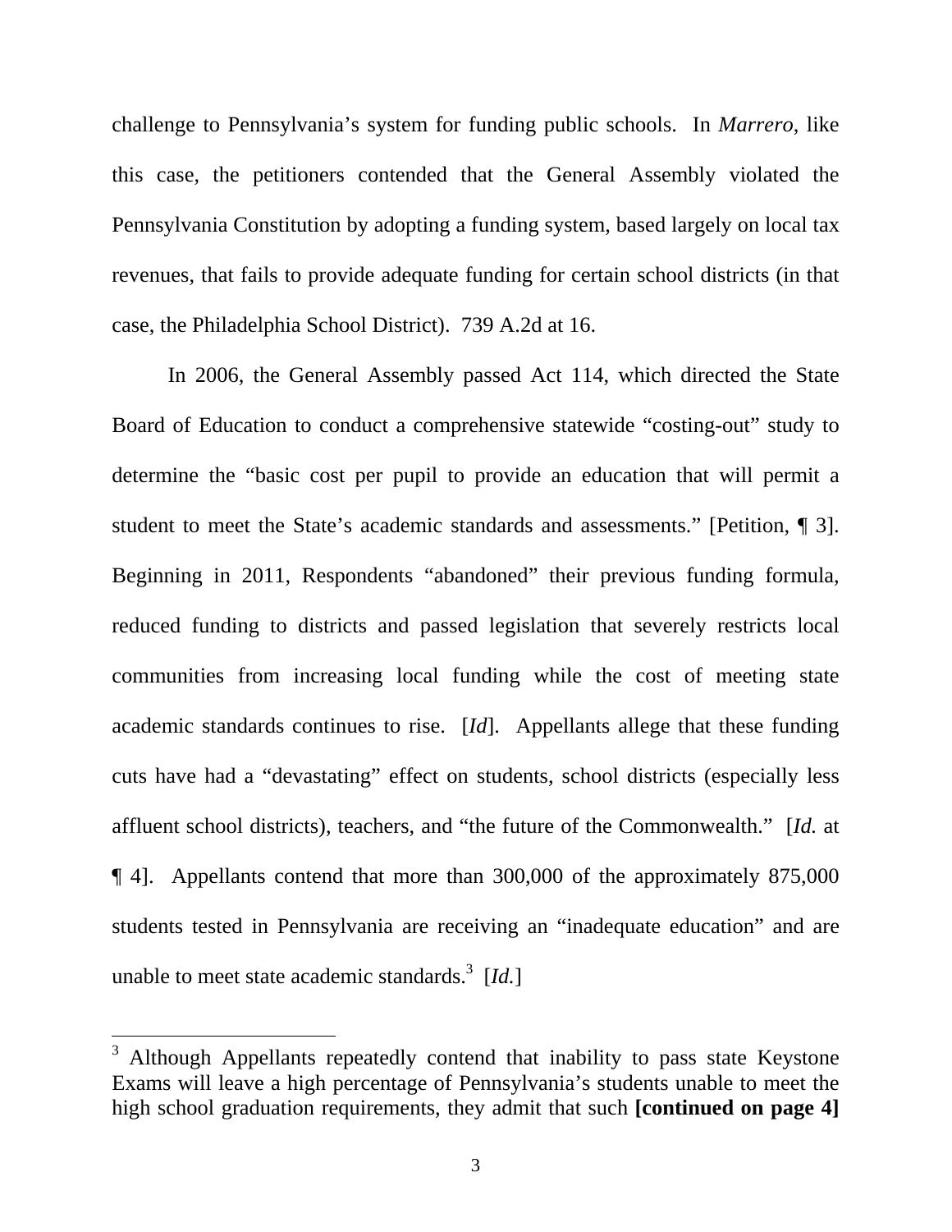challenge to Pennsylvania's system for funding public schools. In *Marrero*, like this case, the petitioners contended that the General Assembly violated the Pennsylvania Constitution by adopting a funding system, based largely on local tax revenues, that fails to provide adequate funding for certain school districts (in that case, the Philadelphia School District). 739 A.2d at 16.

In 2006, the General Assembly passed Act 114, which directed the State Board of Education to conduct a comprehensive statewide "costing-out" study to determine the "basic cost per pupil to provide an education that will permit a student to meet the State's academic standards and assessments." [Petition, ¶ 3]. Beginning in 2011, Respondents "abandoned" their previous funding formula, reduced funding to districts and passed legislation that severely restricts local communities from increasing local funding while the cost of meeting state academic standards continues to rise. [*Id*]. Appellants allege that these funding cuts have had a "devastating" effect on students, school districts (especially less affluent school districts), teachers, and "the future of the Commonwealth." [*Id.* at ¶ 4]. Appellants contend that more than 300,000 of the approximately 875,000 students tested in Pennsylvania are receiving an "inadequate education" and are unable to meet state academic standards.[3] [*Id.*]

---

[3] Although Appellants repeatedly contend that inability to pass state Keystone Exams will leave a high percentage of Pennsylvania's students unable to meet the high school graduation requirements, they admit that such **[continued on page 4]**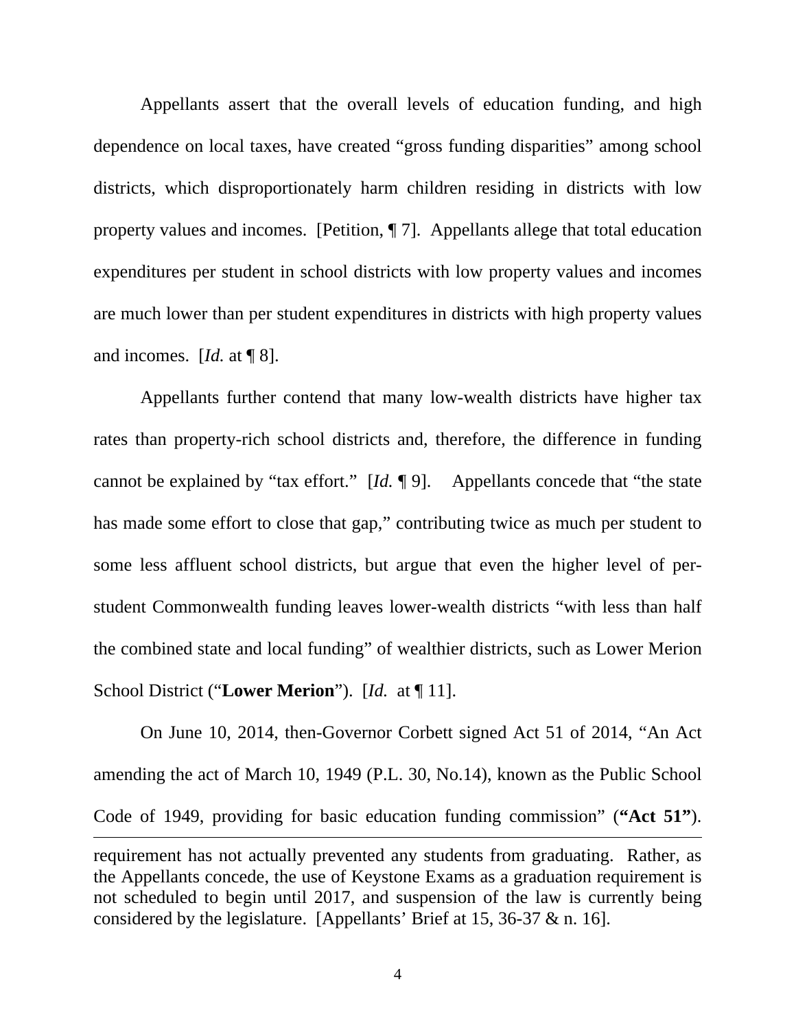Appellants assert that the overall levels of education funding, and high dependence on local taxes, have created "gross funding disparities" among school districts, which disproportionately harm children residing in districts with low property values and incomes. [Petition, ¶ 7]. Appellants allege that total education expenditures per student in school districts with low property values and incomes are much lower than per student expenditures in districts with high property values and incomes. [*Id.* at ¶ 8].

Appellants further contend that many low-wealth districts have higher tax rates than property-rich school districts and, therefore, the difference in funding cannot be explained by "tax effort." [*Id.* ¶ 9]. Appellants concede that "the state has made some effort to close that gap," contributing twice as much per student to some less affluent school districts, but argue that even the higher level of per-student Commonwealth funding leaves lower-wealth districts "with less than half the combined state and local funding" of wealthier districts, such as Lower Merion School District ("**Lower Merion**"). [*Id.* at ¶ 11].

On June 10, 2014, then-Governor Corbett signed Act 51 of 2014, "An Act amending the act of March 10, 1949 (P.L. 30, No.14), known as the Public School Code of 1949, providing for basic education funding commission" (**"Act 51"**).

---

requirement has not actually prevented any students from graduating. Rather, as the Appellants concede, the use of Keystone Exams as a graduation requirement is not scheduled to begin until 2017, and suspension of the law is currently being considered by the legislature. [Appellants' Brief at 15, 36-37 & n. 16].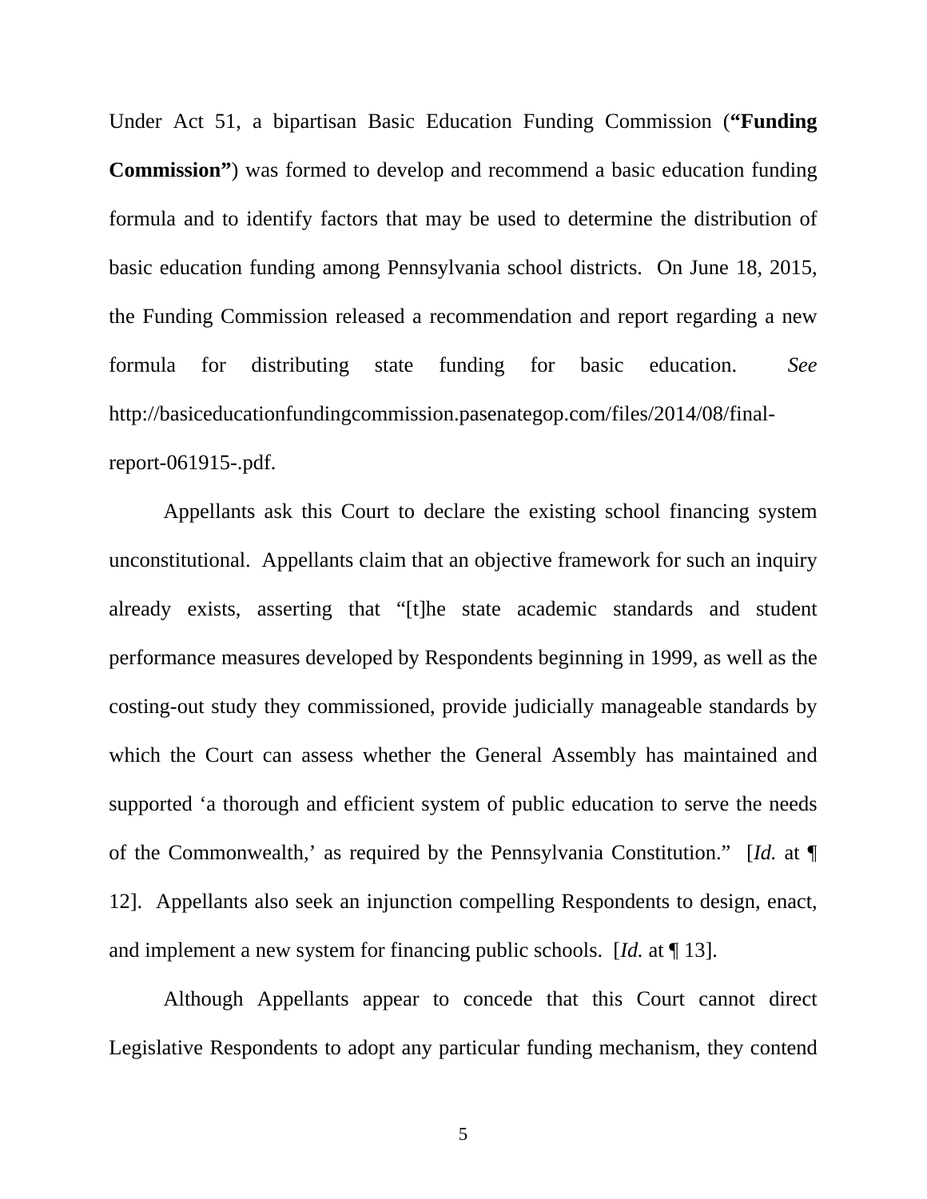Under Act 51, a bipartisan Basic Education Funding Commission (**"Funding Commission"**) was formed to develop and recommend a basic education funding formula and to identify factors that may be used to determine the distribution of basic education funding among Pennsylvania school districts. On June 18, 2015, the Funding Commission released a recommendation and report regarding a new formula for distributing state funding for basic education. *See* http://basiceducationfundingcommission.pasenategop.com/files/2014/08/final-report-061915-.pdf.

Appellants ask this Court to declare the existing school financing system unconstitutional. Appellants claim that an objective framework for such an inquiry already exists, asserting that "[t]he state academic standards and student performance measures developed by Respondents beginning in 1999, as well as the costing-out study they commissioned, provide judicially manageable standards by which the Court can assess whether the General Assembly has maintained and supported 'a thorough and efficient system of public education to serve the needs of the Commonwealth,' as required by the Pennsylvania Constitution." [*Id.* at ¶ 12]. Appellants also seek an injunction compelling Respondents to design, enact, and implement a new system for financing public schools. [*Id.* at ¶ 13].

Although Appellants appear to concede that this Court cannot direct Legislative Respondents to adopt any particular funding mechanism, they contend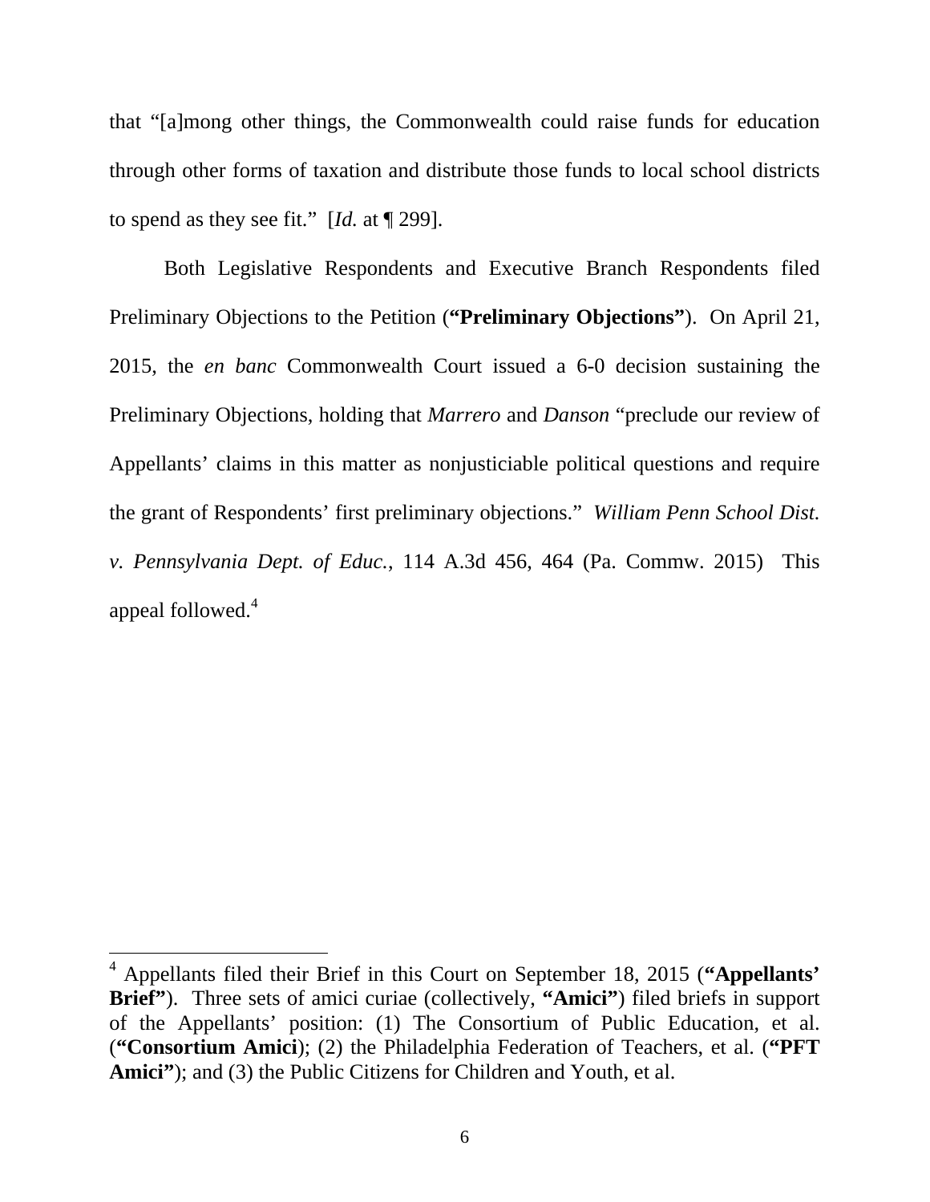that "[a]mong other things, the Commonwealth could raise funds for education through other forms of taxation and distribute those funds to local school districts to spend as they see fit." [*Id.* at ¶ 299].

Both Legislative Respondents and Executive Branch Respondents filed Preliminary Objections to the Petition (**"Preliminary Objections"**). On April 21, 2015, the *en banc* Commonwealth Court issued a 6-0 decision sustaining the Preliminary Objections, holding that *Marrero* and *Danson* "preclude our review of Appellants' claims in this matter as nonjusticiable political questions and require the grant of Respondents' first preliminary objections." *William Penn School Dist. v. Pennsylvania Dept. of Educ.*, 114 A.3d 456, 464 (Pa. Commw. 2015) This appeal followed.[4]

---

[4] Appellants filed their Brief in this Court on September 18, 2015 (**"Appellants' Brief"**). Three sets of amici curiae (collectively, **"Amici"**) filed briefs in support of the Appellants' position: (1) The Consortium of Public Education, et al. (**"Consortium Amici**); (2) the Philadelphia Federation of Teachers, et al. (**"PFT Amici"**); and (3) the Public Citizens for Children and Youth, et al.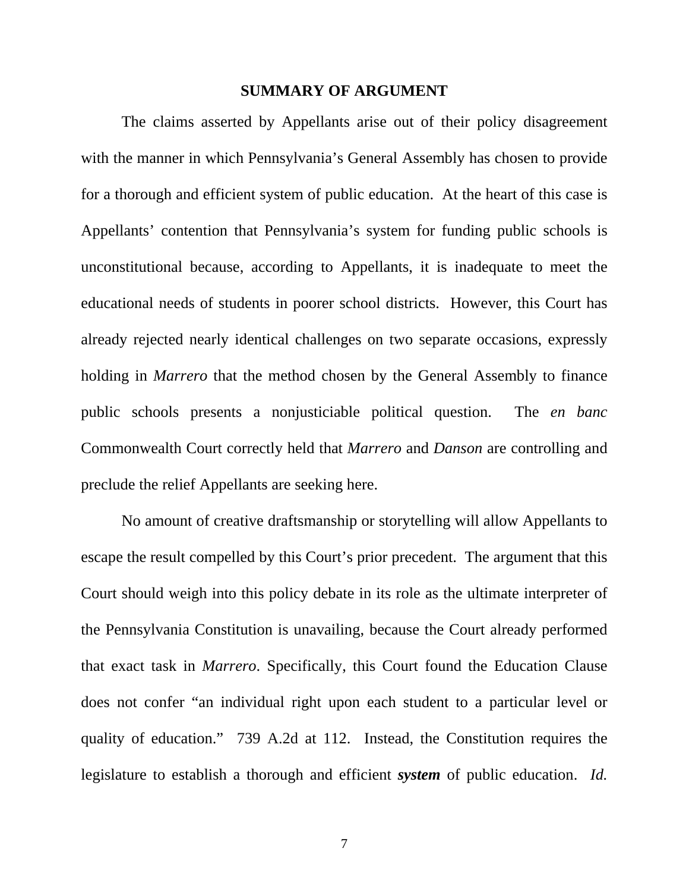## SUMMARY OF ARGUMENT

The claims asserted by Appellants arise out of their policy disagreement with the manner in which Pennsylvania's General Assembly has chosen to provide for a thorough and efficient system of public education. At the heart of this case is Appellants' contention that Pennsylvania's system for funding public schools is unconstitutional because, according to Appellants, it is inadequate to meet the educational needs of students in poorer school districts. However, this Court has already rejected nearly identical challenges on two separate occasions, expressly holding in *Marrero* that the method chosen by the General Assembly to finance public schools presents a nonjusticiable political question. The *en banc* Commonwealth Court correctly held that *Marrero* and *Danson* are controlling and preclude the relief Appellants are seeking here.

No amount of creative draftsmanship or storytelling will allow Appellants to escape the result compelled by this Court's prior precedent. The argument that this Court should weigh into this policy debate in its role as the ultimate interpreter of the Pennsylvania Constitution is unavailing, because the Court already performed that exact task in *Marrero*. Specifically, this Court found the Education Clause does not confer "an individual right upon each student to a particular level or quality of education." 739 A.2d at 112. Instead, the Constitution requires the legislature to establish a thorough and efficient ***system*** of public education. *Id.*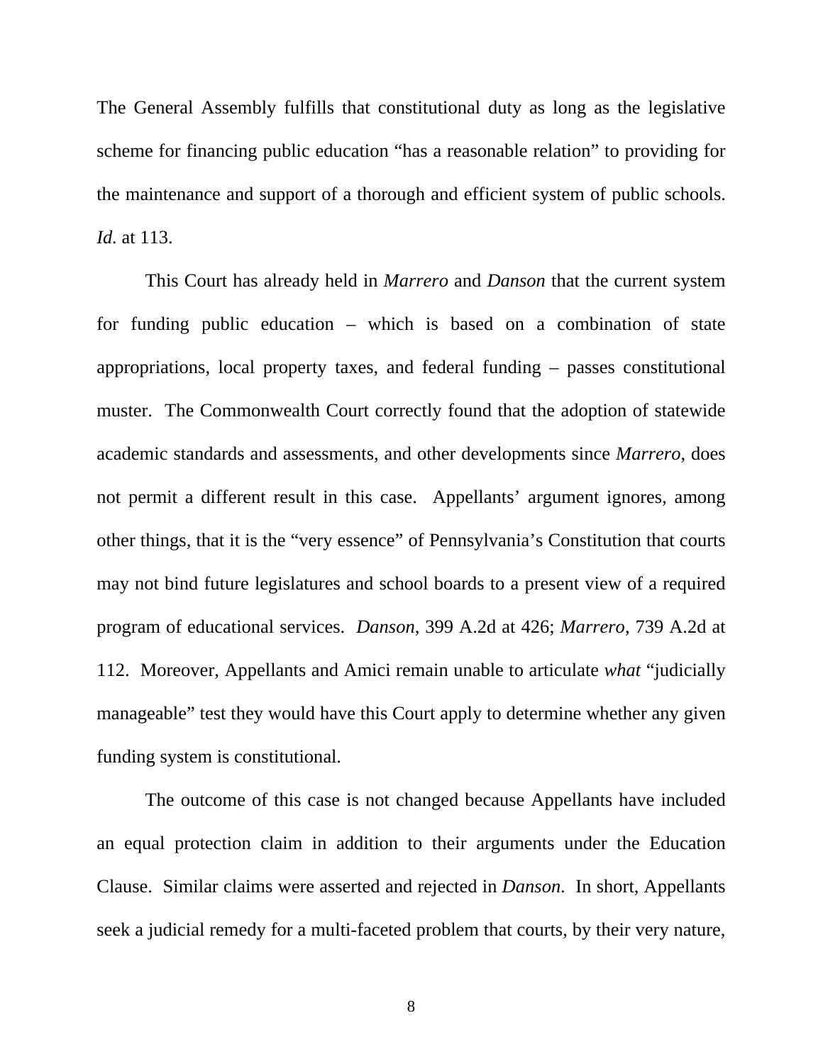The General Assembly fulfills that constitutional duty as long as the legislative scheme for financing public education "has a reasonable relation" to providing for the maintenance and support of a thorough and efficient system of public schools. *Id.* at 113.

This Court has already held in *Marrero* and *Danson* that the current system for funding public education – which is based on a combination of state appropriations, local property taxes, and federal funding – passes constitutional muster. The Commonwealth Court correctly found that the adoption of statewide academic standards and assessments, and other developments since *Marrero*, does not permit a different result in this case. Appellants' argument ignores, among other things, that it is the "very essence" of Pennsylvania's Constitution that courts may not bind future legislatures and school boards to a present view of a required program of educational services. *Danson*, 399 A.2d at 426; *Marrero*, 739 A.2d at 112. Moreover, Appellants and Amici remain unable to articulate *what* "judicially manageable" test they would have this Court apply to determine whether any given funding system is constitutional.

The outcome of this case is not changed because Appellants have included an equal protection claim in addition to their arguments under the Education Clause. Similar claims were asserted and rejected in *Danson*. In short, Appellants seek a judicial remedy for a multi-faceted problem that courts, by their very nature,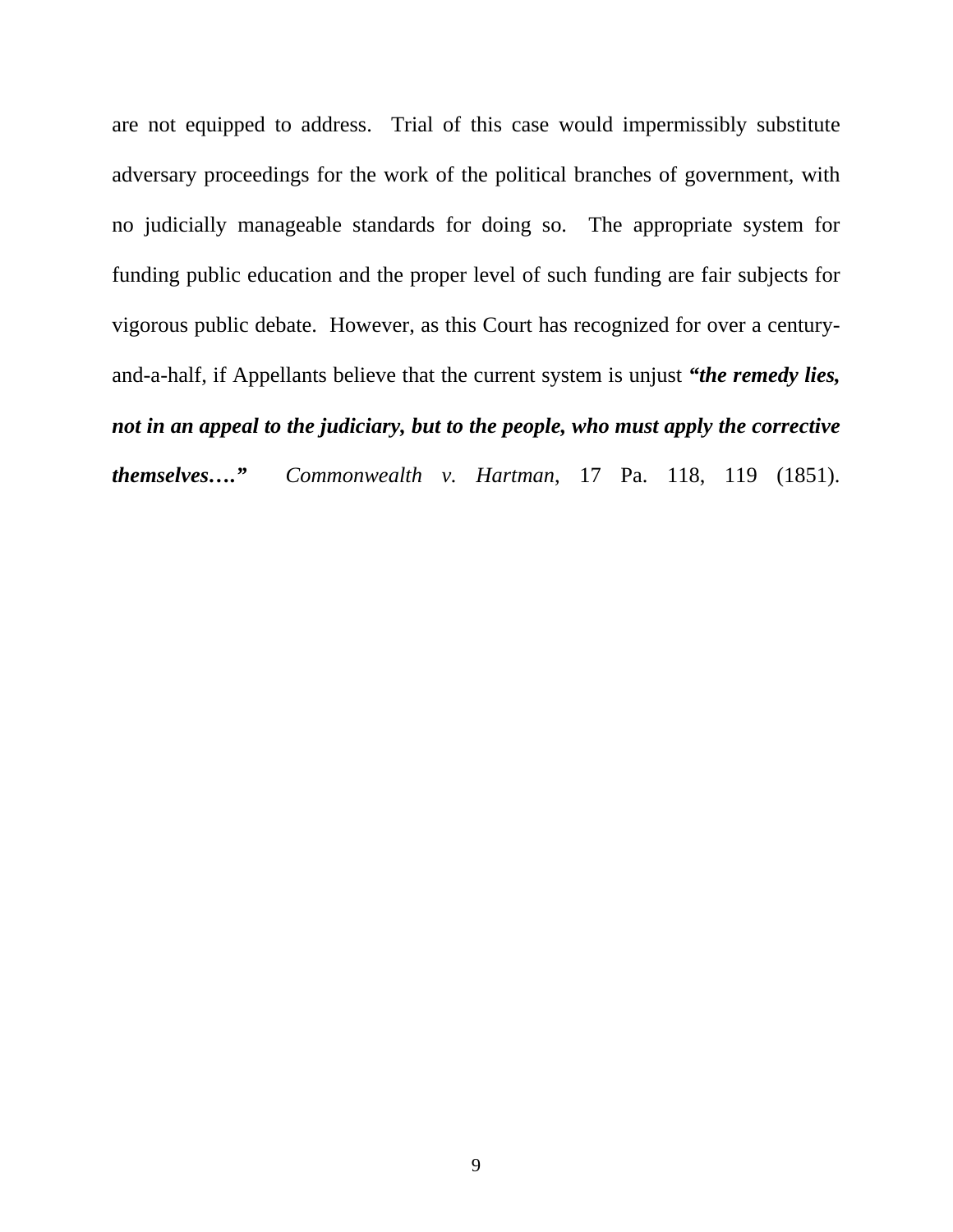are not equipped to address. Trial of this case would impermissibly substitute adversary proceedings for the work of the political branches of government, with no judicially manageable standards for doing so. The appropriate system for funding public education and the proper level of such funding are fair subjects for vigorous public debate. However, as this Court has recognized for over a century-and-a-half, if Appellants believe that the current system is unjust ***"the remedy lies, not in an appeal to the judiciary, but to the people, who must apply the corrective themselves…."*** *Commonwealth v. Hartman*, 17 Pa. 118, 119 (1851).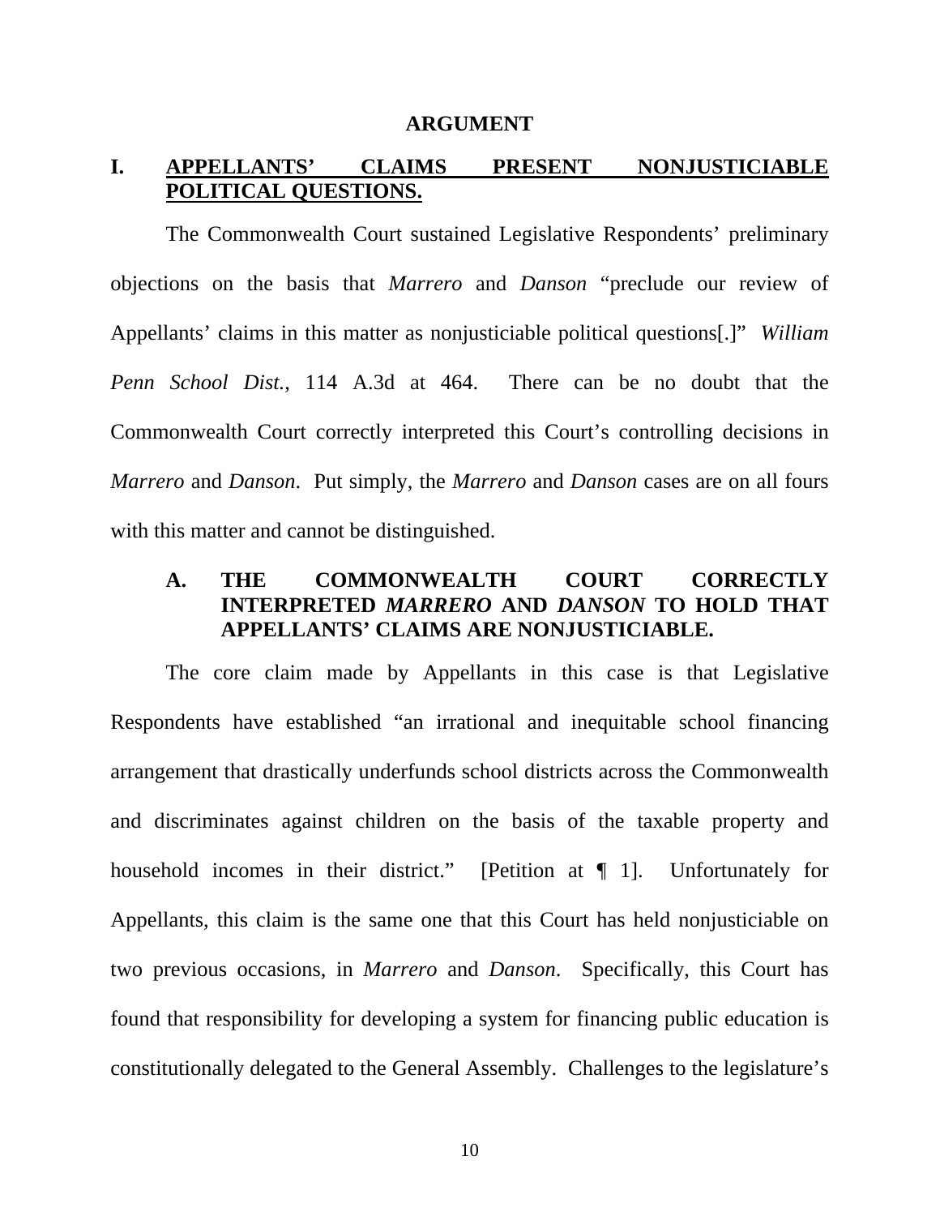# ARGUMENT

## I. APPELLANTS' CLAIMS PRESENT NONJUSTICIABLE POLITICAL QUESTIONS.

The Commonwealth Court sustained Legislative Respondents' preliminary objections on the basis that *Marrero* and *Danson* "preclude our review of Appellants' claims in this matter as nonjusticiable political questions[.]" *William Penn School Dist.*, 114 A.3d at 464. There can be no doubt that the Commonwealth Court correctly interpreted this Court's controlling decisions in *Marrero* and *Danson*. Put simply, the *Marrero* and *Danson* cases are on all fours with this matter and cannot be distinguished.

### A. THE COMMONWEALTH COURT CORRECTLY INTERPRETED *MARRERO* AND *DANSON* TO HOLD THAT APPELLANTS' CLAIMS ARE NONJUSTICIABLE.

The core claim made by Appellants in this case is that Legislative Respondents have established "an irrational and inequitable school financing arrangement that drastically underfunds school districts across the Commonwealth and discriminates against children on the basis of the taxable property and household incomes in their district." [Petition at ¶ 1]. Unfortunately for Appellants, this claim is the same one that this Court has held nonjusticiable on two previous occasions, in *Marrero* and *Danson*. Specifically, this Court has found that responsibility for developing a system for financing public education is constitutionally delegated to the General Assembly. Challenges to the legislature's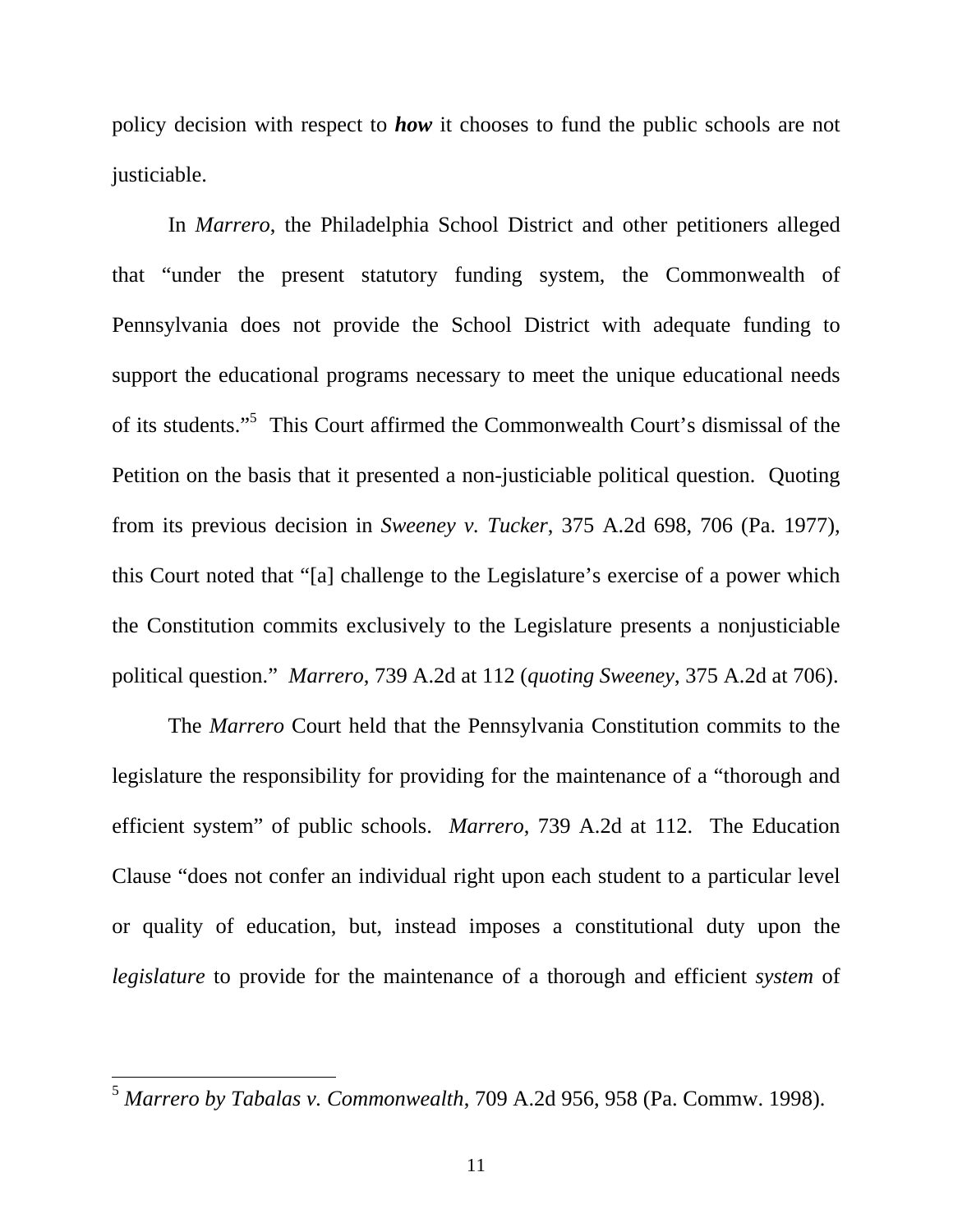policy decision with respect to ***how*** it chooses to fund the public schools are not justiciable.

In *Marrero*, the Philadelphia School District and other petitioners alleged that "under the present statutory funding system, the Commonwealth of Pennsylvania does not provide the School District with adequate funding to support the educational programs necessary to meet the unique educational needs of its students."[5] This Court affirmed the Commonwealth Court's dismissal of the Petition on the basis that it presented a non-justiciable political question. Quoting from its previous decision in *Sweeney v. Tucker*, 375 A.2d 698, 706 (Pa. 1977), this Court noted that "[a] challenge to the Legislature's exercise of a power which the Constitution commits exclusively to the Legislature presents a nonjusticiable political question." *Marrero*, 739 A.2d at 112 (*quoting Sweeney*, 375 A.2d at 706).

The *Marrero* Court held that the Pennsylvania Constitution commits to the legislature the responsibility for providing for the maintenance of a "thorough and efficient system" of public schools. *Marrero*, 739 A.2d at 112. The Education Clause "does not confer an individual right upon each student to a particular level or quality of education, but, instead imposes a constitutional duty upon the *legislature* to provide for the maintenance of a thorough and efficient *system* of

---

[5] *Marrero by Tabalas v. Commonwealth*, 709 A.2d 956, 958 (Pa. Commw. 1998).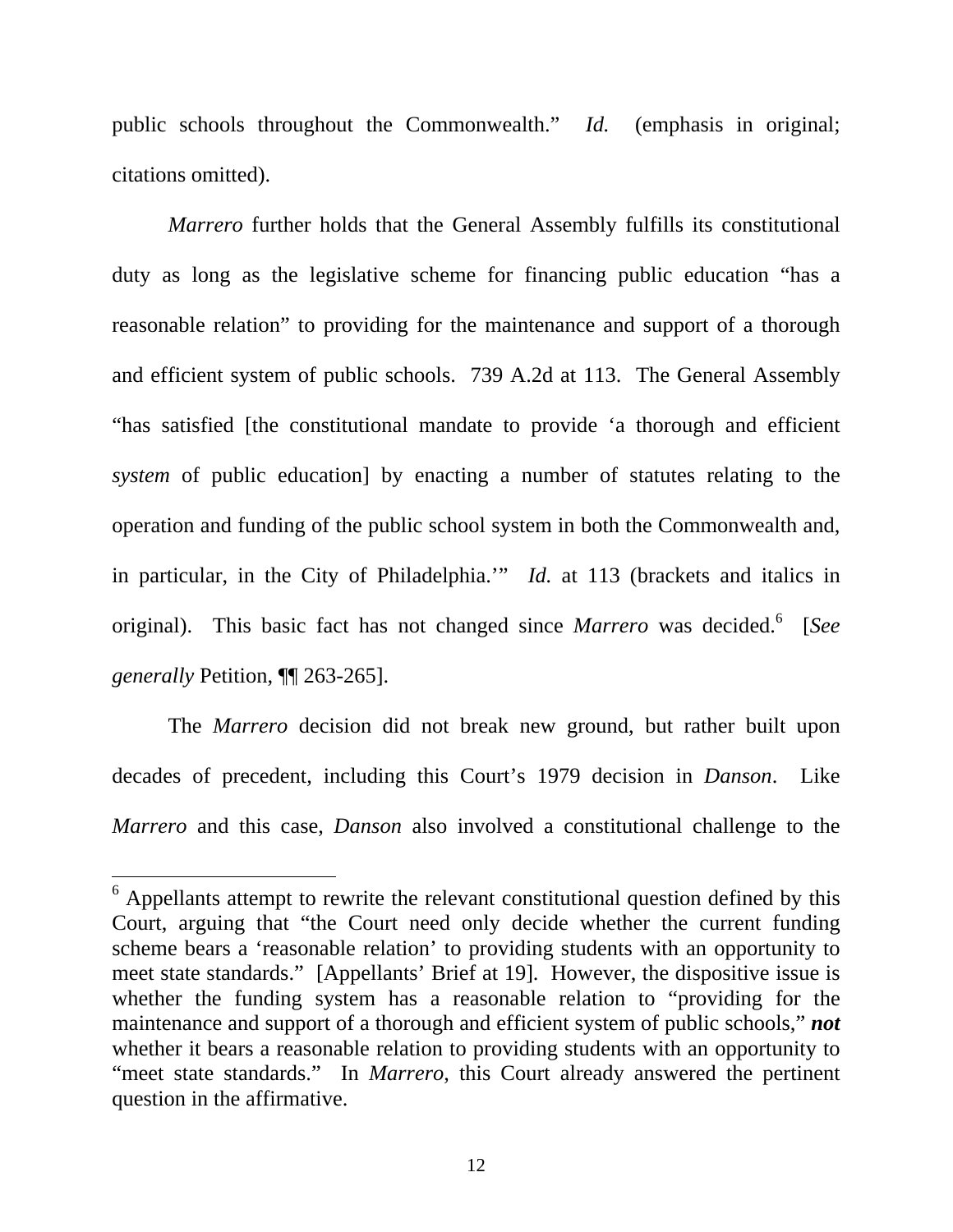public schools throughout the Commonwealth." *Id.* (emphasis in original; citations omitted).

*Marrero* further holds that the General Assembly fulfills its constitutional duty as long as the legislative scheme for financing public education "has a reasonable relation" to providing for the maintenance and support of a thorough and efficient system of public schools. 739 A.2d at 113. The General Assembly "has satisfied [the constitutional mandate to provide 'a thorough and efficient *system* of public education] by enacting a number of statutes relating to the operation and funding of the public school system in both the Commonwealth and, in particular, in the City of Philadelphia.'" *Id.* at 113 (brackets and italics in original). This basic fact has not changed since *Marrero* was decided.[6] [*See generally* Petition, ¶¶ 263-265].

The *Marrero* decision did not break new ground, but rather built upon decades of precedent, including this Court's 1979 decision in *Danson*. Like *Marrero* and this case, *Danson* also involved a constitutional challenge to the

---

[6] Appellants attempt to rewrite the relevant constitutional question defined by this Court, arguing that "the Court need only decide whether the current funding scheme bears a 'reasonable relation' to providing students with an opportunity to meet state standards." [Appellants' Brief at 19]. However, the dispositive issue is whether the funding system has a reasonable relation to "providing for the maintenance and support of a thorough and efficient system of public schools," ***not*** whether it bears a reasonable relation to providing students with an opportunity to "meet state standards." In *Marrero*, this Court already answered the pertinent question in the affirmative.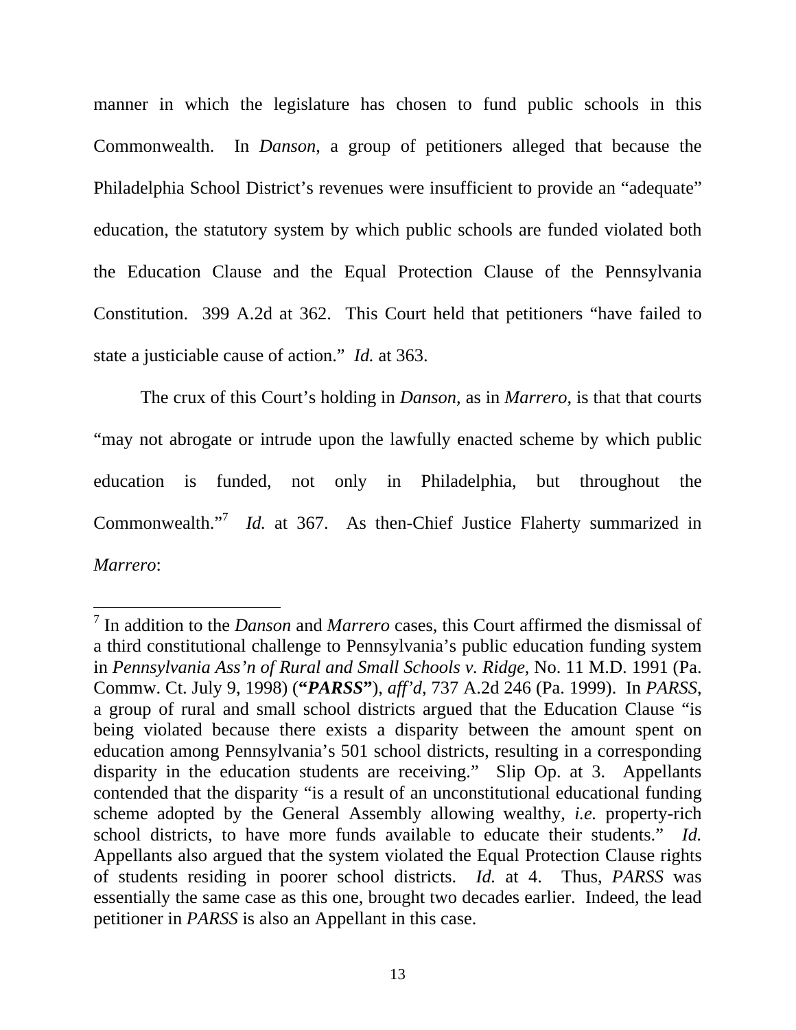manner in which the legislature has chosen to fund public schools in this Commonwealth. In *Danson*, a group of petitioners alleged that because the Philadelphia School District's revenues were insufficient to provide an "adequate" education, the statutory system by which public schools are funded violated both the Education Clause and the Equal Protection Clause of the Pennsylvania Constitution. 399 A.2d at 362. This Court held that petitioners "have failed to state a justiciable cause of action." *Id.* at 363.

The crux of this Court's holding in *Danson*, as in *Marrero*, is that that courts "may not abrogate or intrude upon the lawfully enacted scheme by which public education is funded, not only in Philadelphia, but throughout the Commonwealth."[7] *Id.* at 367. As then-Chief Justice Flaherty summarized in *Marrero*:

---

[7] In addition to the *Danson* and *Marrero* cases, this Court affirmed the dismissal of a third constitutional challenge to Pennsylvania's public education funding system in *Pennsylvania Ass'n of Rural and Small Schools v. Ridge*, No. 11 M.D. 1991 (Pa. Commw. Ct. July 9, 1998) (**"*PARSS*"**), *aff'd*, 737 A.2d 246 (Pa. 1999). In *PARSS*, a group of rural and small school districts argued that the Education Clause "is being violated because there exists a disparity between the amount spent on education among Pennsylvania's 501 school districts, resulting in a corresponding disparity in the education students are receiving." Slip Op. at 3. Appellants contended that the disparity "is a result of an unconstitutional educational funding scheme adopted by the General Assembly allowing wealthy, *i.e.* property-rich school districts, to have more funds available to educate their students." *Id.* Appellants also argued that the system violated the Equal Protection Clause rights of students residing in poorer school districts. *Id.* at 4. Thus, *PARSS* was essentially the same case as this one, brought two decades earlier. Indeed, the lead petitioner in *PARSS* is also an Appellant in this case.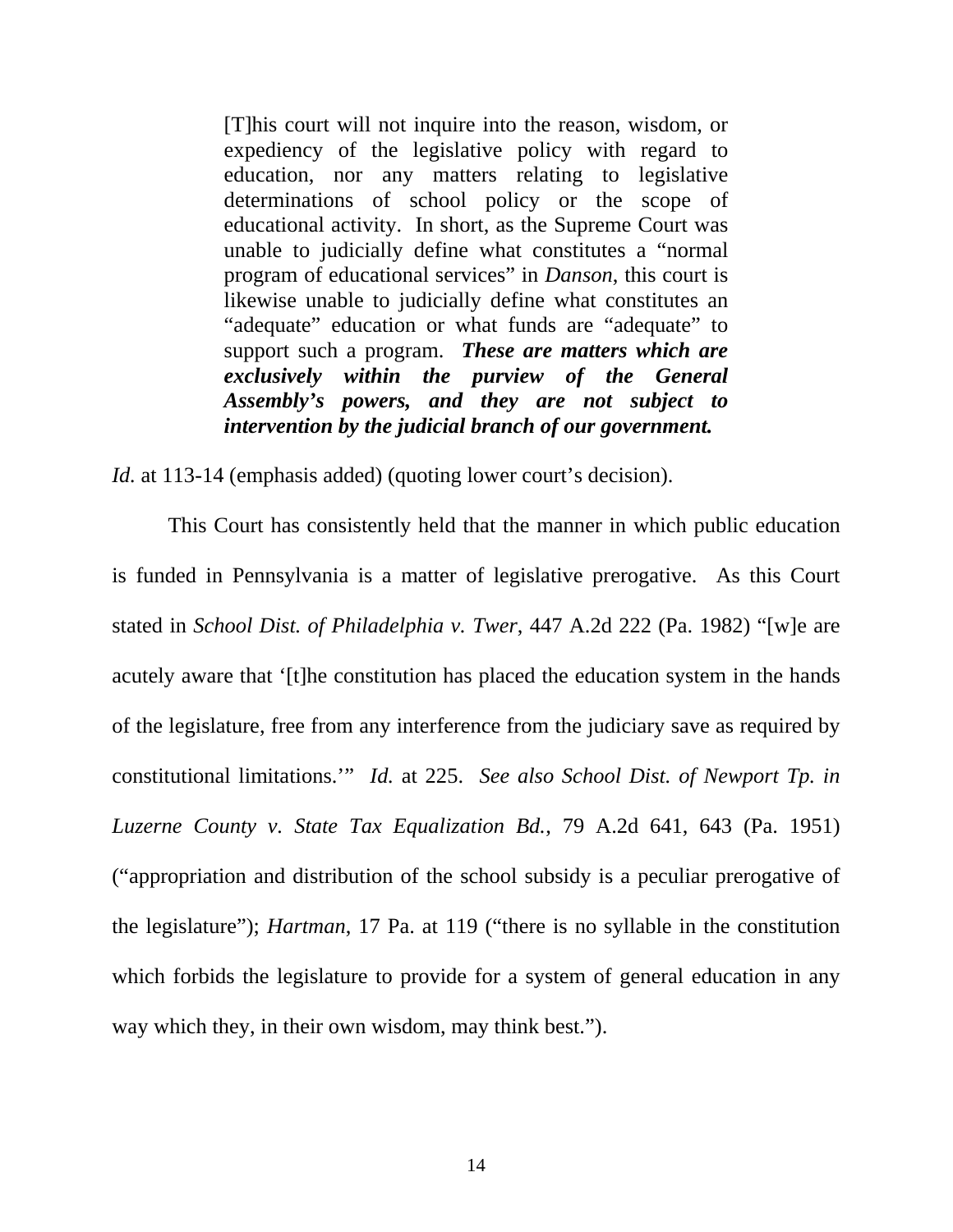> [T]his court will not inquire into the reason, wisdom, or expediency of the legislative policy with regard to education, nor any matters relating to legislative determinations of school policy or the scope of educational activity. In short, as the Supreme Court was unable to judicially define what constitutes a "normal program of educational services" in *Danson*, this court is likewise unable to judicially define what constitutes an "adequate" education or what funds are "adequate" to support such a program. ***These are matters which are exclusively within the purview of the General Assembly's powers, and they are not subject to intervention by the judicial branch of our government.***

*Id.* at 113-14 (emphasis added) (quoting lower court's decision).

This Court has consistently held that the manner in which public education is funded in Pennsylvania is a matter of legislative prerogative. As this Court stated in *School Dist. of Philadelphia v. Twer*, 447 A.2d 222 (Pa. 1982) "[w]e are acutely aware that '[t]he constitution has placed the education system in the hands of the legislature, free from any interference from the judiciary save as required by constitutional limitations.'" *Id.* at 225. *See also School Dist. of Newport Tp. in Luzerne County v. State Tax Equalization Bd.*, 79 A.2d 641, 643 (Pa. 1951) ("appropriation and distribution of the school subsidy is a peculiar prerogative of the legislature"); *Hartman*, 17 Pa. at 119 ("there is no syllable in the constitution which forbids the legislature to provide for a system of general education in any way which they, in their own wisdom, may think best.").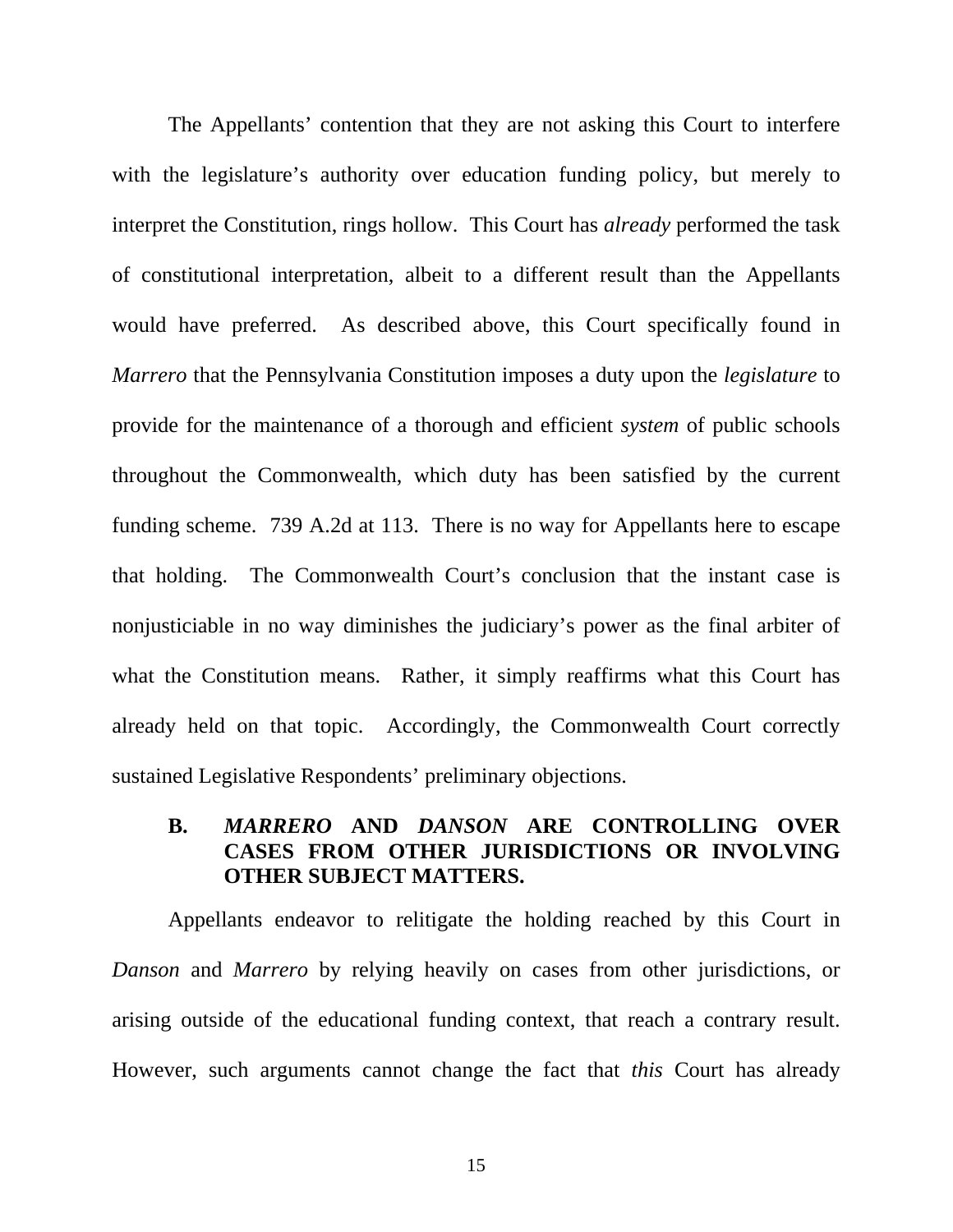The Appellants' contention that they are not asking this Court to interfere with the legislature's authority over education funding policy, but merely to interpret the Constitution, rings hollow. This Court has *already* performed the task of constitutional interpretation, albeit to a different result than the Appellants would have preferred. As described above, this Court specifically found in *Marrero* that the Pennsylvania Constitution imposes a duty upon the *legislature* to provide for the maintenance of a thorough and efficient *system* of public schools throughout the Commonwealth, which duty has been satisfied by the current funding scheme. 739 A.2d at 113. There is no way for Appellants here to escape that holding. The Commonwealth Court's conclusion that the instant case is nonjusticiable in no way diminishes the judiciary's power as the final arbiter of what the Constitution means. Rather, it simply reaffirms what this Court has already held on that topic. Accordingly, the Commonwealth Court correctly sustained Legislative Respondents' preliminary objections.

### B. *MARRERO* AND *DANSON* ARE CONTROLLING OVER CASES FROM OTHER JURISDICTIONS OR INVOLVING OTHER SUBJECT MATTERS.

Appellants endeavor to relitigate the holding reached by this Court in *Danson* and *Marrero* by relying heavily on cases from other jurisdictions, or arising outside of the educational funding context, that reach a contrary result. However, such arguments cannot change the fact that *this* Court has already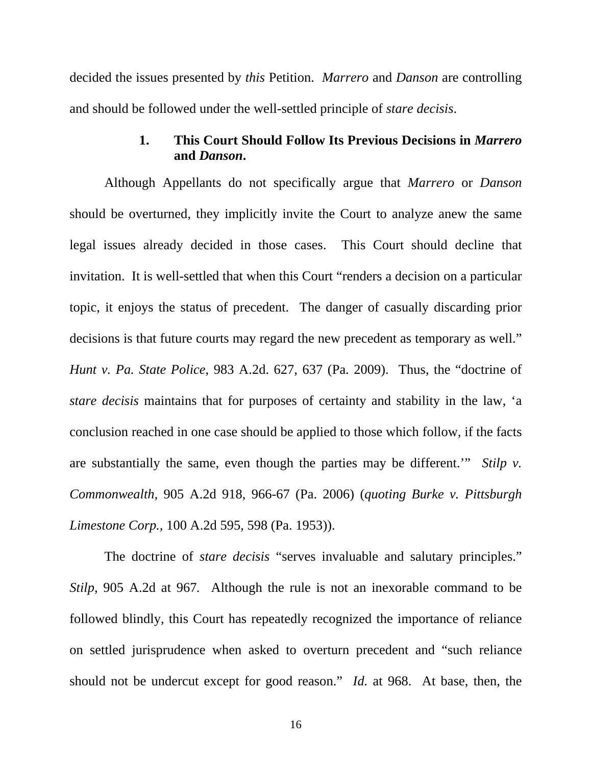decided the issues presented by *this* Petition. *Marrero* and *Danson* are controlling and should be followed under the well-settled principle of *stare decisis*.

### 1. This Court Should Follow Its Previous Decisions in *Marrero* and *Danson*.

Although Appellants do not specifically argue that *Marrero* or *Danson* should be overturned, they implicitly invite the Court to analyze anew the same legal issues already decided in those cases. This Court should decline that invitation. It is well-settled that when this Court "renders a decision on a particular topic, it enjoys the status of precedent. The danger of casually discarding prior decisions is that future courts may regard the new precedent as temporary as well." *Hunt v. Pa. State Police*, 983 A.2d. 627, 637 (Pa. 2009). Thus, the "doctrine of *stare decisis* maintains that for purposes of certainty and stability in the law, 'a conclusion reached in one case should be applied to those which follow, if the facts are substantially the same, even though the parties may be different.'" *Stilp v. Commonwealth,* 905 A.2d 918, 966-67 (Pa. 2006) (*quoting Burke v. Pittsburgh Limestone Corp.,* 100 A.2d 595, 598 (Pa. 1953)).

The doctrine of *stare decisis* "serves invaluable and salutary principles." *Stilp*, 905 A.2d at 967. Although the rule is not an inexorable command to be followed blindly, this Court has repeatedly recognized the importance of reliance on settled jurisprudence when asked to overturn precedent and "such reliance should not be undercut except for good reason." *Id.* at 968. At base, then, the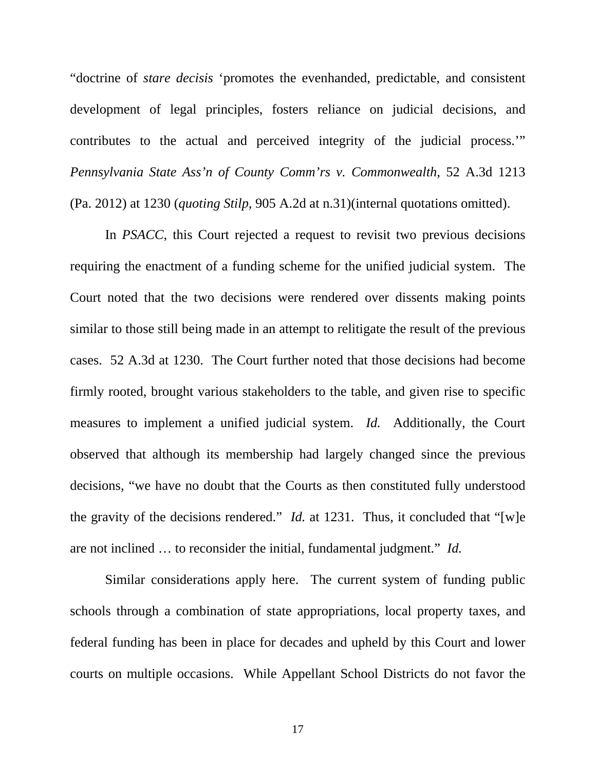"doctrine of *stare decisis* 'promotes the evenhanded, predictable, and consistent development of legal principles, fosters reliance on judicial decisions, and contributes to the actual and perceived integrity of the judicial process.'" *Pennsylvania State Ass'n of County Comm'rs v. Commonwealth*, 52 A.3d 1213 (Pa. 2012) at 1230 (*quoting Stilp*, 905 A.2d at n.31)(internal quotations omitted).

In *PSACC*, this Court rejected a request to revisit two previous decisions requiring the enactment of a funding scheme for the unified judicial system. The Court noted that the two decisions were rendered over dissents making points similar to those still being made in an attempt to relitigate the result of the previous cases. 52 A.3d at 1230. The Court further noted that those decisions had become firmly rooted, brought various stakeholders to the table, and given rise to specific measures to implement a unified judicial system. *Id.* Additionally, the Court observed that although its membership had largely changed since the previous decisions, "we have no doubt that the Courts as then constituted fully understood the gravity of the decisions rendered." *Id.* at 1231. Thus, it concluded that "[w]e are not inclined … to reconsider the initial, fundamental judgment." *Id.*

Similar considerations apply here. The current system of funding public schools through a combination of state appropriations, local property taxes, and federal funding has been in place for decades and upheld by this Court and lower courts on multiple occasions. While Appellant School Districts do not favor the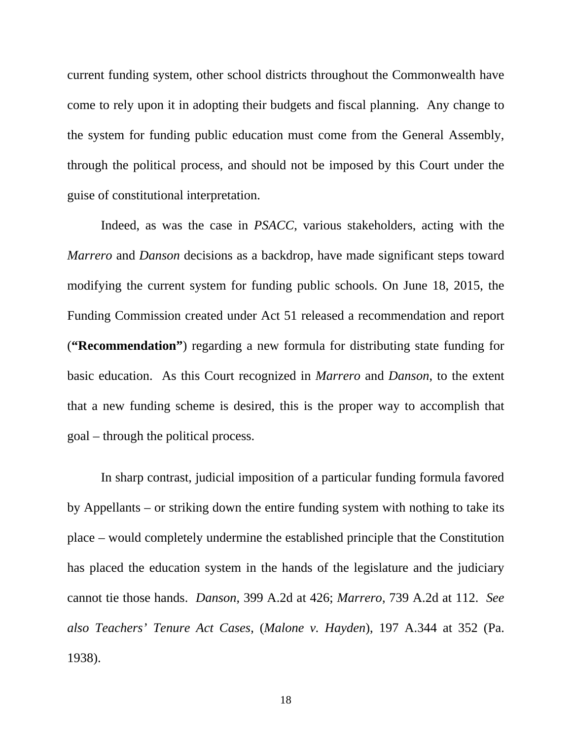current funding system, other school districts throughout the Commonwealth have come to rely upon it in adopting their budgets and fiscal planning. Any change to the system for funding public education must come from the General Assembly, through the political process, and should not be imposed by this Court under the guise of constitutional interpretation.

Indeed, as was the case in *PSACC*, various stakeholders, acting with the *Marrero* and *Danson* decisions as a backdrop, have made significant steps toward modifying the current system for funding public schools. On June 18, 2015, the Funding Commission created under Act 51 released a recommendation and report (**"Recommendation"**) regarding a new formula for distributing state funding for basic education. As this Court recognized in *Marrero* and *Danson*, to the extent that a new funding scheme is desired, this is the proper way to accomplish that goal – through the political process.

In sharp contrast, judicial imposition of a particular funding formula favored by Appellants – or striking down the entire funding system with nothing to take its place – would completely undermine the established principle that the Constitution has placed the education system in the hands of the legislature and the judiciary cannot tie those hands. *Danson*, 399 A.2d at 426; *Marrero*, 739 A.2d at 112. *See also Teachers' Tenure Act Cases*, (*Malone v. Hayden*), 197 A.344 at 352 (Pa. 1938).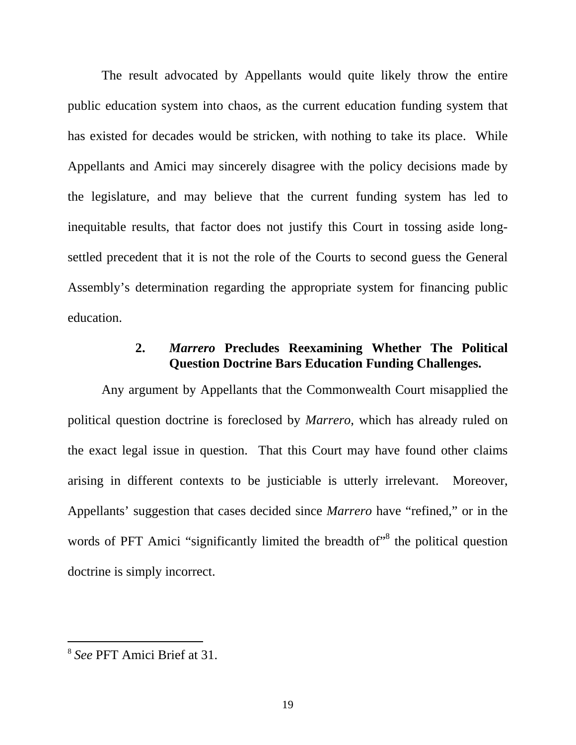The result advocated by Appellants would quite likely throw the entire public education system into chaos, as the current education funding system that has existed for decades would be stricken, with nothing to take its place. While Appellants and Amici may sincerely disagree with the policy decisions made by the legislature, and may believe that the current funding system has led to inequitable results, that factor does not justify this Court in tossing aside long-settled precedent that it is not the role of the Courts to second guess the General Assembly's determination regarding the appropriate system for financing public education.

### 2. *Marrero* Precludes Reexamining Whether The Political Question Doctrine Bars Education Funding Challenges.

Any argument by Appellants that the Commonwealth Court misapplied the political question doctrine is foreclosed by *Marrero,* which has already ruled on the exact legal issue in question. That this Court may have found other claims arising in different contexts to be justiciable is utterly irrelevant. Moreover, Appellants' suggestion that cases decided since *Marrero* have "refined," or in the words of PFT Amici "significantly limited the breadth of"[8] the political question doctrine is simply incorrect.

---

[8] *See* PFT Amici Brief at 31.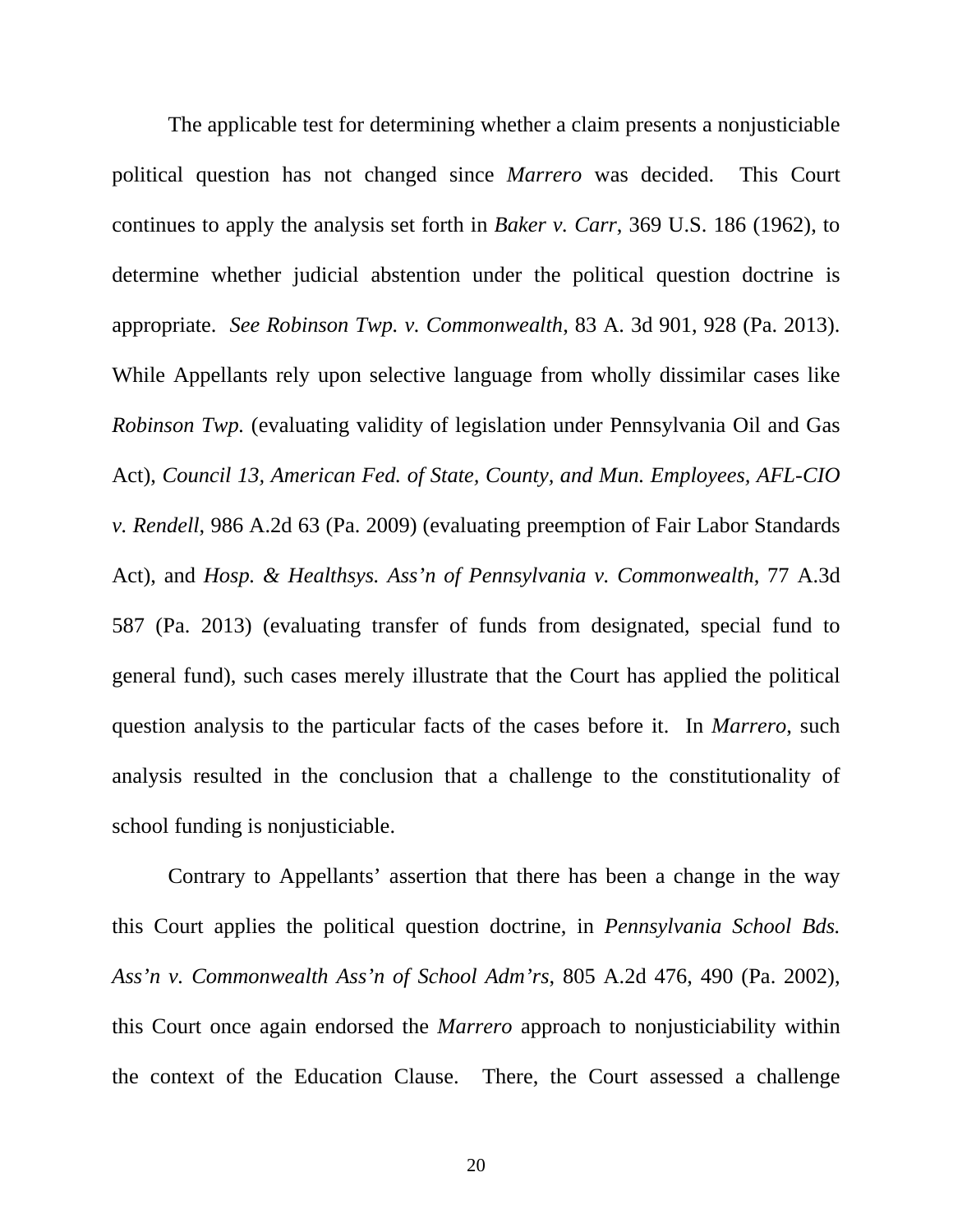The applicable test for determining whether a claim presents a nonjusticiable political question has not changed since *Marrero* was decided. This Court continues to apply the analysis set forth in *Baker v. Carr*, 369 U.S. 186 (1962), to determine whether judicial abstention under the political question doctrine is appropriate. *See Robinson Twp. v. Commonwealth*, 83 A. 3d 901, 928 (Pa. 2013). While Appellants rely upon selective language from wholly dissimilar cases like *Robinson Twp.* (evaluating validity of legislation under Pennsylvania Oil and Gas Act), *Council 13, American Fed. of State, County, and Mun. Employees, AFL-CIO v. Rendell*, 986 A.2d 63 (Pa. 2009) (evaluating preemption of Fair Labor Standards Act), and *Hosp. & Healthsys. Ass'n of Pennsylvania v. Commonwealth*, 77 A.3d 587 (Pa. 2013) (evaluating transfer of funds from designated, special fund to general fund), such cases merely illustrate that the Court has applied the political question analysis to the particular facts of the cases before it. In *Marrero*, such analysis resulted in the conclusion that a challenge to the constitutionality of school funding is nonjusticiable.

Contrary to Appellants' assertion that there has been a change in the way this Court applies the political question doctrine, in *Pennsylvania School Bds. Ass'n v. Commonwealth Ass'n of School Adm'rs*, 805 A.2d 476, 490 (Pa. 2002), this Court once again endorsed the *Marrero* approach to nonjusticiability within the context of the Education Clause. There, the Court assessed a challenge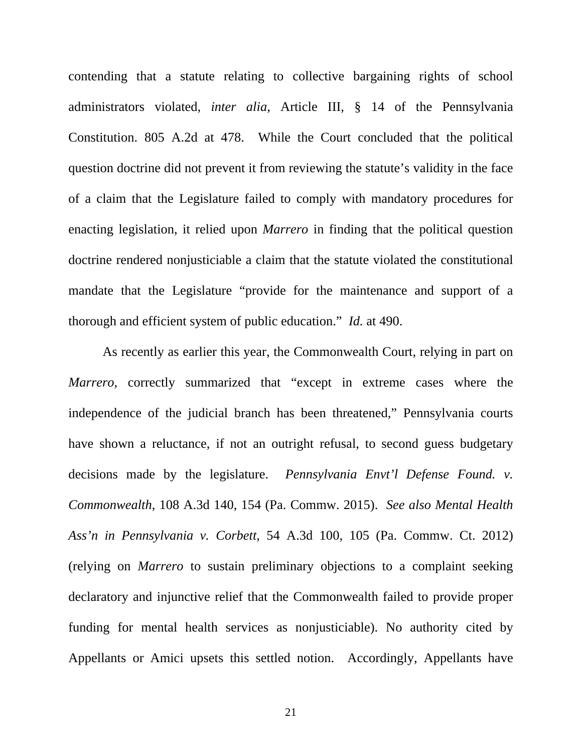contending that a statute relating to collective bargaining rights of school administrators violated, *inter alia*, Article III, § 14 of the Pennsylvania Constitution. 805 A.2d at 478. While the Court concluded that the political question doctrine did not prevent it from reviewing the statute's validity in the face of a claim that the Legislature failed to comply with mandatory procedures for enacting legislation, it relied upon *Marrero* in finding that the political question doctrine rendered nonjusticiable a claim that the statute violated the constitutional mandate that the Legislature "provide for the maintenance and support of a thorough and efficient system of public education." *Id.* at 490.

As recently as earlier this year, the Commonwealth Court, relying in part on *Marrero*, correctly summarized that "except in extreme cases where the independence of the judicial branch has been threatened," Pennsylvania courts have shown a reluctance, if not an outright refusal, to second guess budgetary decisions made by the legislature. *Pennsylvania Envt'l Defense Found. v. Commonwealth*, 108 A.3d 140, 154 (Pa. Commw. 2015). *See also Mental Health Ass'n in Pennsylvania v. Corbett*, 54 A.3d 100, 105 (Pa. Commw. Ct. 2012) (relying on *Marrero* to sustain preliminary objections to a complaint seeking declaratory and injunctive relief that the Commonwealth failed to provide proper funding for mental health services as nonjusticiable). No authority cited by Appellants or Amici upsets this settled notion. Accordingly, Appellants have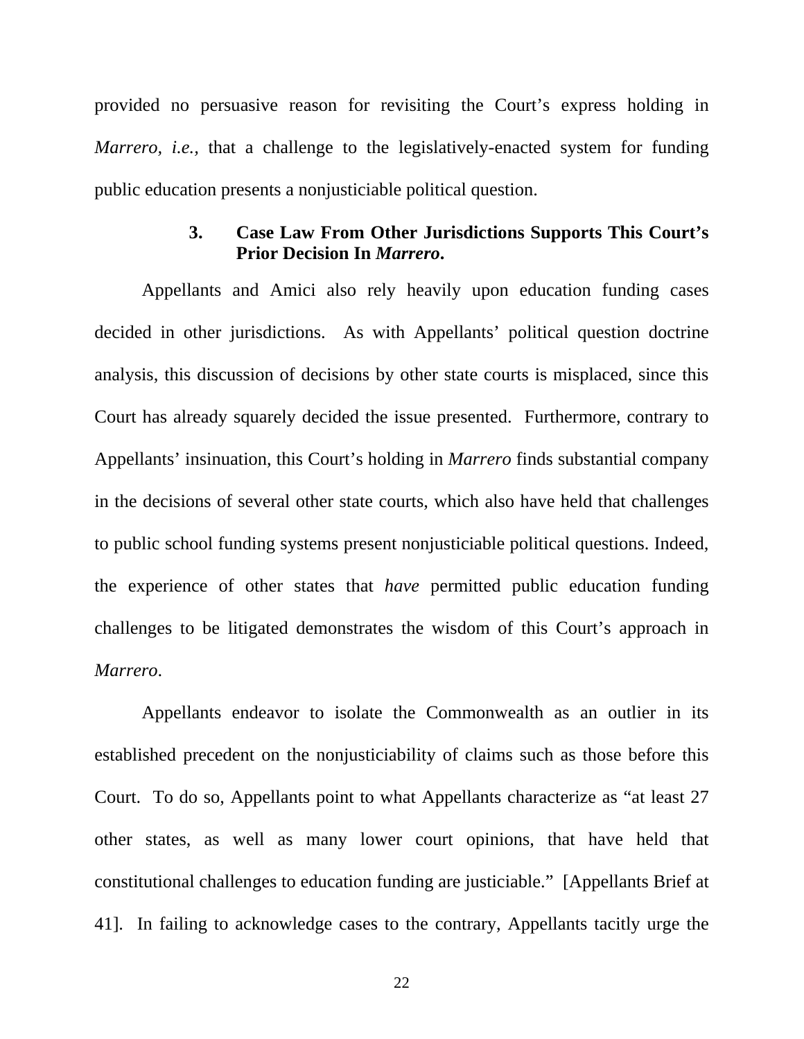provided no persuasive reason for revisiting the Court's express holding in *Marrero*, *i.e.*, that a challenge to the legislatively-enacted system for funding public education presents a nonjusticiable political question.

### 3. Case Law From Other Jurisdictions Supports This Court's Prior Decision In *Marrero*.

Appellants and Amici also rely heavily upon education funding cases decided in other jurisdictions. As with Appellants' political question doctrine analysis, this discussion of decisions by other state courts is misplaced, since this Court has already squarely decided the issue presented. Furthermore, contrary to Appellants' insinuation, this Court's holding in *Marrero* finds substantial company in the decisions of several other state courts, which also have held that challenges to public school funding systems present nonjusticiable political questions. Indeed, the experience of other states that *have* permitted public education funding challenges to be litigated demonstrates the wisdom of this Court's approach in *Marrero*.

Appellants endeavor to isolate the Commonwealth as an outlier in its established precedent on the nonjusticiability of claims such as those before this Court. To do so, Appellants point to what Appellants characterize as "at least 27 other states, as well as many lower court opinions, that have held that constitutional challenges to education funding are justiciable." [Appellants Brief at 41]. In failing to acknowledge cases to the contrary, Appellants tacitly urge the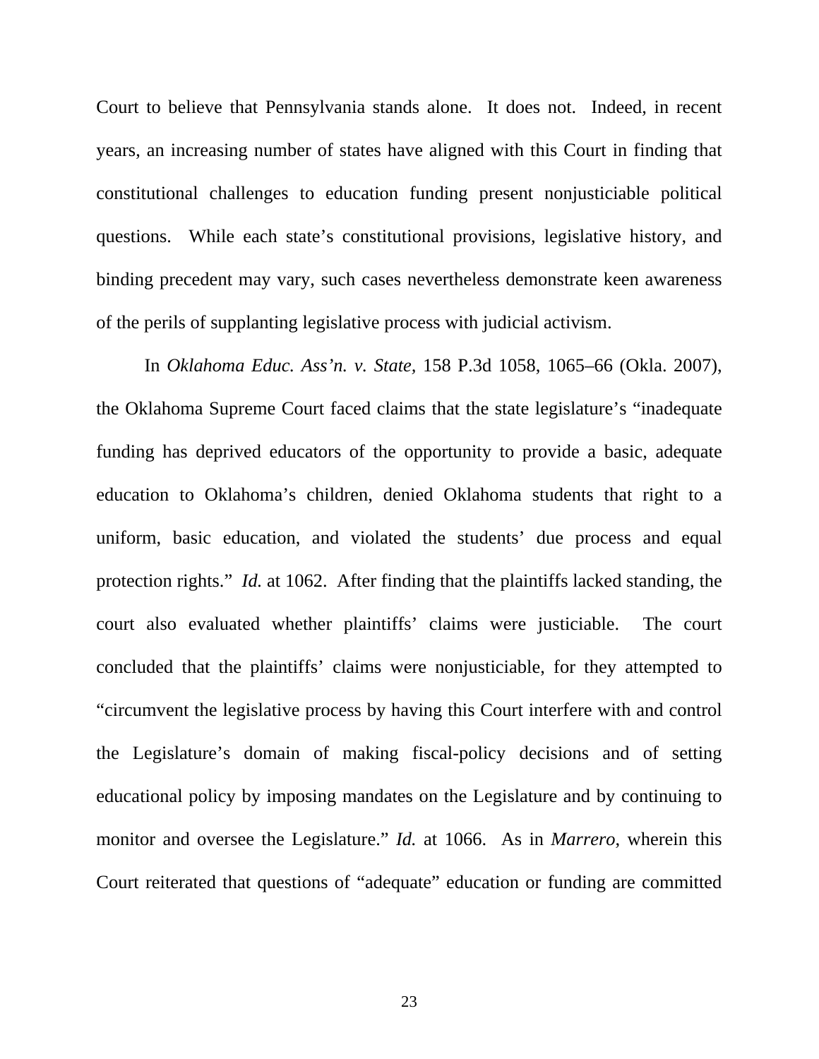Court to believe that Pennsylvania stands alone. It does not. Indeed, in recent years, an increasing number of states have aligned with this Court in finding that constitutional challenges to education funding present nonjusticiable political questions. While each state's constitutional provisions, legislative history, and binding precedent may vary, such cases nevertheless demonstrate keen awareness of the perils of supplanting legislative process with judicial activism.

In *Oklahoma Educ. Ass'n. v. State,* 158 P.3d 1058, 1065–66 (Okla. 2007), the Oklahoma Supreme Court faced claims that the state legislature's "inadequate funding has deprived educators of the opportunity to provide a basic, adequate education to Oklahoma's children, denied Oklahoma students that right to a uniform, basic education, and violated the students' due process and equal protection rights." *Id.* at 1062. After finding that the plaintiffs lacked standing, the court also evaluated whether plaintiffs' claims were justiciable. The court concluded that the plaintiffs' claims were nonjusticiable, for they attempted to "circumvent the legislative process by having this Court interfere with and control the Legislature's domain of making fiscal-policy decisions and of setting educational policy by imposing mandates on the Legislature and by continuing to monitor and oversee the Legislature." *Id.* at 1066. As in *Marrero,* wherein this Court reiterated that questions of "adequate" education or funding are committed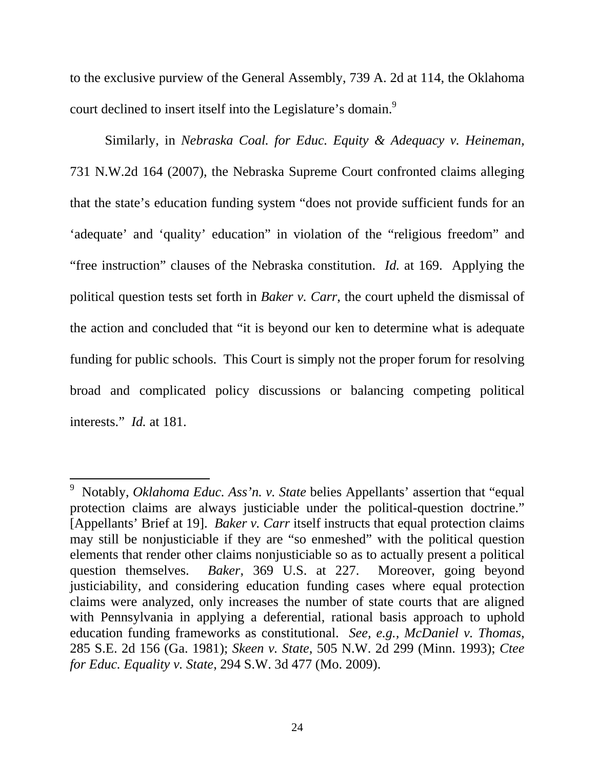to the exclusive purview of the General Assembly, 739 A. 2d at 114, the Oklahoma court declined to insert itself into the Legislature's domain.[9]

Similarly, in *Nebraska Coal. for Educ. Equity & Adequacy v. Heineman*, 731 N.W.2d 164 (2007), the Nebraska Supreme Court confronted claims alleging that the state's education funding system "does not provide sufficient funds for an 'adequate' and 'quality' education" in violation of the "religious freedom" and "free instruction" clauses of the Nebraska constitution. *Id.* at 169. Applying the political question tests set forth in *Baker v. Carr*, the court upheld the dismissal of the action and concluded that "it is beyond our ken to determine what is adequate funding for public schools. This Court is simply not the proper forum for resolving broad and complicated policy discussions or balancing competing political interests." *Id.* at 181.

---

[9] Notably, *Oklahoma Educ. Ass'n. v. State* belies Appellants' assertion that "equal protection claims are always justiciable under the political-question doctrine." [Appellants' Brief at 19]. *Baker v. Carr* itself instructs that equal protection claims may still be nonjusticiable if they are "so enmeshed" with the political question elements that render other claims nonjusticiable so as to actually present a political question themselves. *Baker*, 369 U.S. at 227. Moreover, going beyond justiciability, and considering education funding cases where equal protection claims were analyzed, only increases the number of state courts that are aligned with Pennsylvania in applying a deferential, rational basis approach to uphold education funding frameworks as constitutional. *See, e.g., McDaniel v. Thomas*, 285 S.E. 2d 156 (Ga. 1981); *Skeen v. State*, 505 N.W. 2d 299 (Minn. 1993); *Ctee for Educ. Equality v. State*, 294 S.W. 3d 477 (Mo. 2009).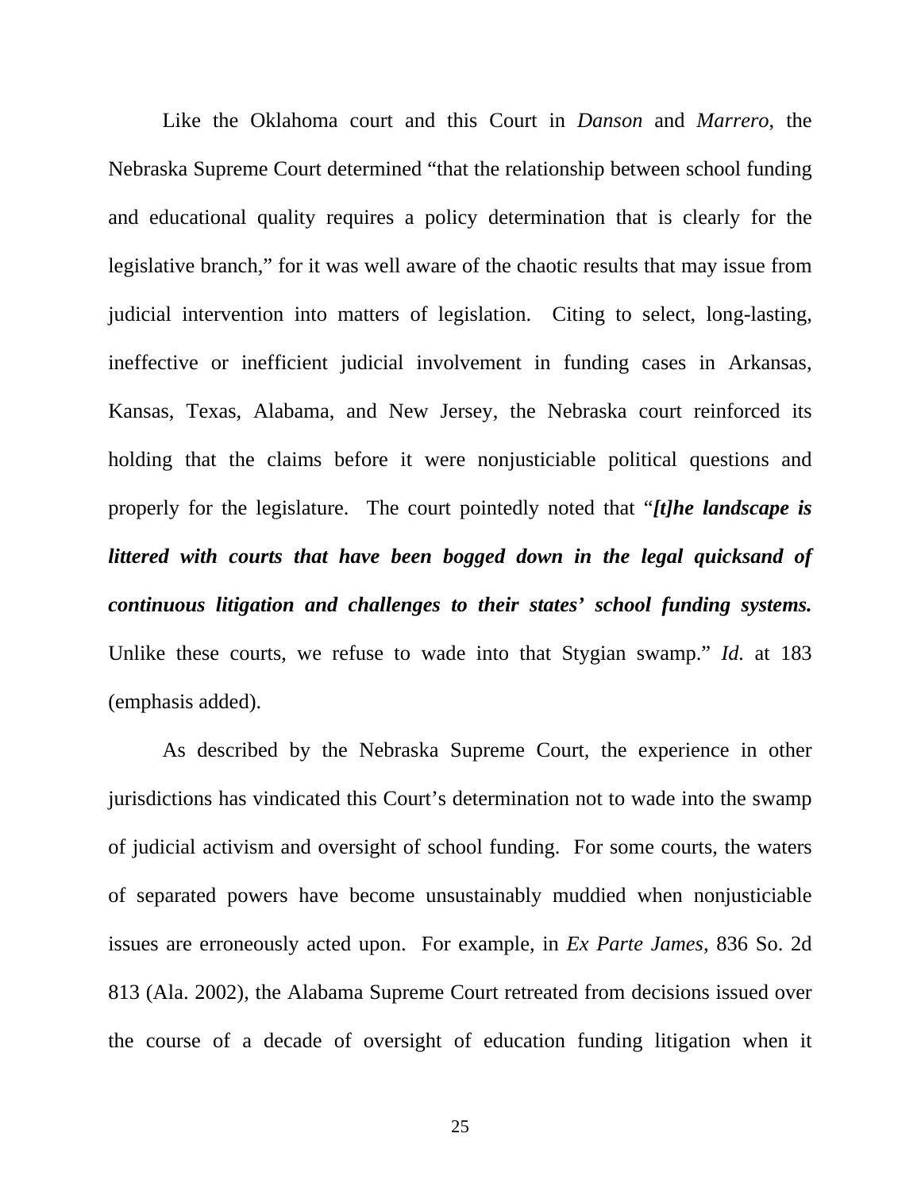Like the Oklahoma court and this Court in *Danson* and *Marrero*, the Nebraska Supreme Court determined "that the relationship between school funding and educational quality requires a policy determination that is clearly for the legislative branch," for it was well aware of the chaotic results that may issue from judicial intervention into matters of legislation. Citing to select, long-lasting, ineffective or inefficient judicial involvement in funding cases in Arkansas, Kansas, Texas, Alabama, and New Jersey, the Nebraska court reinforced its holding that the claims before it were nonjusticiable political questions and properly for the legislature. The court pointedly noted that "***[t]he landscape is littered with courts that have been bogged down in the legal quicksand of continuous litigation and challenges to their states' school funding systems.*** Unlike these courts, we refuse to wade into that Stygian swamp." *Id.* at 183 (emphasis added).

As described by the Nebraska Supreme Court, the experience in other jurisdictions has vindicated this Court's determination not to wade into the swamp of judicial activism and oversight of school funding. For some courts, the waters of separated powers have become unsustainably muddied when nonjusticiable issues are erroneously acted upon. For example, in *Ex Parte James*, 836 So. 2d 813 (Ala. 2002), the Alabama Supreme Court retreated from decisions issued over the course of a decade of oversight of education funding litigation when it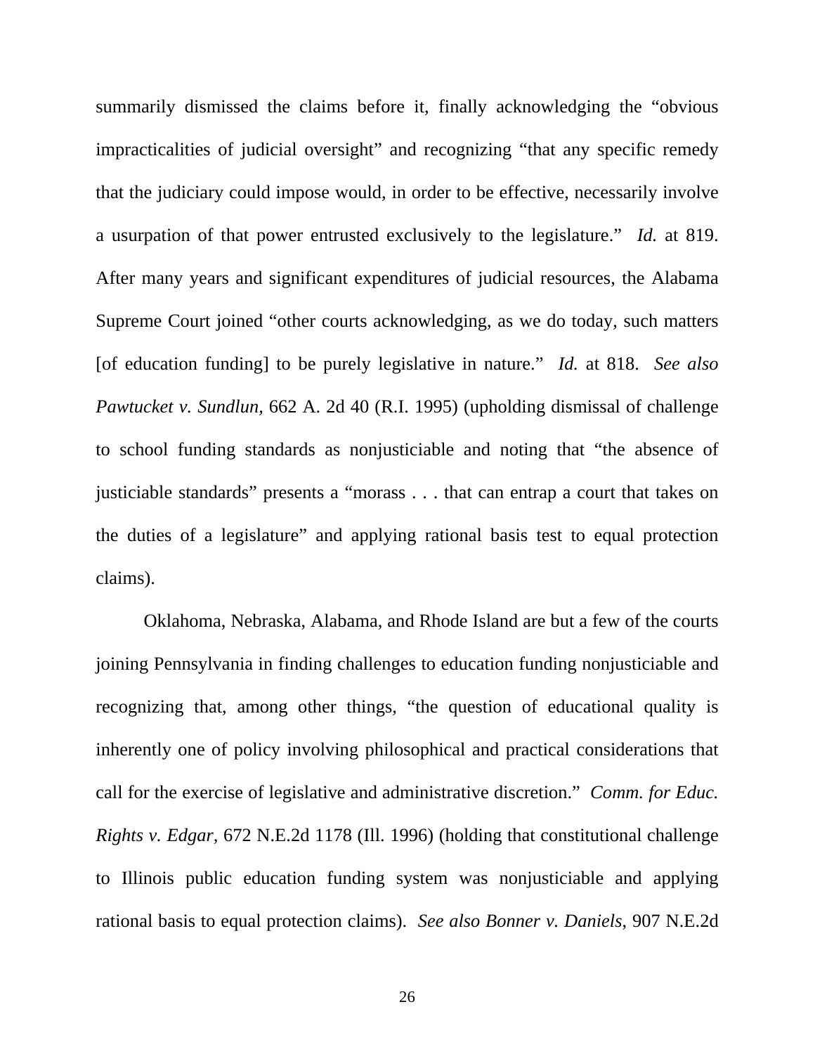summarily dismissed the claims before it, finally acknowledging the "obvious impracticalities of judicial oversight" and recognizing "that any specific remedy that the judiciary could impose would, in order to be effective, necessarily involve a usurpation of that power entrusted exclusively to the legislature." *Id.* at 819. After many years and significant expenditures of judicial resources, the Alabama Supreme Court joined "other courts acknowledging, as we do today, such matters [of education funding] to be purely legislative in nature." *Id.* at 818. *See also Pawtucket v. Sundlun,* 662 A. 2d 40 (R.I. 1995) (upholding dismissal of challenge to school funding standards as nonjusticiable and noting that "the absence of justiciable standards" presents a "morass . . . that can entrap a court that takes on the duties of a legislature" and applying rational basis test to equal protection claims).

Oklahoma, Nebraska, Alabama, and Rhode Island are but a few of the courts joining Pennsylvania in finding challenges to education funding nonjusticiable and recognizing that, among other things, "the question of educational quality is inherently one of policy involving philosophical and practical considerations that call for the exercise of legislative and administrative discretion." *Comm. for Educ. Rights v. Edgar,* 672 N.E.2d 1178 (Ill. 1996) (holding that constitutional challenge to Illinois public education funding system was nonjusticiable and applying rational basis to equal protection claims). *See also Bonner v. Daniels*, 907 N.E.2d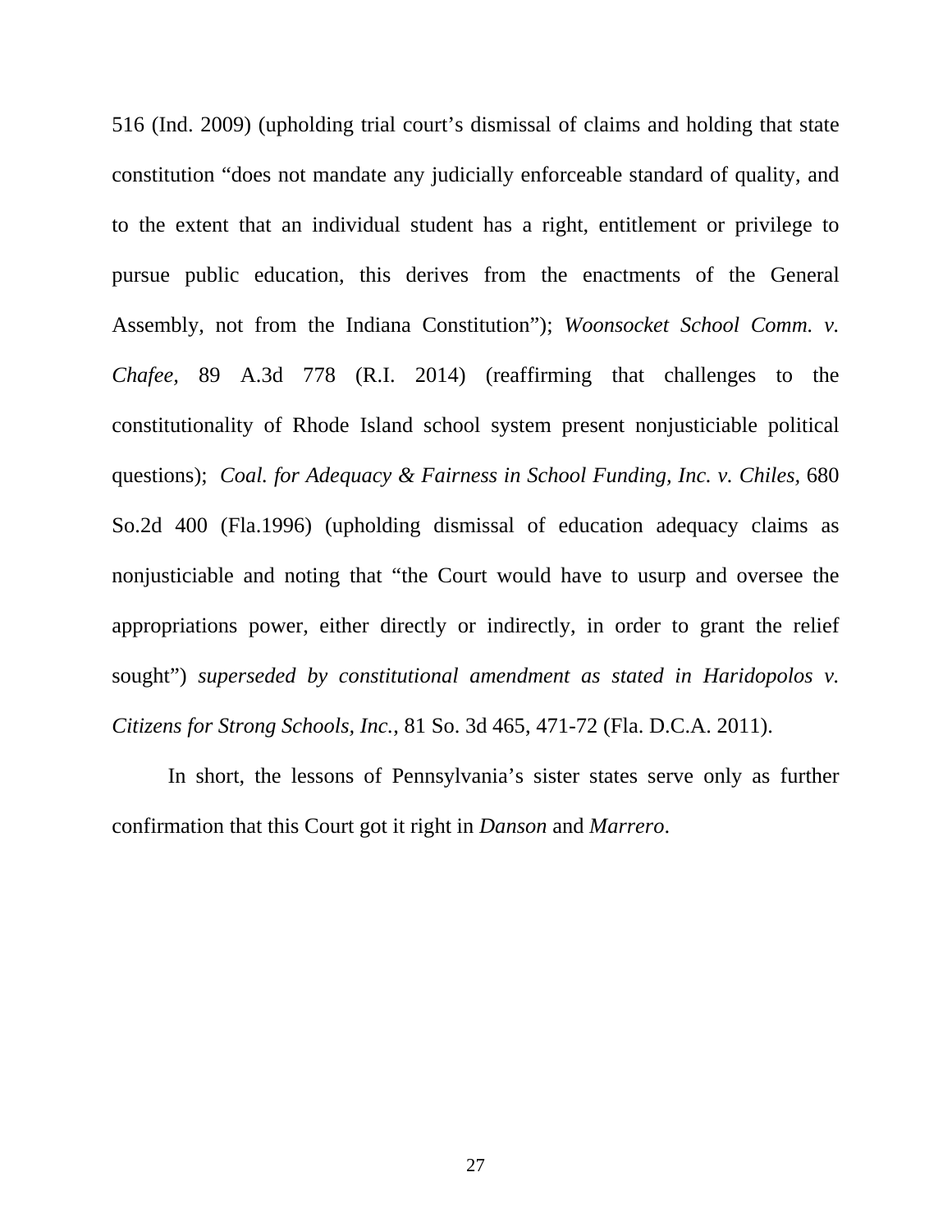516 (Ind. 2009) (upholding trial court's dismissal of claims and holding that state constitution "does not mandate any judicially enforceable standard of quality, and to the extent that an individual student has a right, entitlement or privilege to pursue public education, this derives from the enactments of the General Assembly, not from the Indiana Constitution"); *Woonsocket School Comm. v. Chafee,* 89 A.3d 778 (R.I. 2014) (reaffirming that challenges to the constitutionality of Rhode Island school system present nonjusticiable political questions); *Coal. for Adequacy & Fairness in School Funding, Inc. v. Chiles,* 680 So.2d 400 (Fla.1996) (upholding dismissal of education adequacy claims as nonjusticiable and noting that "the Court would have to usurp and oversee the appropriations power, either directly or indirectly, in order to grant the relief sought") *superseded by constitutional amendment as stated in Haridopolos v. Citizens for Strong Schools, Inc.*, 81 So. 3d 465, 471-72 (Fla. D.C.A. 2011).

In short, the lessons of Pennsylvania's sister states serve only as further confirmation that this Court got it right in *Danson* and *Marrero*.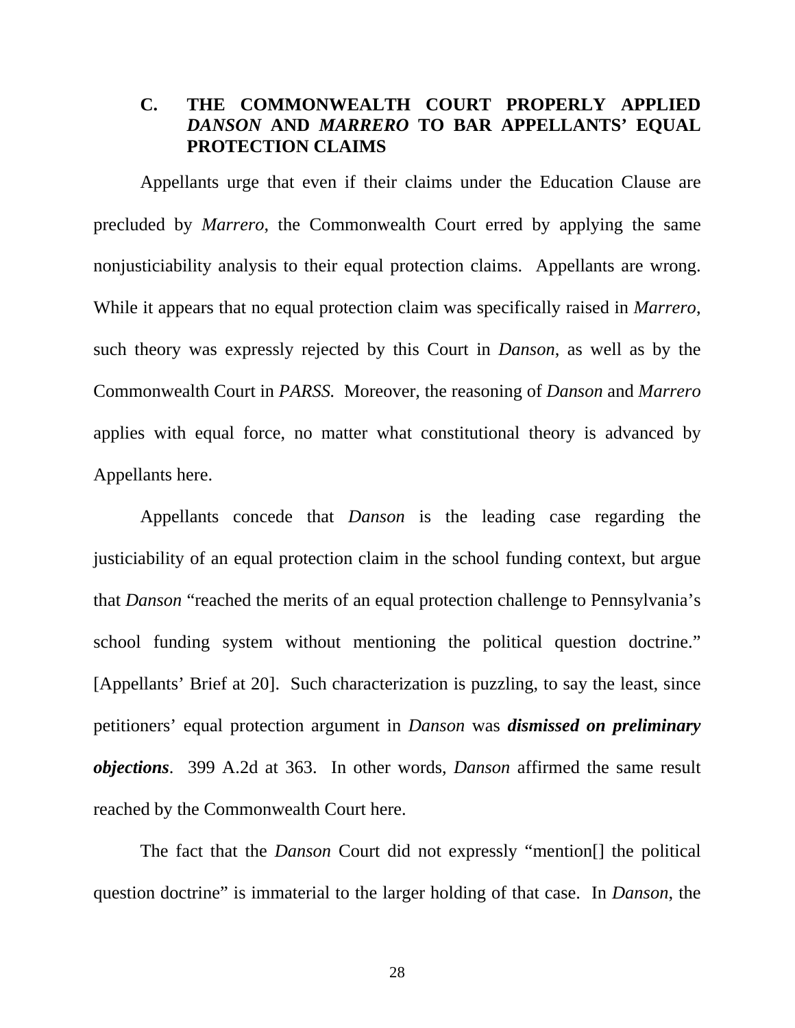### C. THE COMMONWEALTH COURT PROPERLY APPLIED *DANSON* AND *MARRERO* TO BAR APPELLANTS' EQUAL PROTECTION CLAIMS

Appellants urge that even if their claims under the Education Clause are precluded by *Marrero*, the Commonwealth Court erred by applying the same nonjusticiability analysis to their equal protection claims. Appellants are wrong. While it appears that no equal protection claim was specifically raised in *Marrero*, such theory was expressly rejected by this Court in *Danson*, as well as by the Commonwealth Court in *PARSS.* Moreover, the reasoning of *Danson* and *Marrero* applies with equal force, no matter what constitutional theory is advanced by Appellants here.

Appellants concede that *Danson* is the leading case regarding the justiciability of an equal protection claim in the school funding context, but argue that *Danson* "reached the merits of an equal protection challenge to Pennsylvania's school funding system without mentioning the political question doctrine." [Appellants' Brief at 20]. Such characterization is puzzling, to say the least, since petitioners' equal protection argument in *Danson* was ***dismissed on preliminary objections***. 399 A.2d at 363. In other words, *Danson* affirmed the same result reached by the Commonwealth Court here.

The fact that the *Danson* Court did not expressly "mention[] the political question doctrine" is immaterial to the larger holding of that case. In *Danson*, the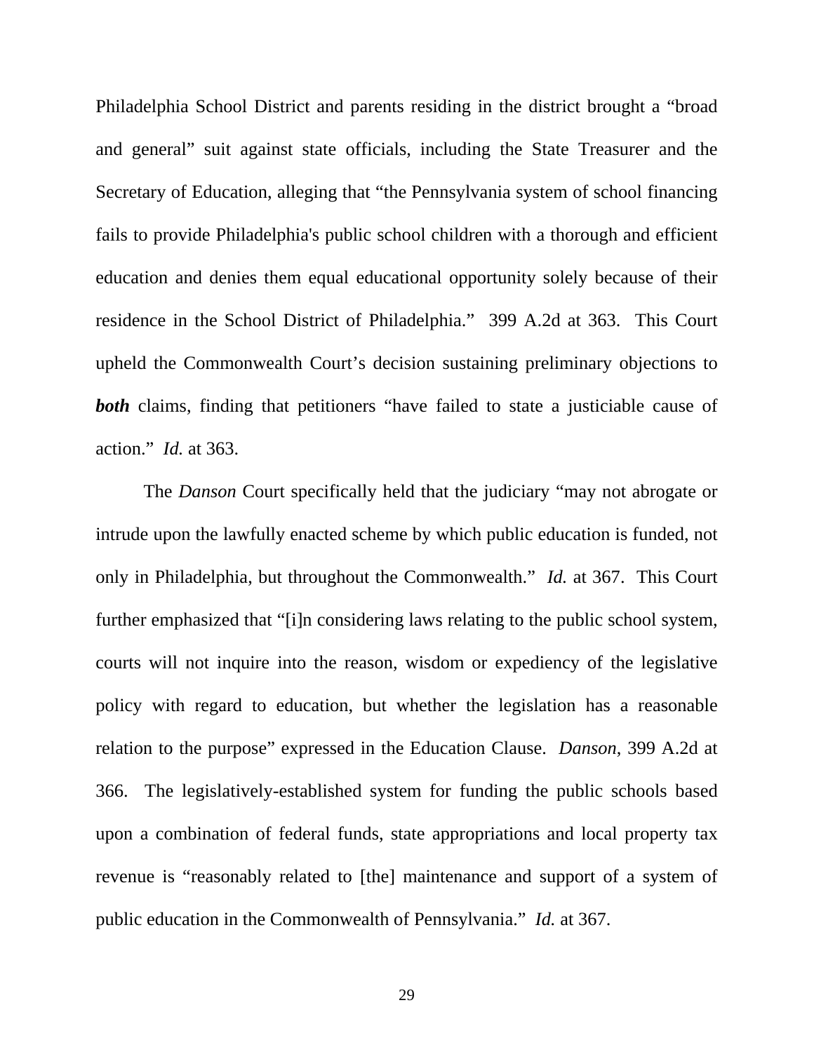Philadelphia School District and parents residing in the district brought a "broad and general" suit against state officials, including the State Treasurer and the Secretary of Education, alleging that "the Pennsylvania system of school financing fails to provide Philadelphia's public school children with a thorough and efficient education and denies them equal educational opportunity solely because of their residence in the School District of Philadelphia." 399 A.2d at 363. This Court upheld the Commonwealth Court's decision sustaining preliminary objections to ***both*** claims, finding that petitioners "have failed to state a justiciable cause of action." *Id.* at 363.

The *Danson* Court specifically held that the judiciary "may not abrogate or intrude upon the lawfully enacted scheme by which public education is funded, not only in Philadelphia, but throughout the Commonwealth." *Id.* at 367. This Court further emphasized that "[i]n considering laws relating to the public school system, courts will not inquire into the reason, wisdom or expediency of the legislative policy with regard to education, but whether the legislation has a reasonable relation to the purpose" expressed in the Education Clause. *Danson*, 399 A.2d at 366. The legislatively-established system for funding the public schools based upon a combination of federal funds, state appropriations and local property tax revenue is "reasonably related to [the] maintenance and support of a system of public education in the Commonwealth of Pennsylvania." *Id.* at 367.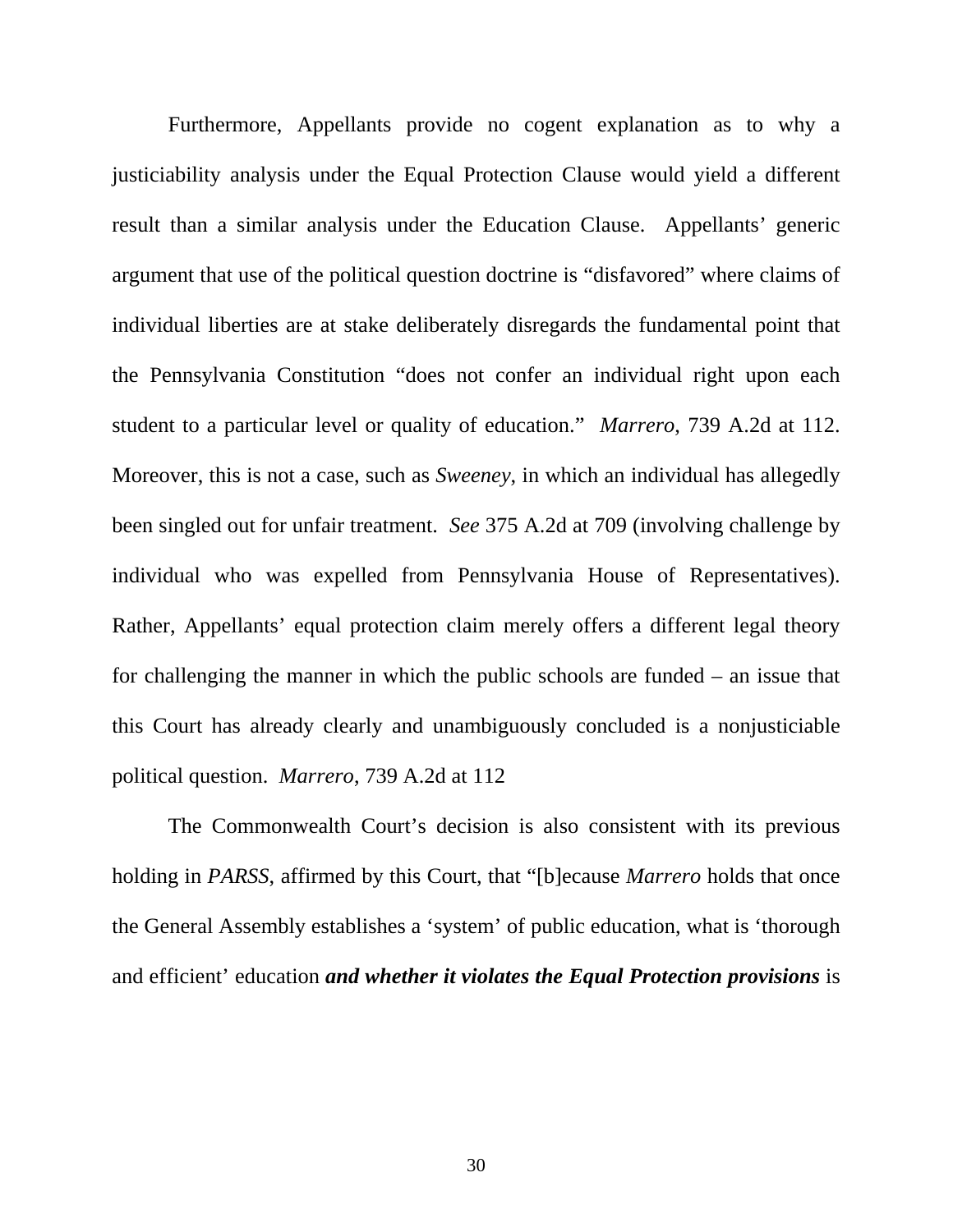Furthermore, Appellants provide no cogent explanation as to why a justiciability analysis under the Equal Protection Clause would yield a different result than a similar analysis under the Education Clause. Appellants' generic argument that use of the political question doctrine is "disfavored" where claims of individual liberties are at stake deliberately disregards the fundamental point that the Pennsylvania Constitution "does not confer an individual right upon each student to a particular level or quality of education." *Marrero*, 739 A.2d at 112. Moreover, this is not a case, such as *Sweeney*, in which an individual has allegedly been singled out for unfair treatment. *See* 375 A.2d at 709 (involving challenge by individual who was expelled from Pennsylvania House of Representatives). Rather, Appellants' equal protection claim merely offers a different legal theory for challenging the manner in which the public schools are funded – an issue that this Court has already clearly and unambiguously concluded is a nonjusticiable political question. *Marrero*, 739 A.2d at 112

The Commonwealth Court's decision is also consistent with its previous holding in *PARSS*, affirmed by this Court, that "[b]ecause *Marrero* holds that once the General Assembly establishes a 'system' of public education, what is 'thorough and efficient' education ***and whether it violates the Equal Protection provisions*** is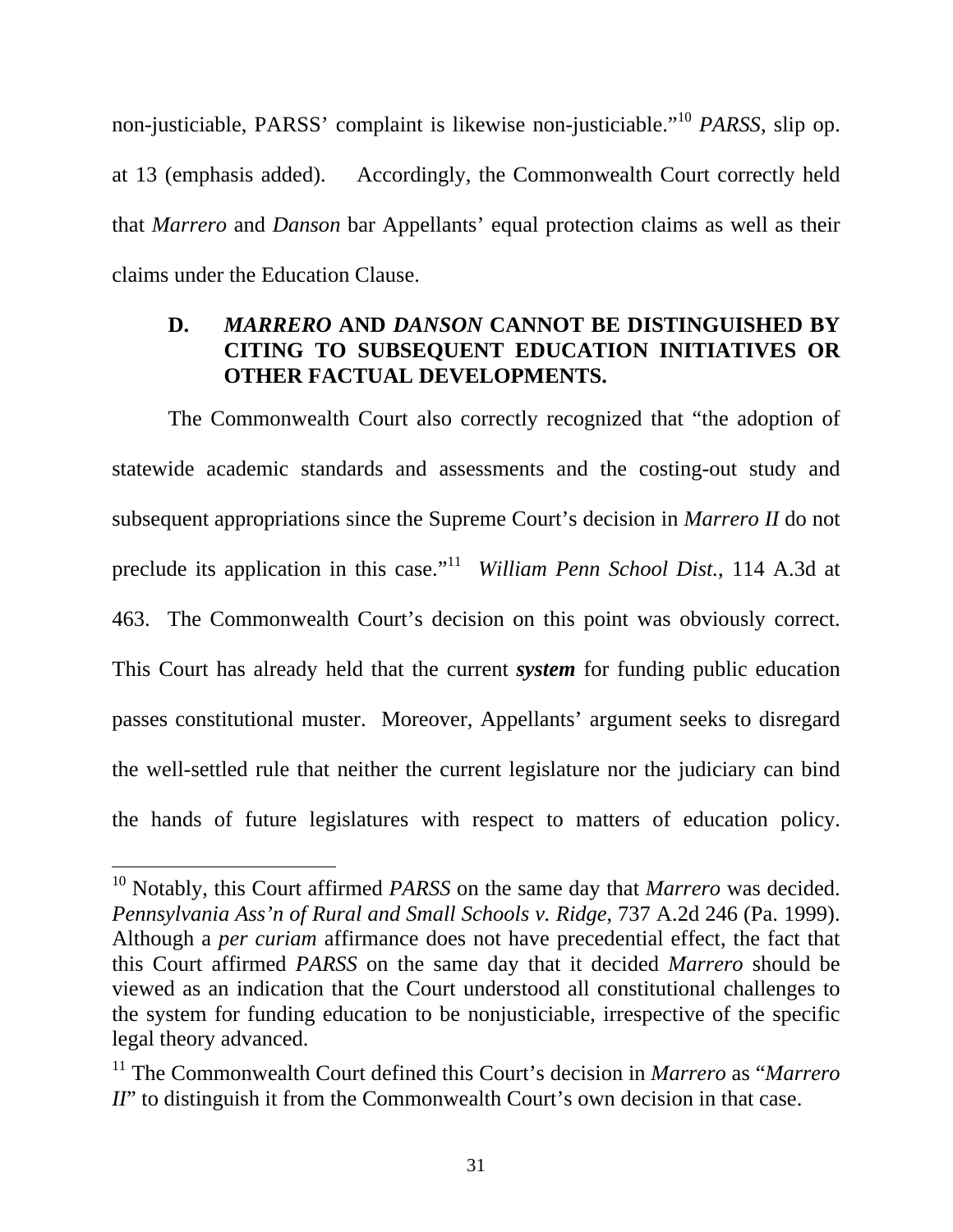non-justiciable, PARSS' complaint is likewise non-justiciable."[10] *PARSS*, slip op. at 13 (emphasis added). Accordingly, the Commonwealth Court correctly held that *Marrero* and *Danson* bar Appellants' equal protection claims as well as their claims under the Education Clause.

### D. *MARRERO* AND *DANSON* CANNOT BE DISTINGUISHED BY CITING TO SUBSEQUENT EDUCATION INITIATIVES OR OTHER FACTUAL DEVELOPMENTS.

The Commonwealth Court also correctly recognized that "the adoption of statewide academic standards and assessments and the costing-out study and subsequent appropriations since the Supreme Court's decision in *Marrero II* do not preclude its application in this case."[11] *William Penn School Dist.*, 114 A.3d at 463. The Commonwealth Court's decision on this point was obviously correct. This Court has already held that the current ***system*** for funding public education passes constitutional muster. Moreover, Appellants' argument seeks to disregard the well-settled rule that neither the current legislature nor the judiciary can bind the hands of future legislatures with respect to matters of education policy.

---

[10] Notably, this Court affirmed *PARSS* on the same day that *Marrero* was decided. *Pennsylvania Ass'n of Rural and Small Schools v. Ridge*, 737 A.2d 246 (Pa. 1999). Although a *per curiam* affirmance does not have precedential effect, the fact that this Court affirmed *PARSS* on the same day that it decided *Marrero* should be viewed as an indication that the Court understood all constitutional challenges to the system for funding education to be nonjusticiable, irrespective of the specific legal theory advanced.

[11] The Commonwealth Court defined this Court's decision in *Marrero* as "*Marrero II*" to distinguish it from the Commonwealth Court's own decision in that case.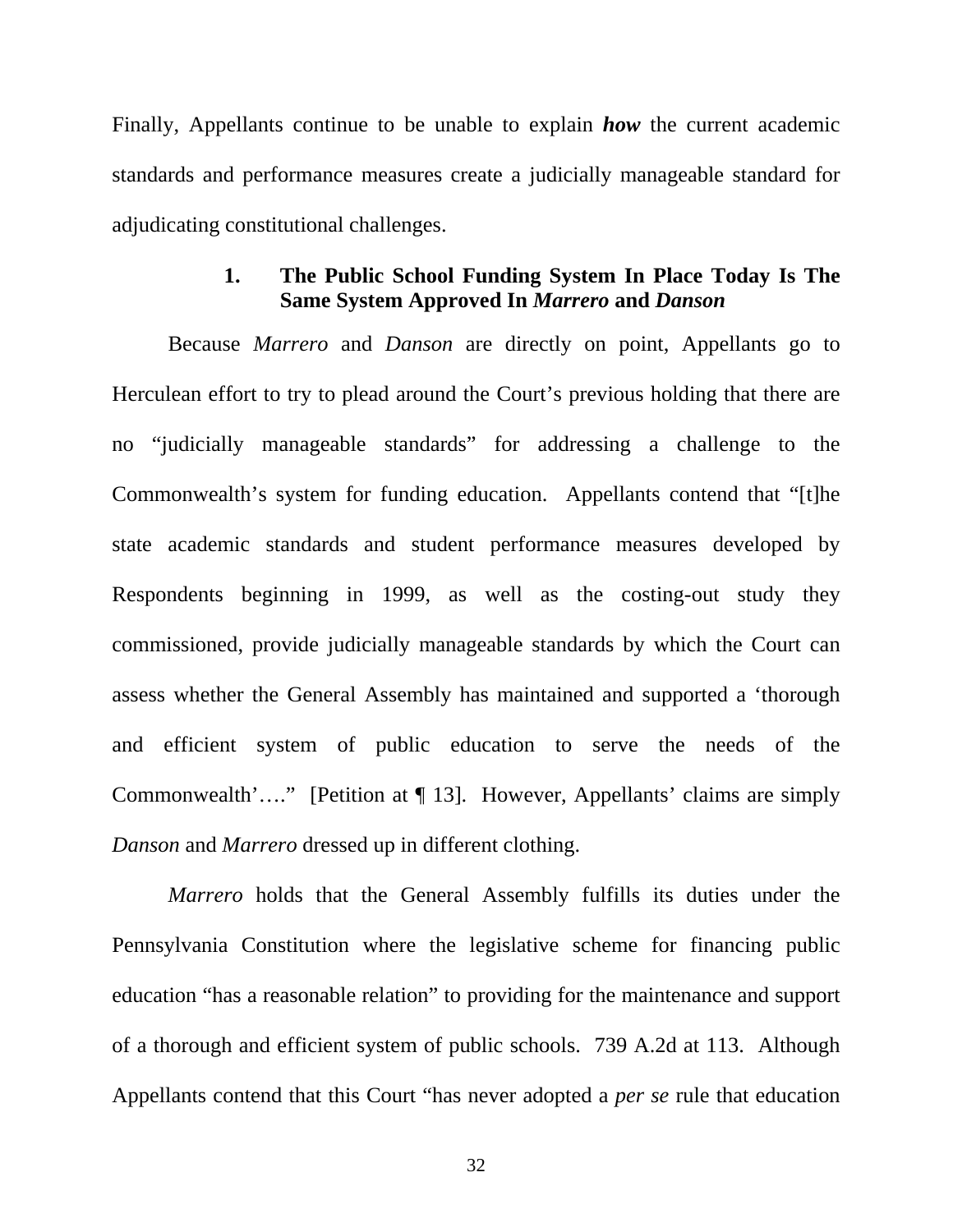Finally, Appellants continue to be unable to explain ***how*** the current academic standards and performance measures create a judicially manageable standard for adjudicating constitutional challenges.

### 1. The Public School Funding System In Place Today Is The Same System Approved In *Marrero* and *Danson*

Because *Marrero* and *Danson* are directly on point, Appellants go to Herculean effort to try to plead around the Court's previous holding that there are no "judicially manageable standards" for addressing a challenge to the Commonwealth's system for funding education. Appellants contend that "[t]he state academic standards and student performance measures developed by Respondents beginning in 1999, as well as the costing-out study they commissioned, provide judicially manageable standards by which the Court can assess whether the General Assembly has maintained and supported a 'thorough and efficient system of public education to serve the needs of the Commonwealth'…." [Petition at ¶ 13]. However, Appellants' claims are simply *Danson* and *Marrero* dressed up in different clothing.

*Marrero* holds that the General Assembly fulfills its duties under the Pennsylvania Constitution where the legislative scheme for financing public education "has a reasonable relation" to providing for the maintenance and support of a thorough and efficient system of public schools. 739 A.2d at 113. Although Appellants contend that this Court "has never adopted a *per se* rule that education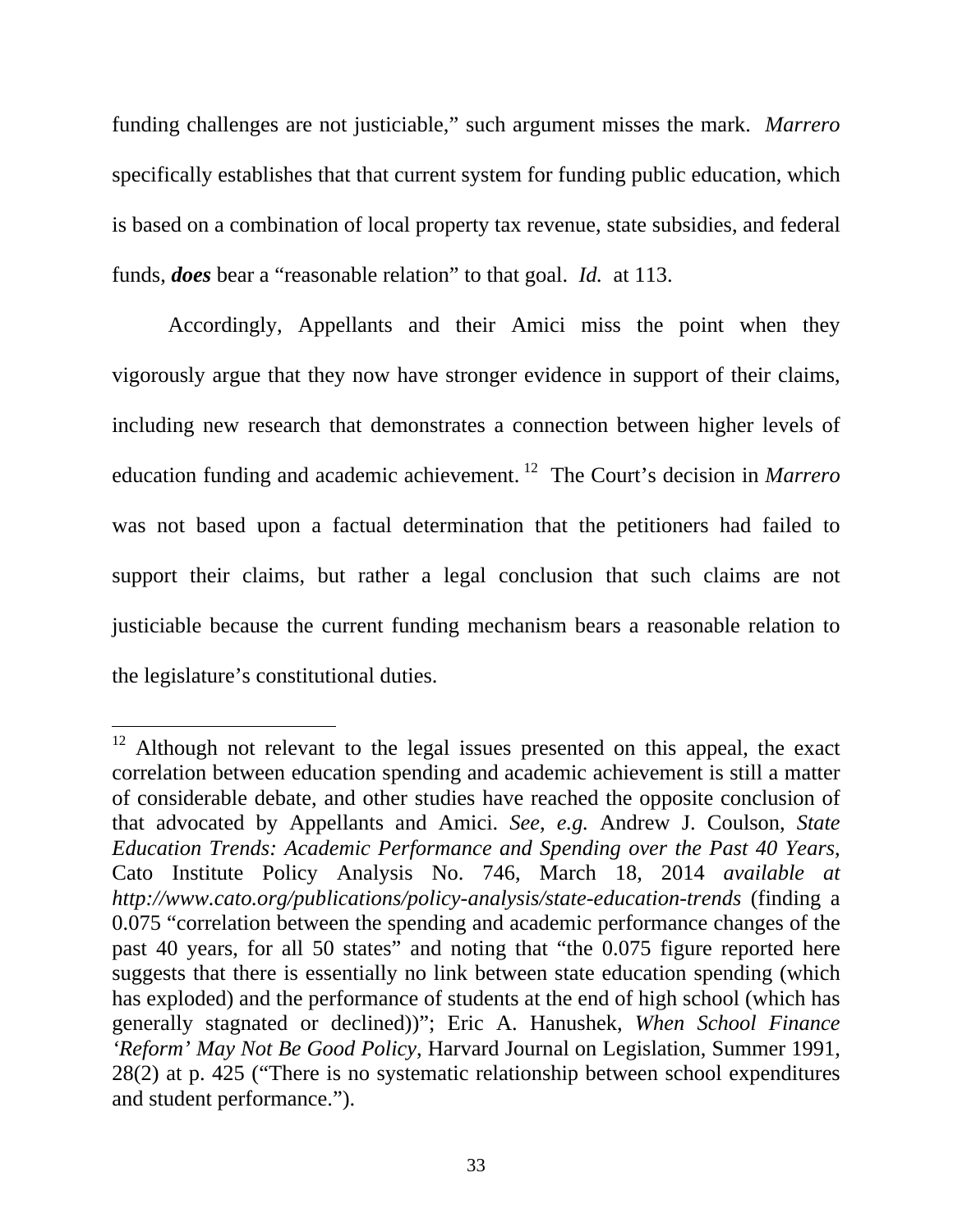funding challenges are not justiciable," such argument misses the mark. *Marrero* specifically establishes that that current system for funding public education, which is based on a combination of local property tax revenue, state subsidies, and federal funds, ***does*** bear a "reasonable relation" to that goal. *Id.* at 113.

Accordingly, Appellants and their Amici miss the point when they vigorously argue that they now have stronger evidence in support of their claims, including new research that demonstrates a connection between higher levels of education funding and academic achievement.[12] The Court's decision in *Marrero* was not based upon a factual determination that the petitioners had failed to support their claims, but rather a legal conclusion that such claims are not justiciable because the current funding mechanism bears a reasonable relation to the legislature's constitutional duties.

---

[12] Although not relevant to the legal issues presented on this appeal, the exact correlation between education spending and academic achievement is still a matter of considerable debate, and other studies have reached the opposite conclusion of that advocated by Appellants and Amici. *See, e.g.* Andrew J. Coulson, *State Education Trends: Academic Performance and Spending over the Past 40 Years*, Cato Institute Policy Analysis No. 746, March 18, 2014 *available at http://www.cato.org/publications/policy-analysis/state-education-trends* (finding a 0.075 "correlation between the spending and academic performance changes of the past 40 years, for all 50 states" and noting that "the 0.075 figure reported here suggests that there is essentially no link between state education spending (which has exploded) and the performance of students at the end of high school (which has generally stagnated or declined))"; Eric A. Hanushek, *When School Finance 'Reform' May Not Be Good Policy*, Harvard Journal on Legislation, Summer 1991, 28(2) at p. 425 ("There is no systematic relationship between school expenditures and student performance.").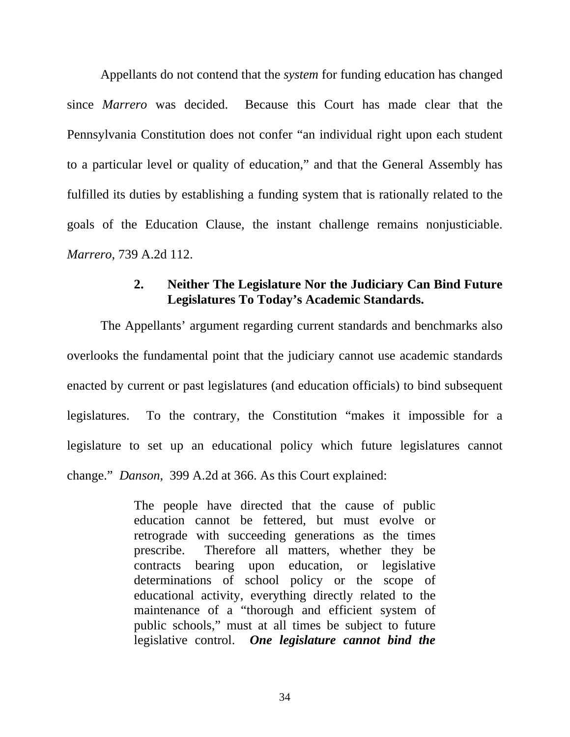Appellants do not contend that the *system* for funding education has changed since *Marrero* was decided. Because this Court has made clear that the Pennsylvania Constitution does not confer "an individual right upon each student to a particular level or quality of education," and that the General Assembly has fulfilled its duties by establishing a funding system that is rationally related to the goals of the Education Clause, the instant challenge remains nonjusticiable. *Marrero*, 739 A.2d 112.

### 2. Neither The Legislature Nor the Judiciary Can Bind Future Legislatures To Today's Academic Standards.

The Appellants' argument regarding current standards and benchmarks also overlooks the fundamental point that the judiciary cannot use academic standards enacted by current or past legislatures (and education officials) to bind subsequent legislatures. To the contrary, the Constitution "makes it impossible for a legislature to set up an educational policy which future legislatures cannot change." *Danson*, 399 A.2d at 366. As this Court explained:

> The people have directed that the cause of public education cannot be fettered, but must evolve or retrograde with succeeding generations as the times prescribe. Therefore all matters, whether they be contracts bearing upon education, or legislative determinations of school policy or the scope of educational activity, everything directly related to the maintenance of a "thorough and efficient system of public schools," must at all times be subject to future legislative control. ***One legislature cannot bind the***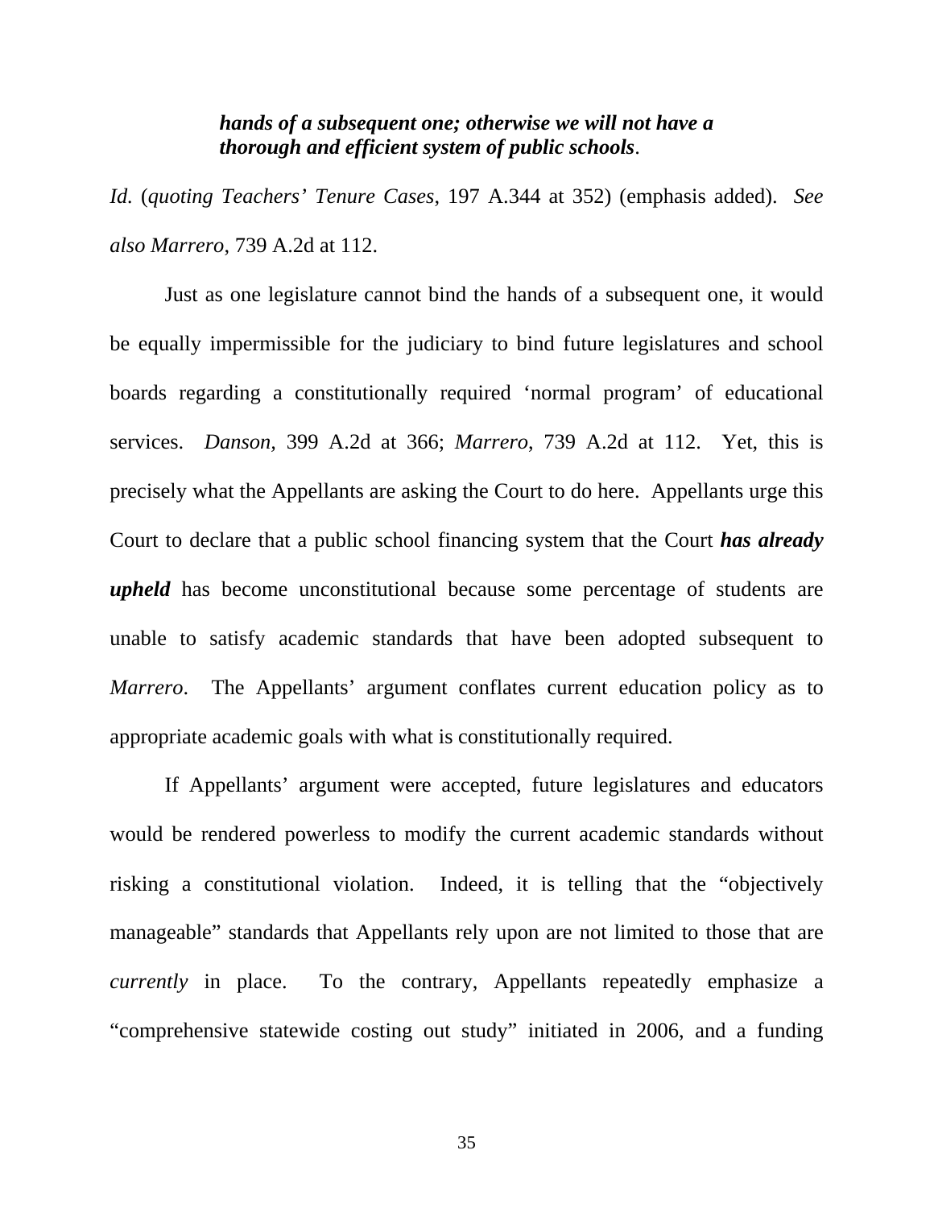> ***hands of a subsequent one; otherwise we will not have a thorough and efficient system of public schools***.

*Id.* (*quoting Teachers' Tenure Cases*, 197 A.344 at 352) (emphasis added). *See also Marrero*, 739 A.2d at 112.

Just as one legislature cannot bind the hands of a subsequent one, it would be equally impermissible for the judiciary to bind future legislatures and school boards regarding a constitutionally required 'normal program' of educational services. *Danson*, 399 A.2d at 366; *Marrero*, 739 A.2d at 112. Yet, this is precisely what the Appellants are asking the Court to do here. Appellants urge this Court to declare that a public school financing system that the Court ***has already upheld*** has become unconstitutional because some percentage of students are unable to satisfy academic standards that have been adopted subsequent to *Marrero*. The Appellants' argument conflates current education policy as to appropriate academic goals with what is constitutionally required.

If Appellants' argument were accepted, future legislatures and educators would be rendered powerless to modify the current academic standards without risking a constitutional violation. Indeed, it is telling that the "objectively manageable" standards that Appellants rely upon are not limited to those that are *currently* in place. To the contrary, Appellants repeatedly emphasize a "comprehensive statewide costing out study" initiated in 2006, and a funding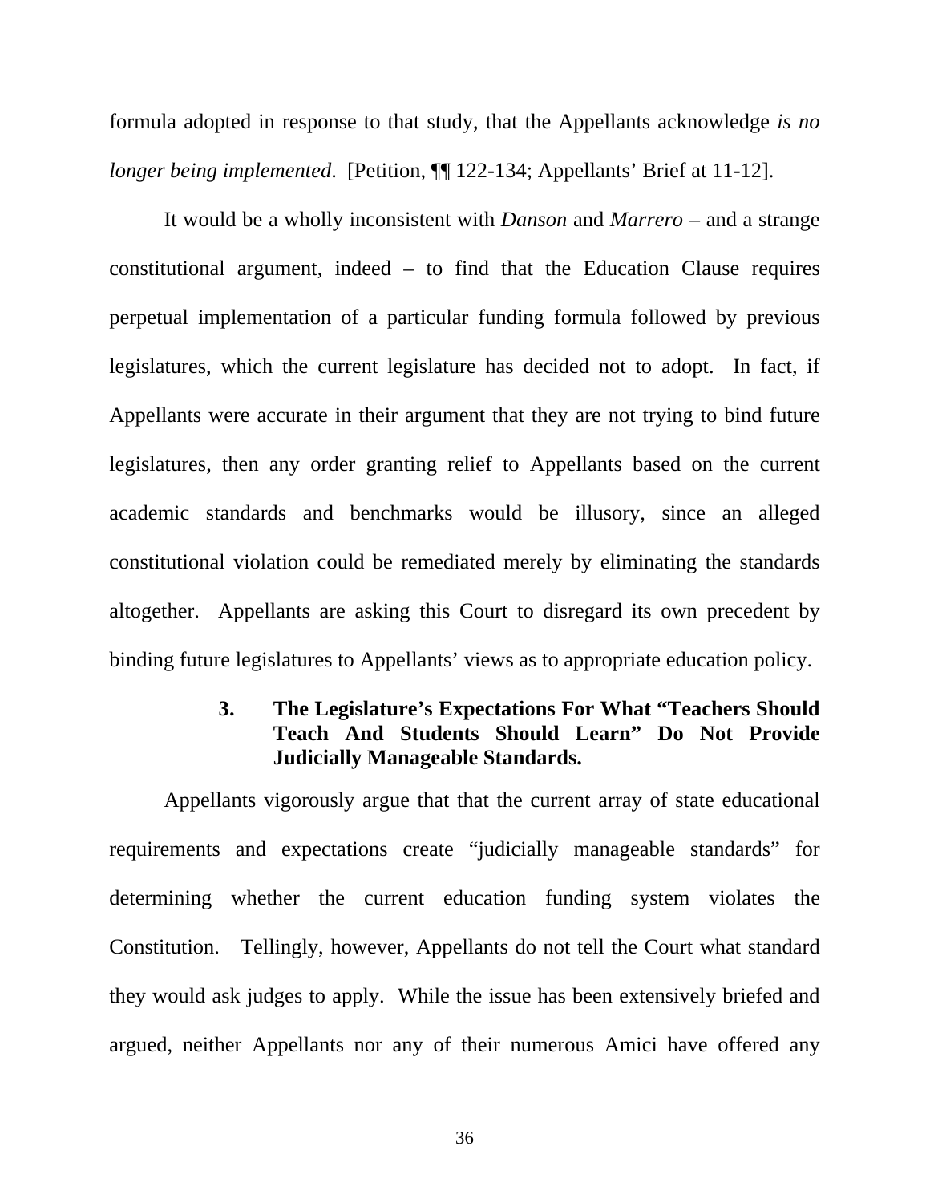formula adopted in response to that study, that the Appellants acknowledge *is no longer being implemented*. [Petition, ¶¶ 122-134; Appellants' Brief at 11-12].

It would be a wholly inconsistent with *Danson* and *Marrero* – and a strange constitutional argument, indeed – to find that the Education Clause requires perpetual implementation of a particular funding formula followed by previous legislatures, which the current legislature has decided not to adopt. In fact, if Appellants were accurate in their argument that they are not trying to bind future legislatures, then any order granting relief to Appellants based on the current academic standards and benchmarks would be illusory, since an alleged constitutional violation could be remediated merely by eliminating the standards altogether. Appellants are asking this Court to disregard its own precedent by binding future legislatures to Appellants' views as to appropriate education policy.

### 3. The Legislature's Expectations For What "Teachers Should Teach And Students Should Learn" Do Not Provide Judicially Manageable Standards.

Appellants vigorously argue that that the current array of state educational requirements and expectations create "judicially manageable standards" for determining whether the current education funding system violates the Constitution. Tellingly, however, Appellants do not tell the Court what standard they would ask judges to apply. While the issue has been extensively briefed and argued, neither Appellants nor any of their numerous Amici have offered any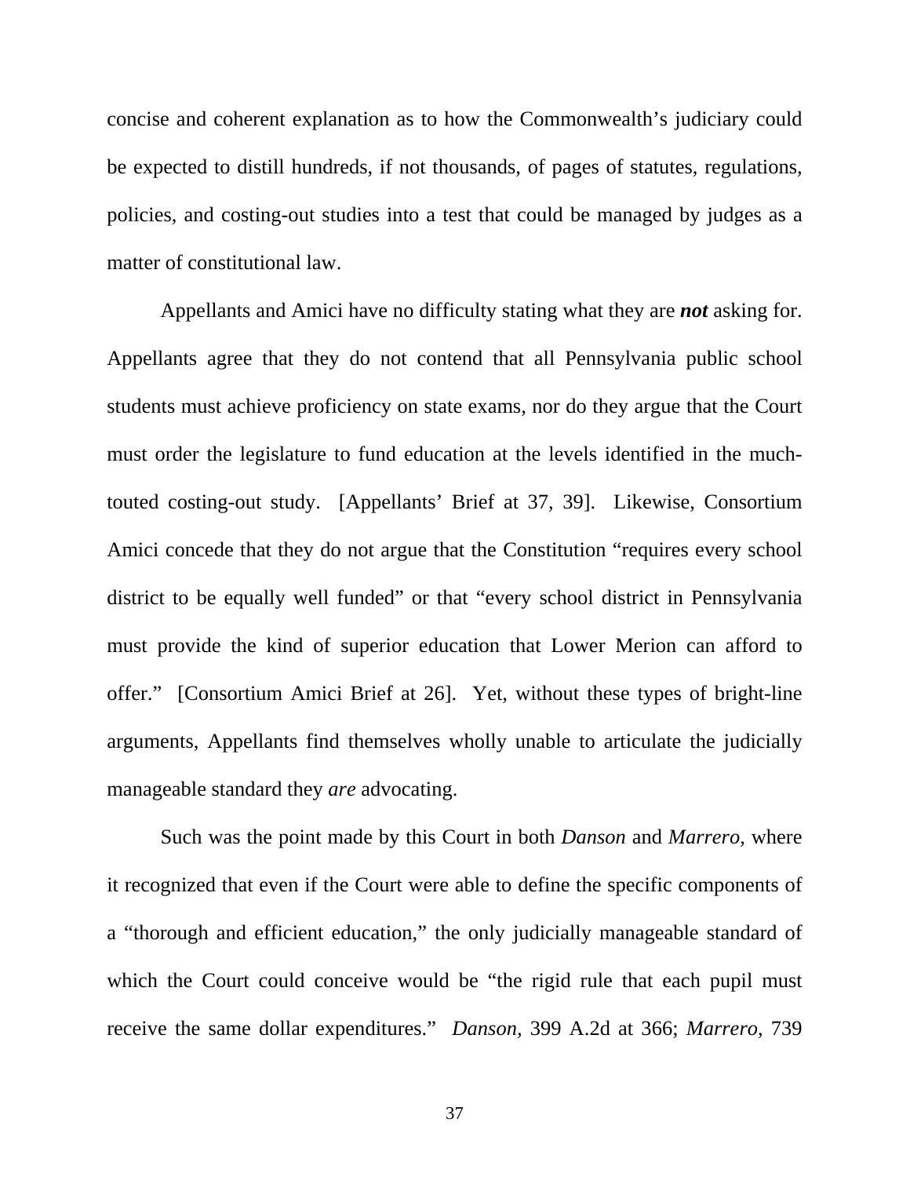concise and coherent explanation as to how the Commonwealth's judiciary could be expected to distill hundreds, if not thousands, of pages of statutes, regulations, policies, and costing-out studies into a test that could be managed by judges as a matter of constitutional law.

Appellants and Amici have no difficulty stating what they are ***not*** asking for. Appellants agree that they do not contend that all Pennsylvania public school students must achieve proficiency on state exams, nor do they argue that the Court must order the legislature to fund education at the levels identified in the much-touted costing-out study. [Appellants' Brief at 37, 39]. Likewise, Consortium Amici concede that they do not argue that the Constitution "requires every school district to be equally well funded" or that "every school district in Pennsylvania must provide the kind of superior education that Lower Merion can afford to offer." [Consortium Amici Brief at 26]. Yet, without these types of bright-line arguments, Appellants find themselves wholly unable to articulate the judicially manageable standard they *are* advocating.

Such was the point made by this Court in both *Danson* and *Marrero*, where it recognized that even if the Court were able to define the specific components of a "thorough and efficient education," the only judicially manageable standard of which the Court could conceive would be "the rigid rule that each pupil must receive the same dollar expenditures." *Danson*, 399 A.2d at 366; *Marrero*, 739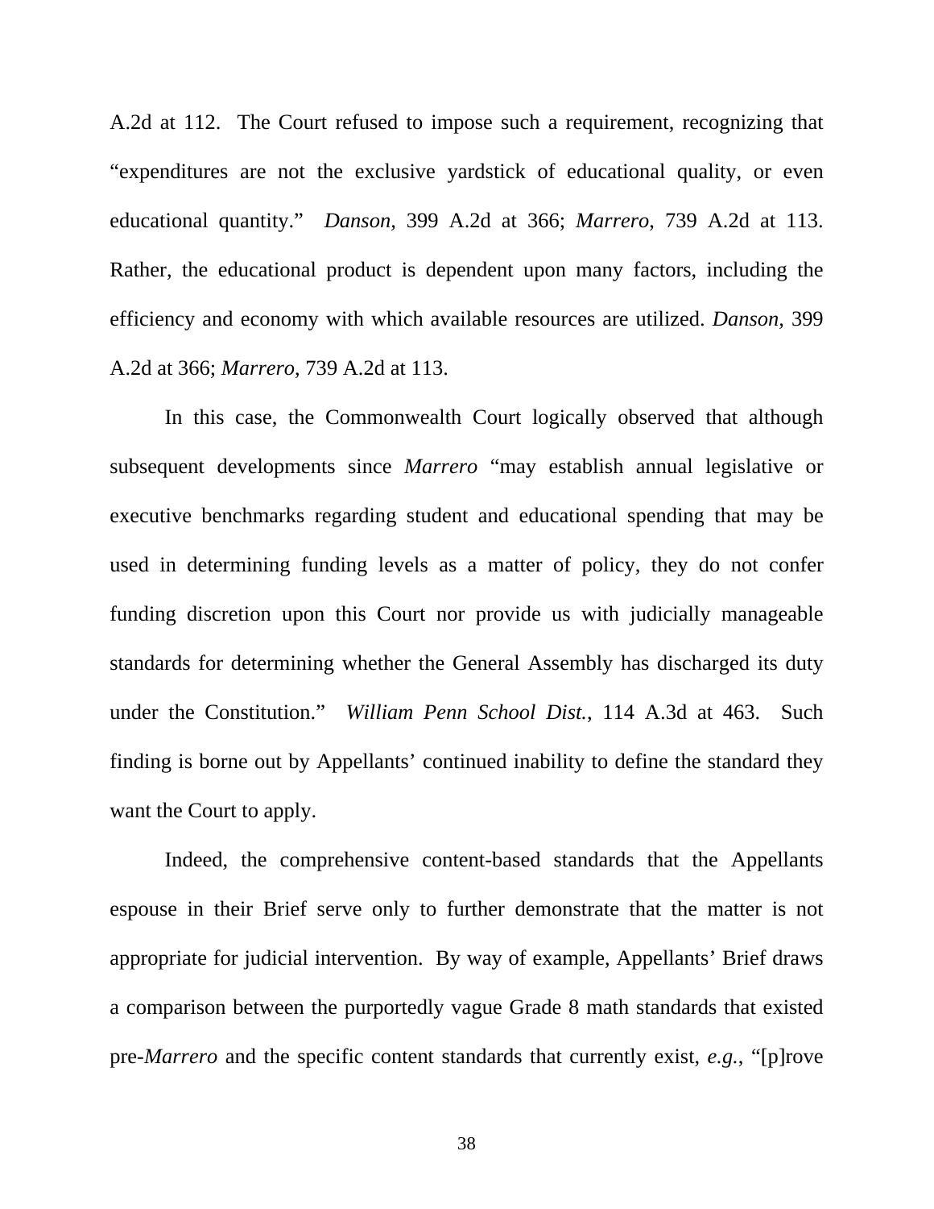A.2d at 112. The Court refused to impose such a requirement, recognizing that "expenditures are not the exclusive yardstick of educational quality, or even educational quantity." *Danson*, 399 A.2d at 366; *Marrero*, 739 A.2d at 113. Rather, the educational product is dependent upon many factors, including the efficiency and economy with which available resources are utilized. *Danson*, 399 A.2d at 366; *Marrero*, 739 A.2d at 113.

In this case, the Commonwealth Court logically observed that although subsequent developments since *Marrero* "may establish annual legislative or executive benchmarks regarding student and educational spending that may be used in determining funding levels as a matter of policy, they do not confer funding discretion upon this Court nor provide us with judicially manageable standards for determining whether the General Assembly has discharged its duty under the Constitution." *William Penn School Dist.*, 114 A.3d at 463. Such finding is borne out by Appellants' continued inability to define the standard they want the Court to apply.

Indeed, the comprehensive content-based standards that the Appellants espouse in their Brief serve only to further demonstrate that the matter is not appropriate for judicial intervention. By way of example, Appellants' Brief draws a comparison between the purportedly vague Grade 8 math standards that existed pre-*Marrero* and the specific content standards that currently exist, *e.g.*, "[p]rove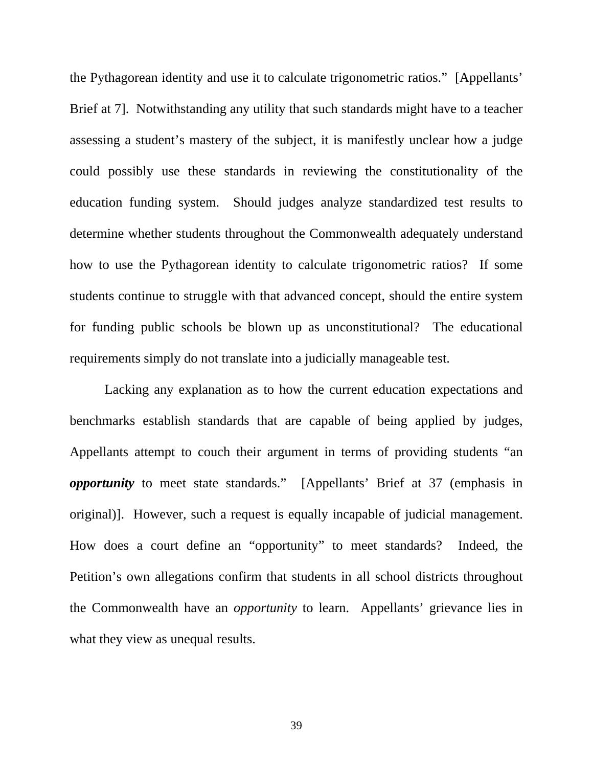the Pythagorean identity and use it to calculate trigonometric ratios." [Appellants' Brief at 7]. Notwithstanding any utility that such standards might have to a teacher assessing a student's mastery of the subject, it is manifestly unclear how a judge could possibly use these standards in reviewing the constitutionality of the education funding system. Should judges analyze standardized test results to determine whether students throughout the Commonwealth adequately understand how to use the Pythagorean identity to calculate trigonometric ratios? If some students continue to struggle with that advanced concept, should the entire system for funding public schools be blown up as unconstitutional? The educational requirements simply do not translate into a judicially manageable test.

Lacking any explanation as to how the current education expectations and benchmarks establish standards that are capable of being applied by judges, Appellants attempt to couch their argument in terms of providing students "an ***opportunity*** to meet state standards." [Appellants' Brief at 37 (emphasis in original)]. However, such a request is equally incapable of judicial management. How does a court define an "opportunity" to meet standards? Indeed, the Petition's own allegations confirm that students in all school districts throughout the Commonwealth have an *opportunity* to learn. Appellants' grievance lies in what they view as unequal results.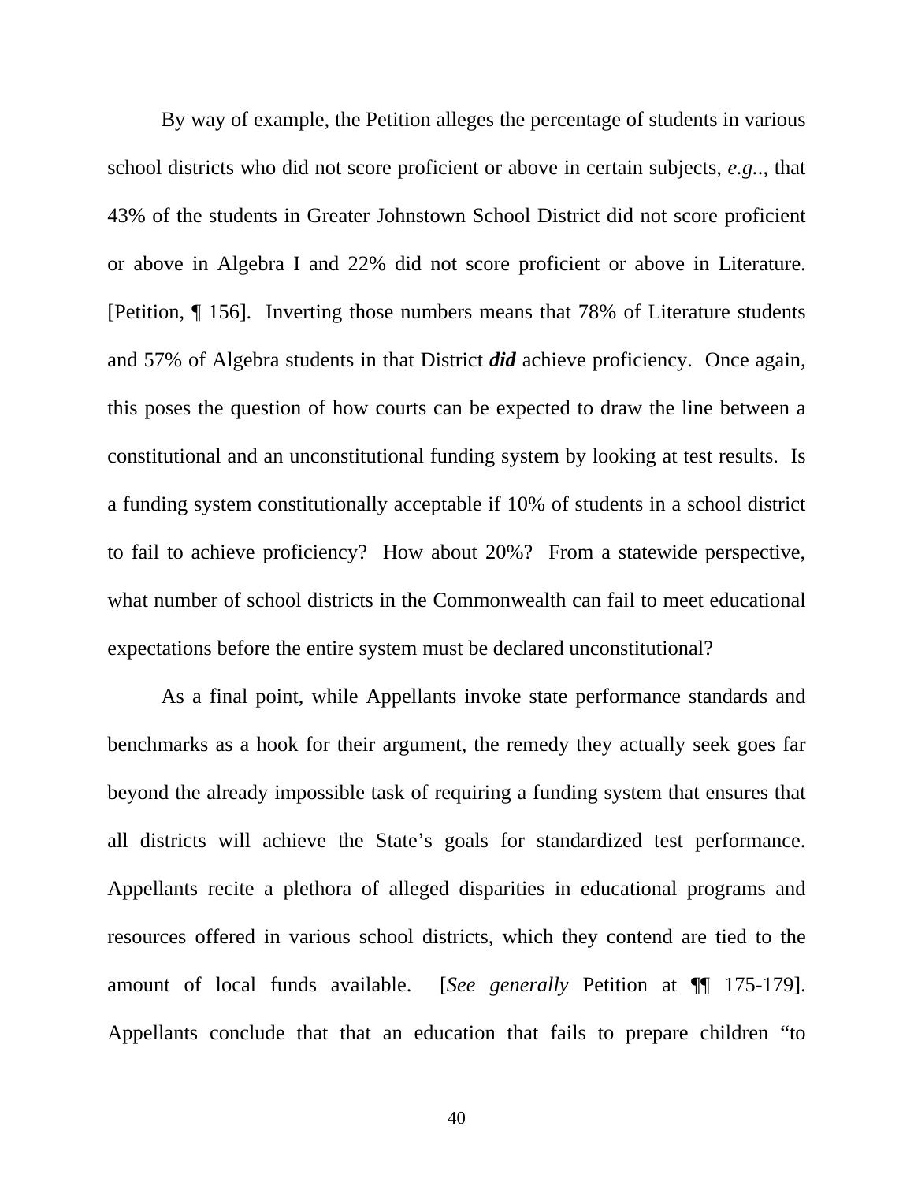By way of example, the Petition alleges the percentage of students in various school districts who did not score proficient or above in certain subjects, *e.g.*., that 43% of the students in Greater Johnstown School District did not score proficient or above in Algebra I and 22% did not score proficient or above in Literature. [Petition, ¶ 156]. Inverting those numbers means that 78% of Literature students and 57% of Algebra students in that District ***did*** achieve proficiency. Once again, this poses the question of how courts can be expected to draw the line between a constitutional and an unconstitutional funding system by looking at test results. Is a funding system constitutionally acceptable if 10% of students in a school district to fail to achieve proficiency? How about 20%? From a statewide perspective, what number of school districts in the Commonwealth can fail to meet educational expectations before the entire system must be declared unconstitutional?

As a final point, while Appellants invoke state performance standards and benchmarks as a hook for their argument, the remedy they actually seek goes far beyond the already impossible task of requiring a funding system that ensures that all districts will achieve the State's goals for standardized test performance. Appellants recite a plethora of alleged disparities in educational programs and resources offered in various school districts, which they contend are tied to the amount of local funds available. [*See generally* Petition at ¶¶ 175-179]. Appellants conclude that that an education that fails to prepare children "to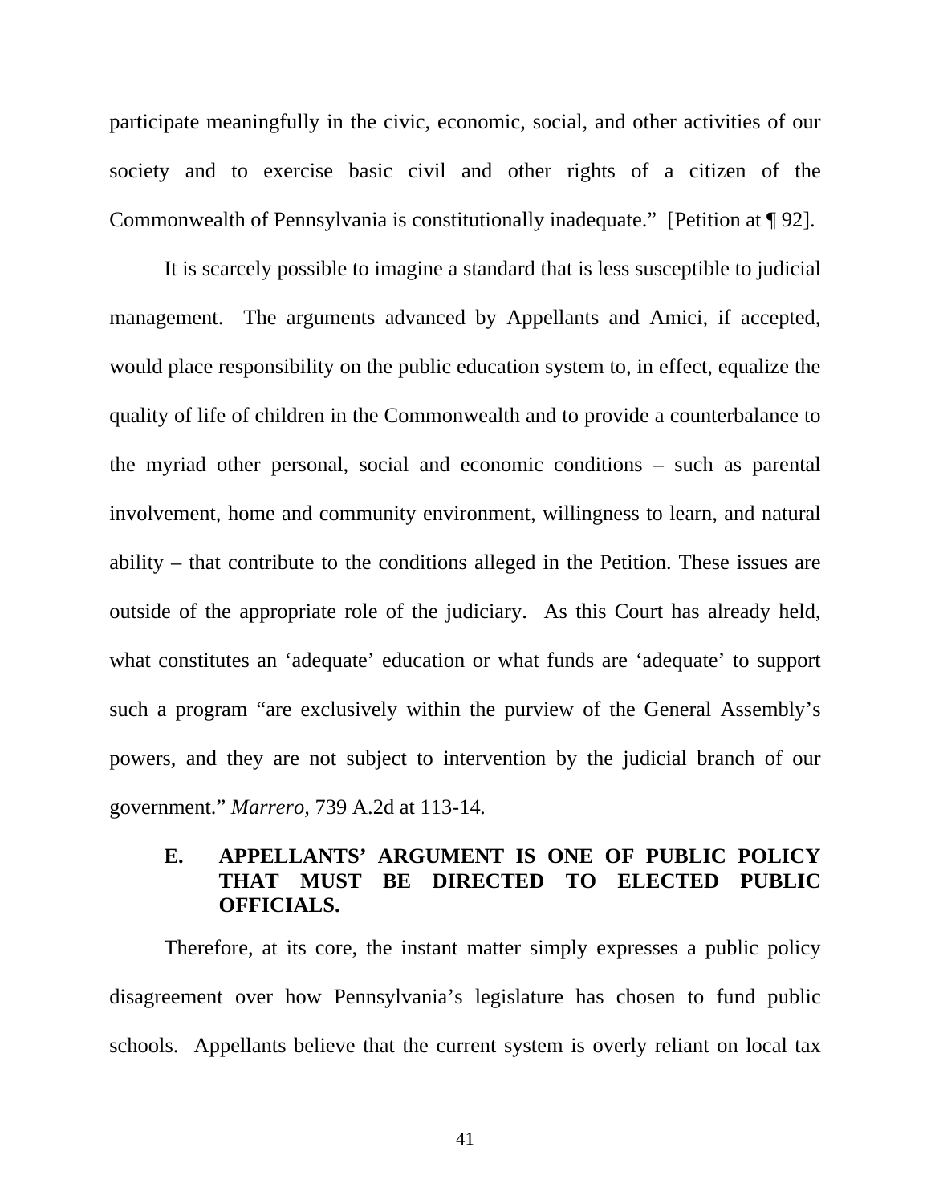participate meaningfully in the civic, economic, social, and other activities of our society and to exercise basic civil and other rights of a citizen of the Commonwealth of Pennsylvania is constitutionally inadequate." [Petition at ¶ 92].

It is scarcely possible to imagine a standard that is less susceptible to judicial management. The arguments advanced by Appellants and Amici, if accepted, would place responsibility on the public education system to, in effect, equalize the quality of life of children in the Commonwealth and to provide a counterbalance to the myriad other personal, social and economic conditions – such as parental involvement, home and community environment, willingness to learn, and natural ability – that contribute to the conditions alleged in the Petition. These issues are outside of the appropriate role of the judiciary. As this Court has already held, what constitutes an 'adequate' education or what funds are 'adequate' to support such a program "are exclusively within the purview of the General Assembly's powers, and they are not subject to intervention by the judicial branch of our government." *Marrero,* 739 A.2d at 113-14.

### E. APPELLANTS' ARGUMENT IS ONE OF PUBLIC POLICY THAT MUST BE DIRECTED TO ELECTED PUBLIC OFFICIALS.

Therefore, at its core, the instant matter simply expresses a public policy disagreement over how Pennsylvania's legislature has chosen to fund public schools. Appellants believe that the current system is overly reliant on local tax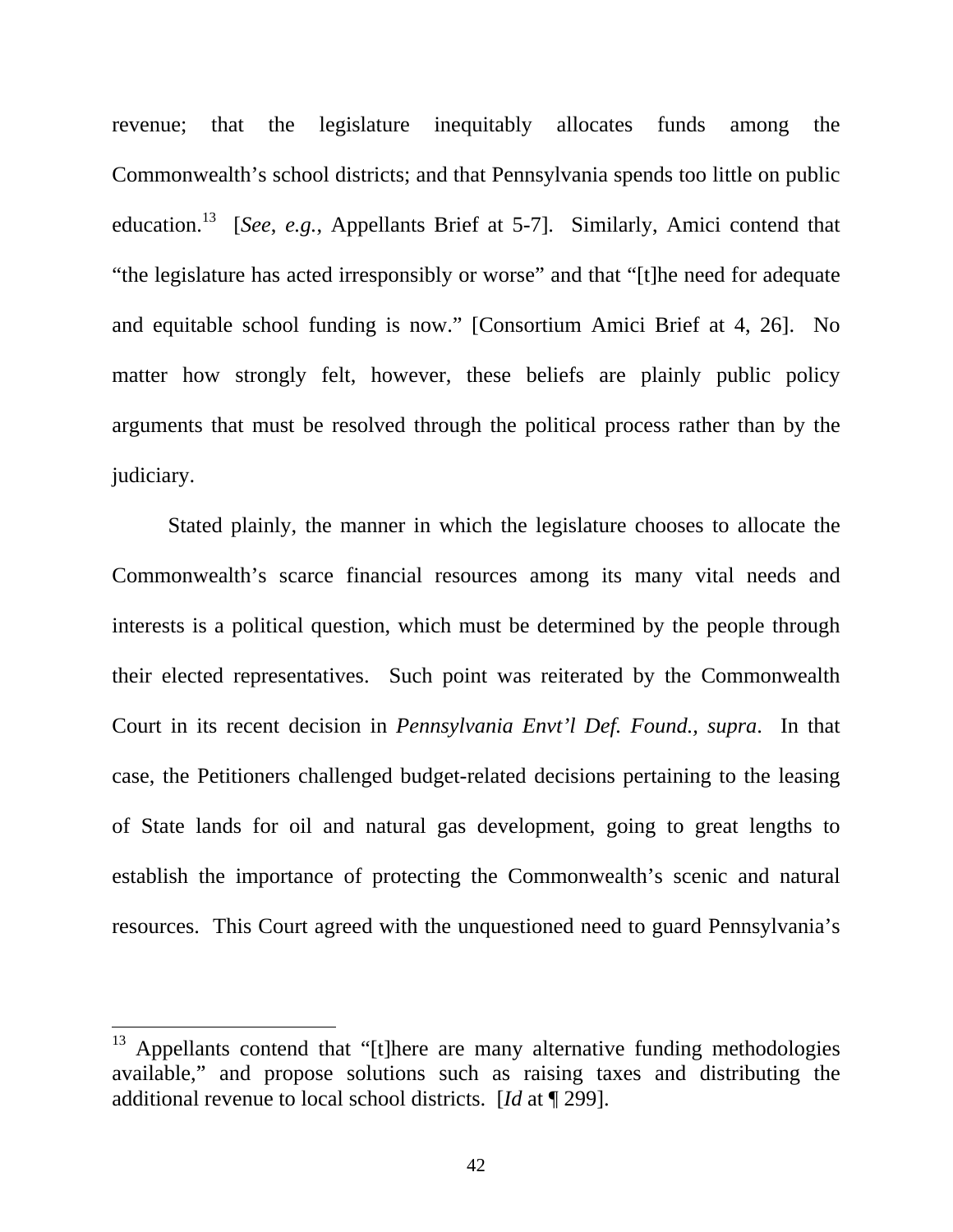revenue; that the legislature inequitably allocates funds among the Commonwealth's school districts; and that Pennsylvania spends too little on public education.[13] [*See*, *e.g.*, Appellants Brief at 5-7]. Similarly, Amici contend that "the legislature has acted irresponsibly or worse" and that "[t]he need for adequate and equitable school funding is now." [Consortium Amici Brief at 4, 26]. No matter how strongly felt, however, these beliefs are plainly public policy arguments that must be resolved through the political process rather than by the judiciary.

Stated plainly, the manner in which the legislature chooses to allocate the Commonwealth's scarce financial resources among its many vital needs and interests is a political question, which must be determined by the people through their elected representatives. Such point was reiterated by the Commonwealth Court in its recent decision in *Pennsylvania Envt'l Def. Found., supra*. In that case, the Petitioners challenged budget-related decisions pertaining to the leasing of State lands for oil and natural gas development, going to great lengths to establish the importance of protecting the Commonwealth's scenic and natural resources. This Court agreed with the unquestioned need to guard Pennsylvania's

---

[13] Appellants contend that "[t]here are many alternative funding methodologies available," and propose solutions such as raising taxes and distributing the additional revenue to local school districts. [*Id* at ¶ 299].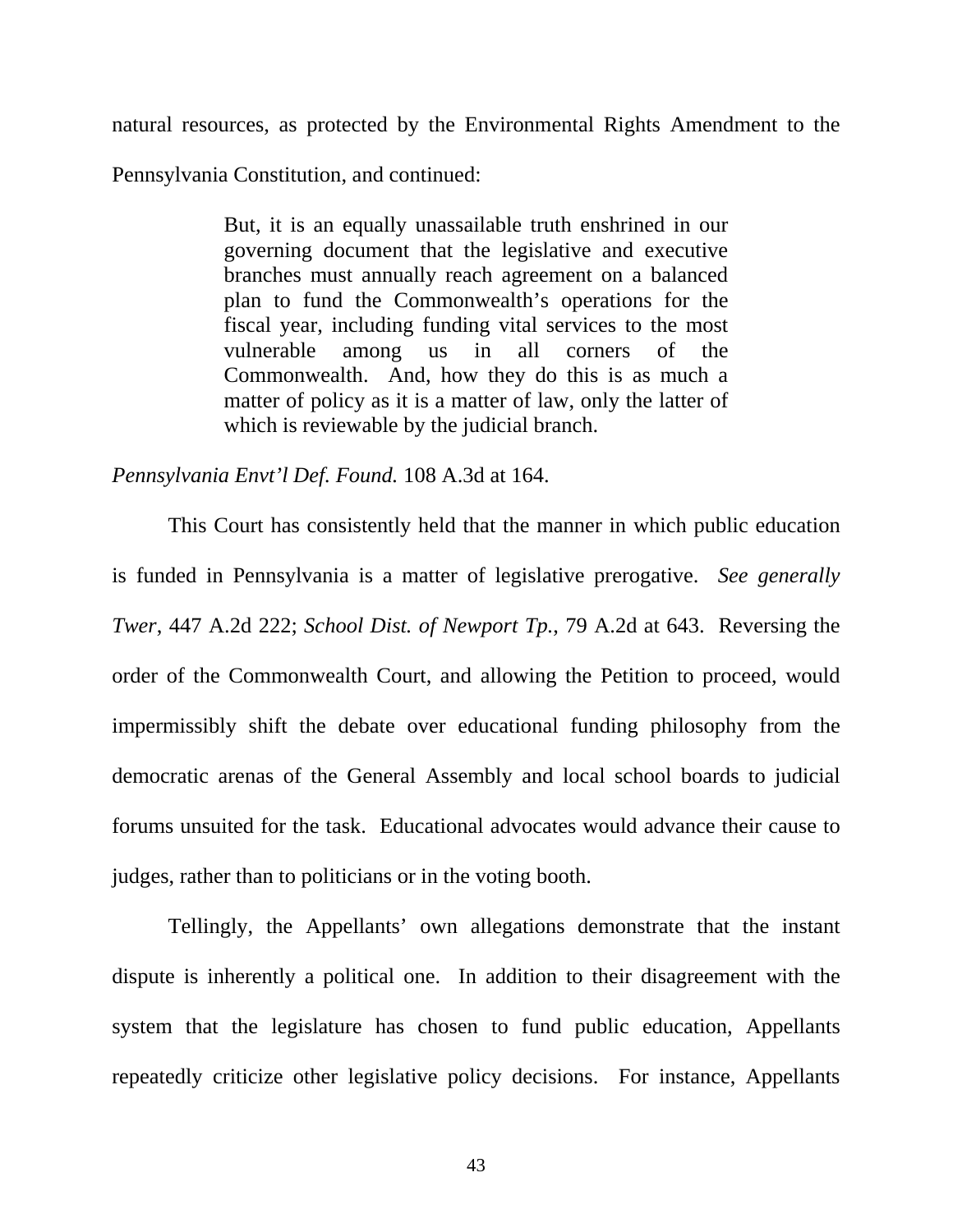natural resources, as protected by the Environmental Rights Amendment to the Pennsylvania Constitution, and continued:

> But, it is an equally unassailable truth enshrined in our governing document that the legislative and executive branches must annually reach agreement on a balanced plan to fund the Commonwealth's operations for the fiscal year, including funding vital services to the most vulnerable among us in all corners of the Commonwealth. And, how they do this is as much a matter of policy as it is a matter of law, only the latter of which is reviewable by the judicial branch.

*Pennsylvania Envt'l Def. Found.* 108 A.3d at 164.

This Court has consistently held that the manner in which public education is funded in Pennsylvania is a matter of legislative prerogative. *See generally Twer*, 447 A.2d 222; *School Dist. of Newport Tp.*, 79 A.2d at 643. Reversing the order of the Commonwealth Court, and allowing the Petition to proceed, would impermissibly shift the debate over educational funding philosophy from the democratic arenas of the General Assembly and local school boards to judicial forums unsuited for the task. Educational advocates would advance their cause to judges, rather than to politicians or in the voting booth.

Tellingly, the Appellants' own allegations demonstrate that the instant dispute is inherently a political one. In addition to their disagreement with the system that the legislature has chosen to fund public education, Appellants repeatedly criticize other legislative policy decisions. For instance, Appellants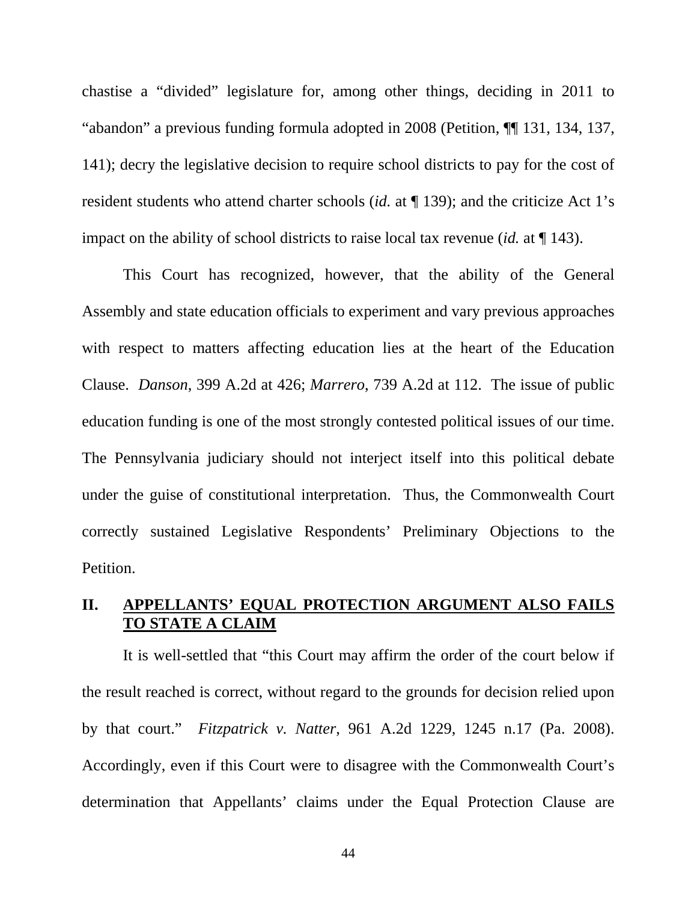chastise a "divided" legislature for, among other things, deciding in 2011 to "abandon" a previous funding formula adopted in 2008 (Petition, ¶¶ 131, 134, 137, 141); decry the legislative decision to require school districts to pay for the cost of resident students who attend charter schools (*id.* at ¶ 139); and the criticize Act 1's impact on the ability of school districts to raise local tax revenue (*id.* at ¶ 143).

This Court has recognized, however, that the ability of the General Assembly and state education officials to experiment and vary previous approaches with respect to matters affecting education lies at the heart of the Education Clause. *Danson*, 399 A.2d at 426; *Marrero*, 739 A.2d at 112. The issue of public education funding is one of the most strongly contested political issues of our time. The Pennsylvania judiciary should not interject itself into this political debate under the guise of constitutional interpretation. Thus, the Commonwealth Court correctly sustained Legislative Respondents' Preliminary Objections to the Petition.

## II. APPELLANTS' EQUAL PROTECTION ARGUMENT ALSO FAILS TO STATE A CLAIM

It is well-settled that "this Court may affirm the order of the court below if the result reached is correct, without regard to the grounds for decision relied upon by that court." *Fitzpatrick v. Natter*, 961 A.2d 1229, 1245 n.17 (Pa. 2008). Accordingly, even if this Court were to disagree with the Commonwealth Court's determination that Appellants' claims under the Equal Protection Clause are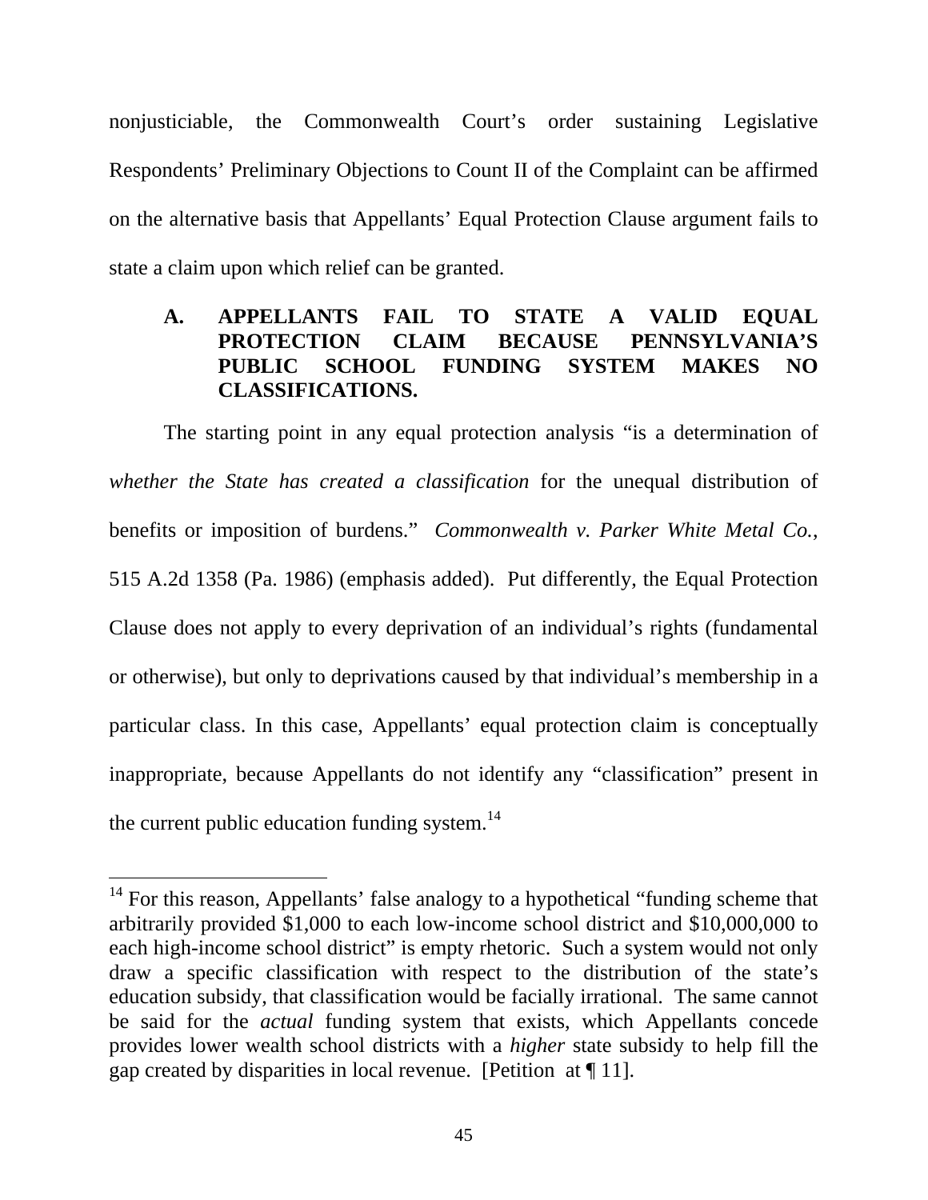nonjusticiable, the Commonwealth Court's order sustaining Legislative Respondents' Preliminary Objections to Count II of the Complaint can be affirmed on the alternative basis that Appellants' Equal Protection Clause argument fails to state a claim upon which relief can be granted.

### A. APPELLANTS FAIL TO STATE A VALID EQUAL PROTECTION CLAIM BECAUSE PENNSYLVANIA'S PUBLIC SCHOOL FUNDING SYSTEM MAKES NO CLASSIFICATIONS.

The starting point in any equal protection analysis "is a determination of *whether the State has created a classification* for the unequal distribution of benefits or imposition of burdens." *Commonwealth v. Parker White Metal Co.*, 515 A.2d 1358 (Pa. 1986) (emphasis added). Put differently, the Equal Protection Clause does not apply to every deprivation of an individual's rights (fundamental or otherwise), but only to deprivations caused by that individual's membership in a particular class. In this case, Appellants' equal protection claim is conceptually inappropriate, because Appellants do not identify any "classification" present in the current public education funding system.[14]

---

[14] For this reason, Appellants' false analogy to a hypothetical "funding scheme that arbitrarily provided $1,000 to each low-income school district and $10,000,000 to each high-income school district" is empty rhetoric. Such a system would not only draw a specific classification with respect to the distribution of the state's education subsidy, that classification would be facially irrational. The same cannot be said for the *actual* funding system that exists, which Appellants concede provides lower wealth school districts with a *higher* state subsidy to help fill the gap created by disparities in local revenue. [Petition at ¶ 11].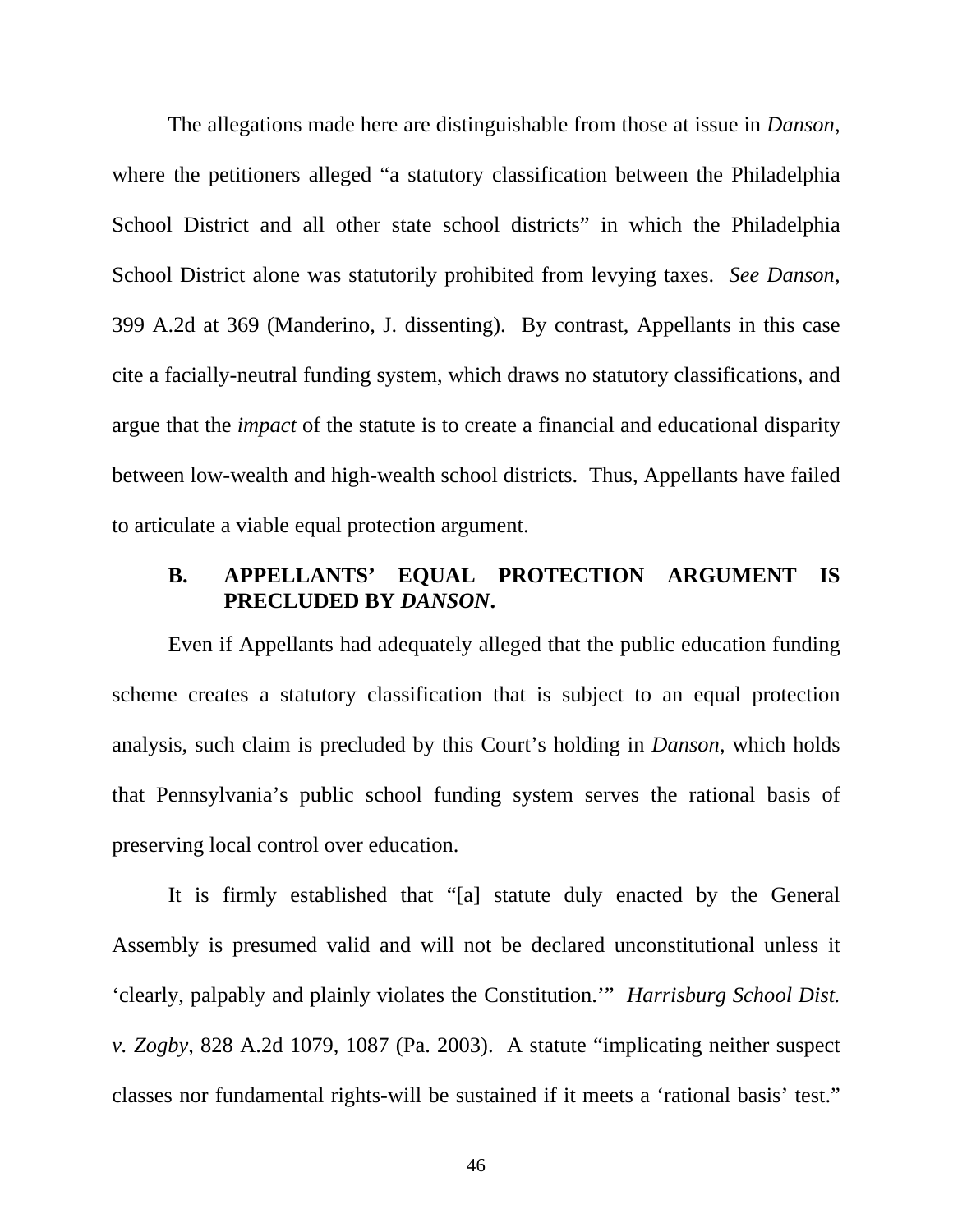The allegations made here are distinguishable from those at issue in *Danson*, where the petitioners alleged "a statutory classification between the Philadelphia School District and all other state school districts" in which the Philadelphia School District alone was statutorily prohibited from levying taxes. *See Danson*, 399 A.2d at 369 (Manderino, J. dissenting). By contrast, Appellants in this case cite a facially-neutral funding system, which draws no statutory classifications, and argue that the *impact* of the statute is to create a financial and educational disparity between low-wealth and high-wealth school districts. Thus, Appellants have failed to articulate a viable equal protection argument.

### B. APPELLANTS' EQUAL PROTECTION ARGUMENT IS PRECLUDED BY *DANSON*.

Even if Appellants had adequately alleged that the public education funding scheme creates a statutory classification that is subject to an equal protection analysis, such claim is precluded by this Court's holding in *Danson*, which holds that Pennsylvania's public school funding system serves the rational basis of preserving local control over education.

It is firmly established that "[a] statute duly enacted by the General Assembly is presumed valid and will not be declared unconstitutional unless it 'clearly, palpably and plainly violates the Constitution.'" *Harrisburg School Dist. v. Zogby*, 828 A.2d 1079, 1087 (Pa. 2003). A statute "implicating neither suspect classes nor fundamental rights-will be sustained if it meets a 'rational basis' test."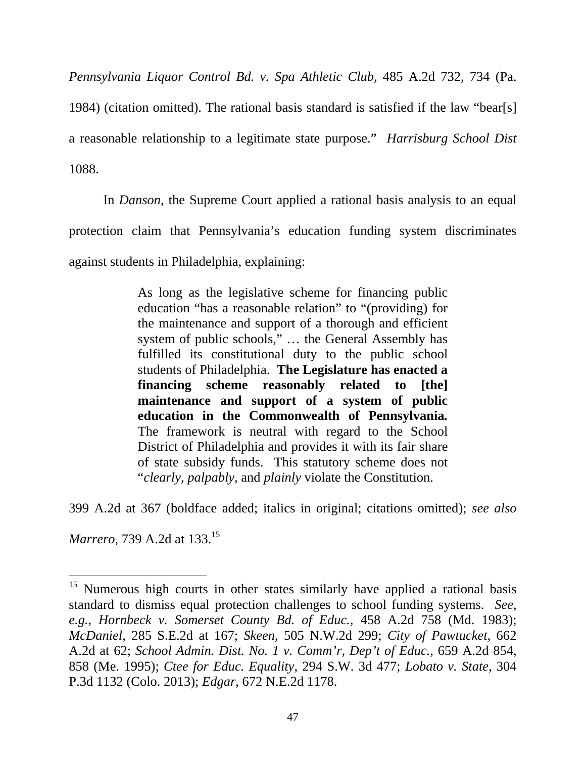*Pennsylvania Liquor Control Bd. v. Spa Athletic Club*, 485 A.2d 732, 734 (Pa. 1984) (citation omitted). The rational basis standard is satisfied if the law "bear[s] a reasonable relationship to a legitimate state purpose." *Harrisburg School Dist* 1088.

In *Danson*, the Supreme Court applied a rational basis analysis to an equal protection claim that Pennsylvania's education funding system discriminates against students in Philadelphia, explaining:

> As long as the legislative scheme for financing public education "has a reasonable relation" to "(providing) for the maintenance and support of a thorough and efficient system of public schools," … the General Assembly has fulfilled its constitutional duty to the public school students of Philadelphia. **The Legislature has enacted a financing scheme reasonably related to [the] maintenance and support of a system of public education in the Commonwealth of Pennsylvania.** The framework is neutral with regard to the School District of Philadelphia and provides it with its fair share of state subsidy funds. This statutory scheme does not "*clearly, palpably,* and *plainly* violate the Constitution.

399 A.2d at 367 (boldface added; italics in original; citations omitted); *see also Marrero*, 739 A.2d at 133.[15]

---

[15] Numerous high courts in other states similarly have applied a rational basis standard to dismiss equal protection challenges to school funding systems. *See, e.g.*, *Hornbeck v. Somerset County Bd. of Educ.*, 458 A.2d 758 (Md. 1983); *McDaniel*, 285 S.E.2d at 167; *Skeen*, 505 N.W.2d 299; *City of Pawtucket*, 662 A.2d at 62; *School Admin. Dist. No. 1 v. Comm'r, Dep't of Educ.*, 659 A.2d 854, 858 (Me. 1995); *Ctee for Educ. Equality*, 294 S.W. 3d 477; *Lobato v. State*, 304 P.3d 1132 (Colo. 2013); *Edgar*, 672 N.E.2d 1178.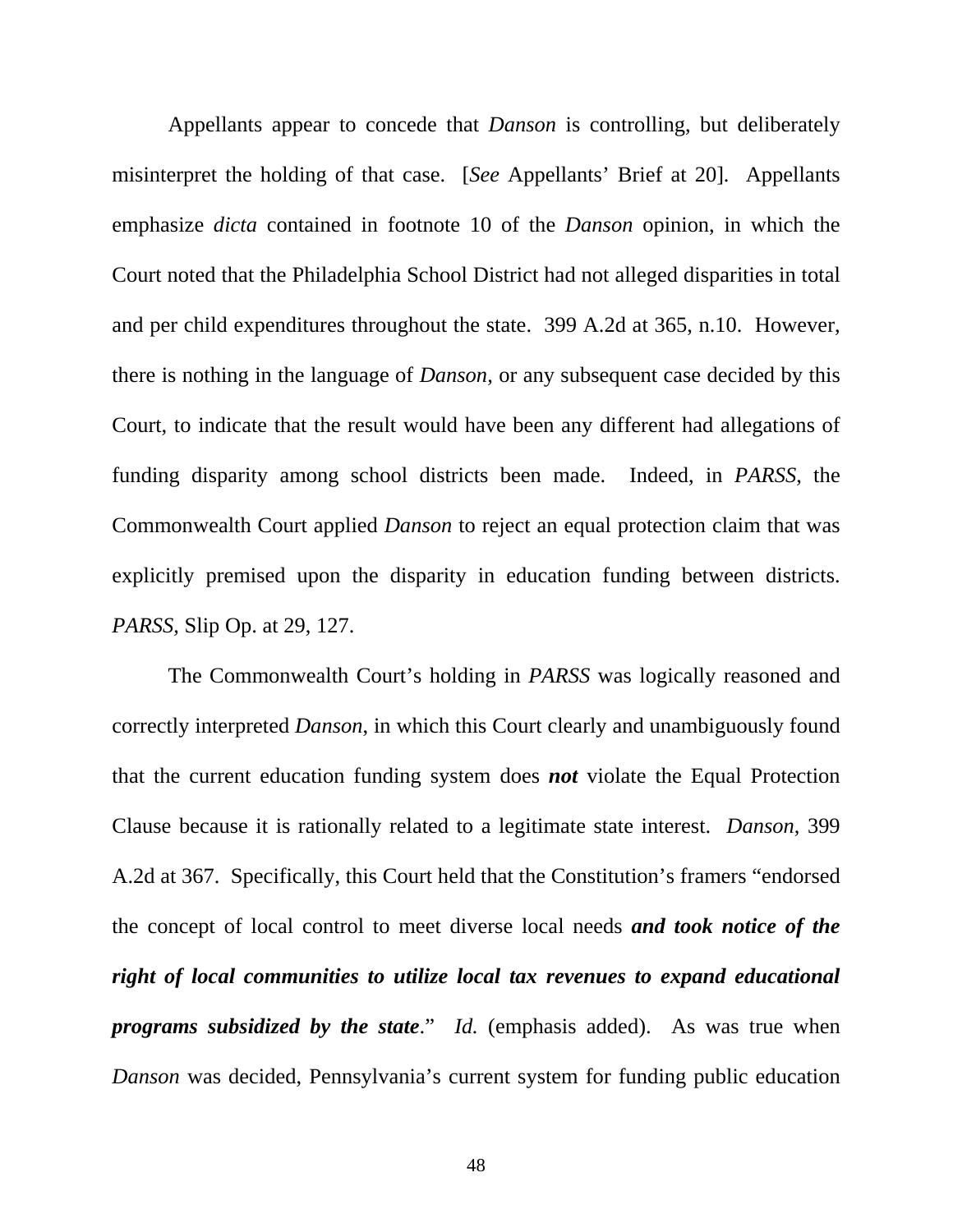Appellants appear to concede that *Danson* is controlling, but deliberately misinterpret the holding of that case. [*See* Appellants' Brief at 20]. Appellants emphasize *dicta* contained in footnote 10 of the *Danson* opinion, in which the Court noted that the Philadelphia School District had not alleged disparities in total and per child expenditures throughout the state. 399 A.2d at 365, n.10. However, there is nothing in the language of *Danson,* or any subsequent case decided by this Court, to indicate that the result would have been any different had allegations of funding disparity among school districts been made. Indeed, in *PARSS*, the Commonwealth Court applied *Danson* to reject an equal protection claim that was explicitly premised upon the disparity in education funding between districts. *PARSS*, Slip Op. at 29, 127.

The Commonwealth Court's holding in *PARSS* was logically reasoned and correctly interpreted *Danson*, in which this Court clearly and unambiguously found that the current education funding system does ***not*** violate the Equal Protection Clause because it is rationally related to a legitimate state interest. *Danson*, 399 A.2d at 367. Specifically, this Court held that the Constitution's framers "endorsed the concept of local control to meet diverse local needs ***and took notice of the right of local communities to utilize local tax revenues to expand educational programs subsidized by the state***." *Id.* (emphasis added). As was true when *Danson* was decided, Pennsylvania's current system for funding public education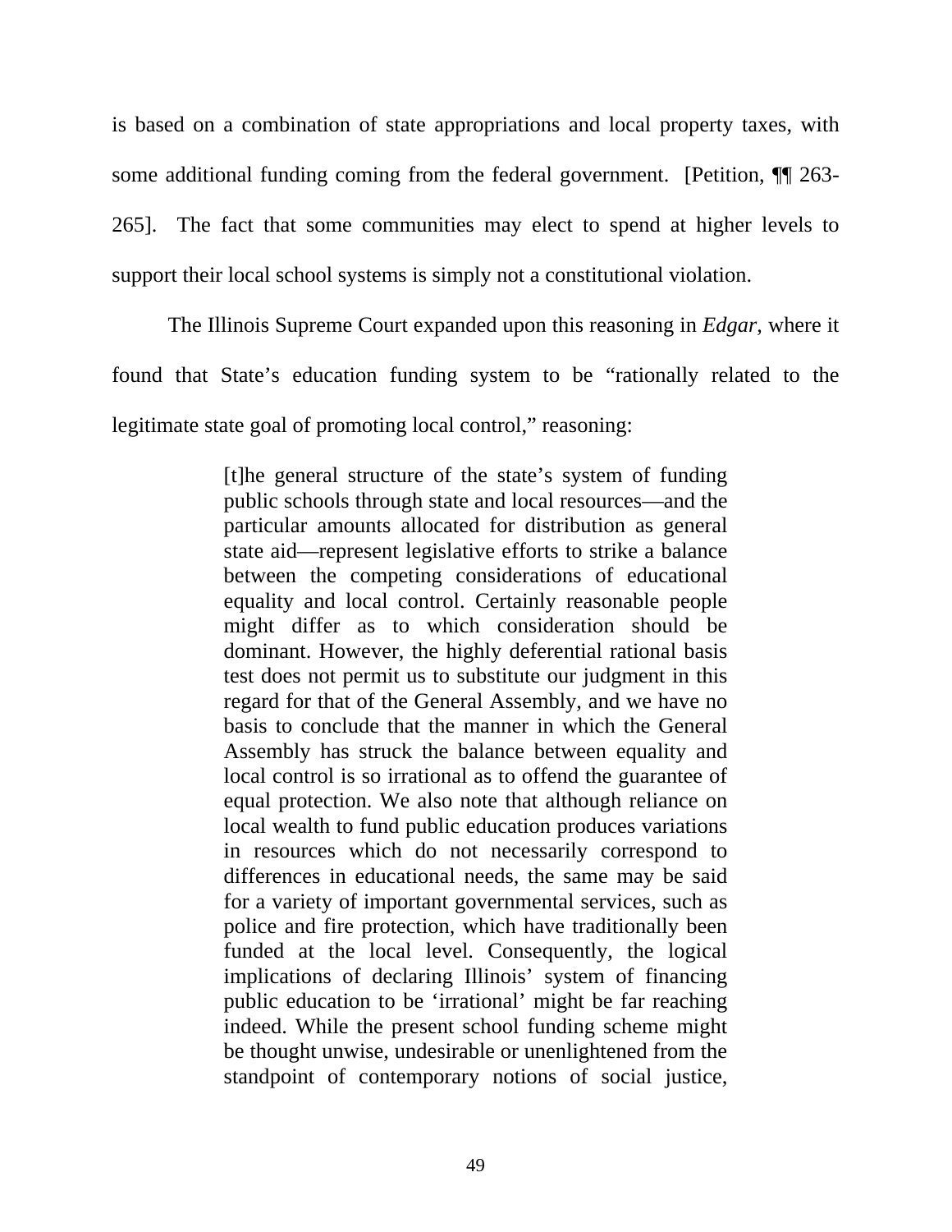is based on a combination of state appropriations and local property taxes, with some additional funding coming from the federal government. [Petition, ¶¶ 263-265]. The fact that some communities may elect to spend at higher levels to support their local school systems is simply not a constitutional violation.

The Illinois Supreme Court expanded upon this reasoning in *Edgar*, where it found that State's education funding system to be "rationally related to the legitimate state goal of promoting local control," reasoning:

> [t]he general structure of the state's system of funding public schools through state and local resources—and the particular amounts allocated for distribution as general state aid—represent legislative efforts to strike a balance between the competing considerations of educational equality and local control. Certainly reasonable people might differ as to which consideration should be dominant. However, the highly deferential rational basis test does not permit us to substitute our judgment in this regard for that of the General Assembly, and we have no basis to conclude that the manner in which the General Assembly has struck the balance between equality and local control is so irrational as to offend the guarantee of equal protection. We also note that although reliance on local wealth to fund public education produces variations in resources which do not necessarily correspond to differences in educational needs, the same may be said for a variety of important governmental services, such as police and fire protection, which have traditionally been funded at the local level. Consequently, the logical implications of declaring Illinois' system of financing public education to be 'irrational' might be far reaching indeed. While the present school funding scheme might be thought unwise, undesirable or unenlightened from the standpoint of contemporary notions of social justice,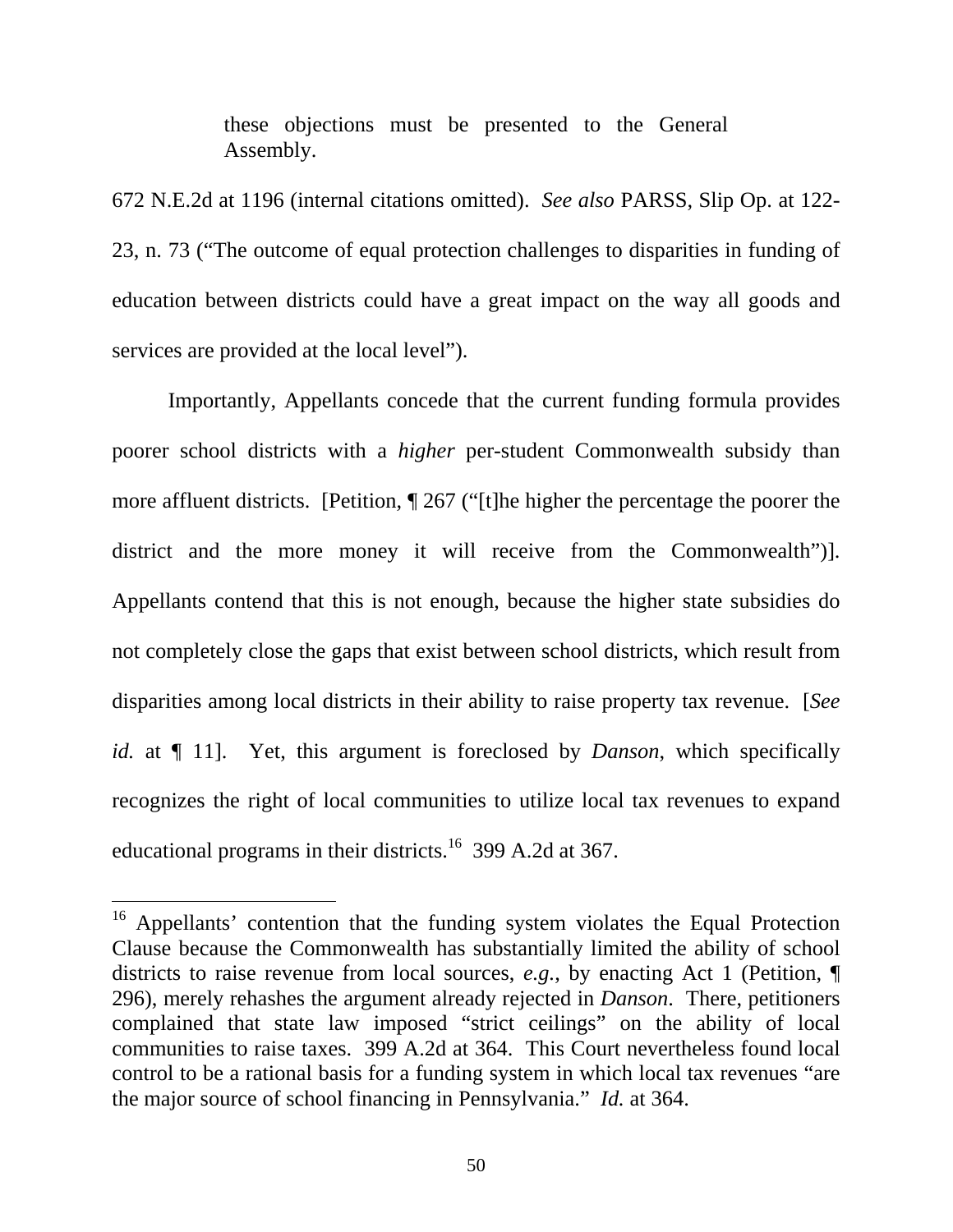> these objections must be presented to the General Assembly.

672 N.E.2d at 1196 (internal citations omitted). *See also* PARSS, Slip Op. at 122-23, n. 73 ("The outcome of equal protection challenges to disparities in funding of education between districts could have a great impact on the way all goods and services are provided at the local level").

Importantly, Appellants concede that the current funding formula provides poorer school districts with a *higher* per-student Commonwealth subsidy than more affluent districts. [Petition, ¶ 267 ("[t]he higher the percentage the poorer the district and the more money it will receive from the Commonwealth")]. Appellants contend that this is not enough, because the higher state subsidies do not completely close the gaps that exist between school districts, which result from disparities among local districts in their ability to raise property tax revenue. [*See id.* at ¶ 11]. Yet, this argument is foreclosed by *Danson*, which specifically recognizes the right of local communities to utilize local tax revenues to expand educational programs in their districts.[16] 399 A.2d at 367.

---

[16] Appellants' contention that the funding system violates the Equal Protection Clause because the Commonwealth has substantially limited the ability of school districts to raise revenue from local sources, *e.g.*, by enacting Act 1 (Petition, ¶ 296), merely rehashes the argument already rejected in *Danson*. There, petitioners complained that state law imposed "strict ceilings" on the ability of local communities to raise taxes. 399 A.2d at 364. This Court nevertheless found local control to be a rational basis for a funding system in which local tax revenues "are the major source of school financing in Pennsylvania." *Id.* at 364.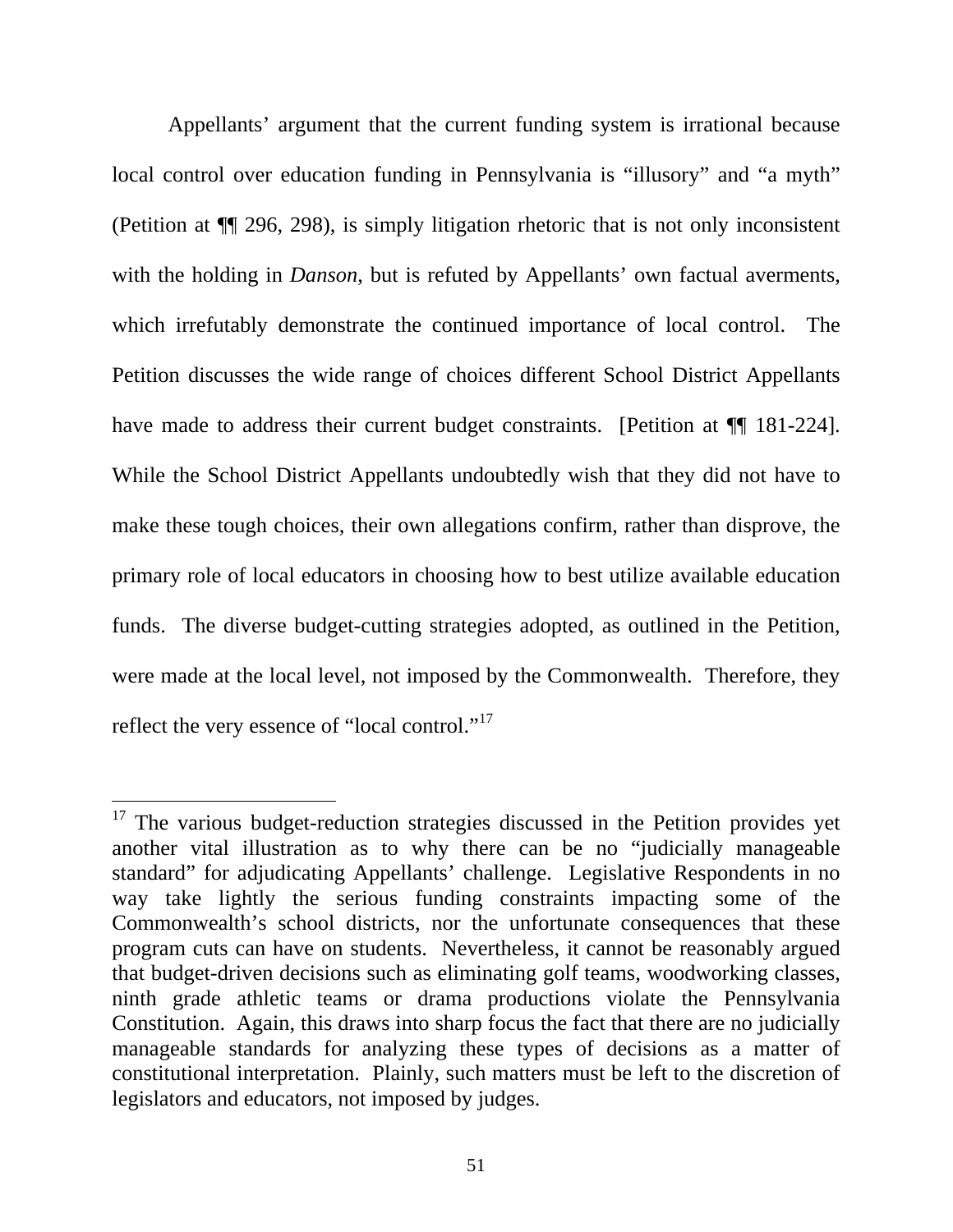Appellants' argument that the current funding system is irrational because local control over education funding in Pennsylvania is "illusory" and "a myth" (Petition at ¶¶ 296, 298), is simply litigation rhetoric that is not only inconsistent with the holding in *Danson*, but is refuted by Appellants' own factual averments, which irrefutably demonstrate the continued importance of local control. The Petition discusses the wide range of choices different School District Appellants have made to address their current budget constraints. [Petition at ¶¶ 181-224]. While the School District Appellants undoubtedly wish that they did not have to make these tough choices, their own allegations confirm, rather than disprove, the primary role of local educators in choosing how to best utilize available education funds. The diverse budget-cutting strategies adopted, as outlined in the Petition, were made at the local level, not imposed by the Commonwealth. Therefore, they reflect the very essence of "local control."[17]

[17] The various budget-reduction strategies discussed in the Petition provides yet another vital illustration as to why there can be no "judicially manageable standard" for adjudicating Appellants' challenge. Legislative Respondents in no way take lightly the serious funding constraints impacting some of the Commonwealth's school districts, nor the unfortunate consequences that these program cuts can have on students. Nevertheless, it cannot be reasonably argued that budget-driven decisions such as eliminating golf teams, woodworking classes, ninth grade athletic teams or drama productions violate the Pennsylvania Constitution. Again, this draws into sharp focus the fact that there are no judicially manageable standards for analyzing these types of decisions as a matter of constitutional interpretation. Plainly, such matters must be left to the discretion of legislators and educators, not imposed by judges.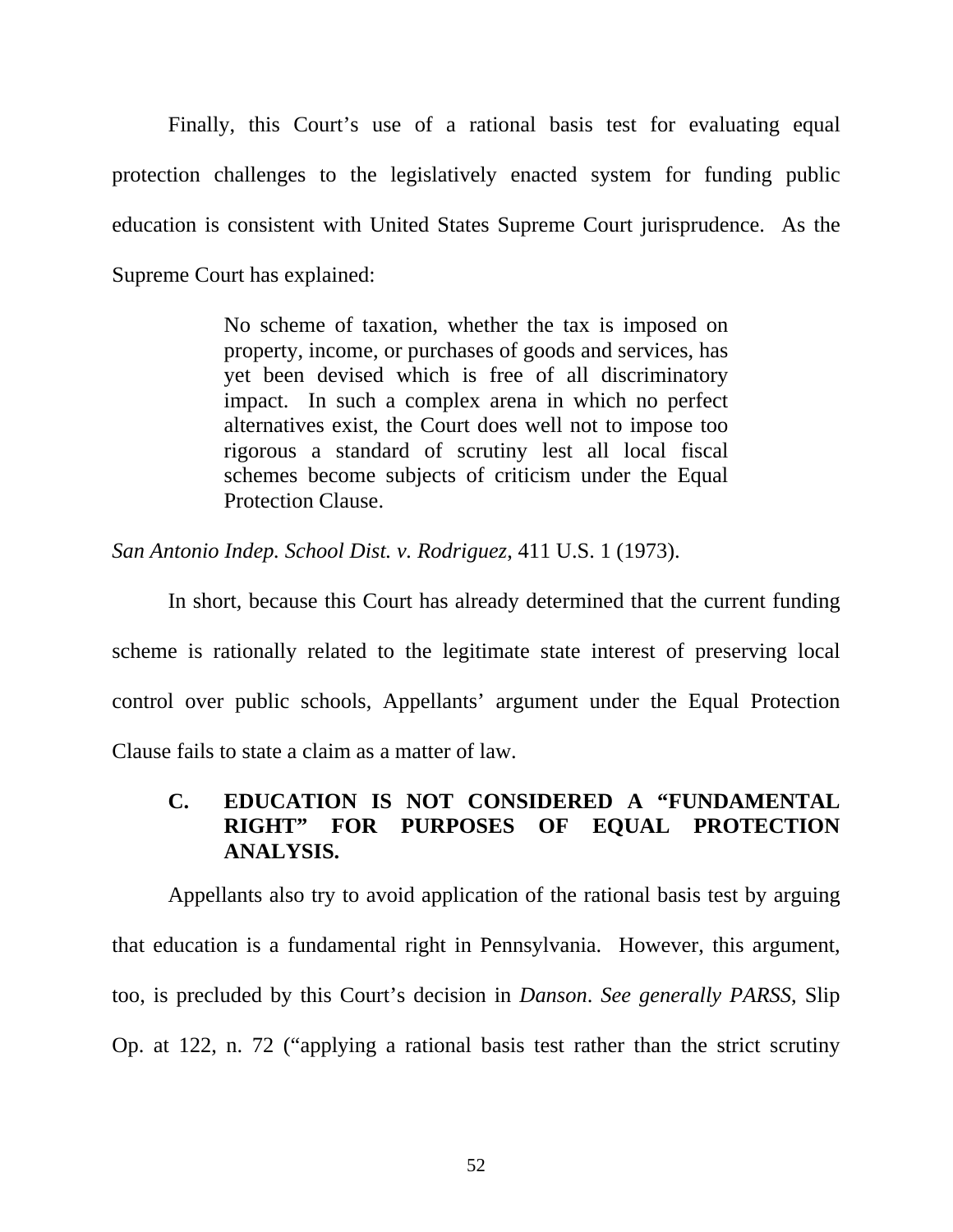Finally, this Court's use of a rational basis test for evaluating equal protection challenges to the legislatively enacted system for funding public education is consistent with United States Supreme Court jurisprudence. As the Supreme Court has explained:

> No scheme of taxation, whether the tax is imposed on property, income, or purchases of goods and services, has yet been devised which is free of all discriminatory impact. In such a complex arena in which no perfect alternatives exist, the Court does well not to impose too rigorous a standard of scrutiny lest all local fiscal schemes become subjects of criticism under the Equal Protection Clause.

*San Antonio Indep. School Dist. v. Rodriguez*, 411 U.S. 1 (1973).

In short, because this Court has already determined that the current funding scheme is rationally related to the legitimate state interest of preserving local control over public schools, Appellants' argument under the Equal Protection Clause fails to state a claim as a matter of law.

### C. EDUCATION IS NOT CONSIDERED A "FUNDAMENTAL RIGHT" FOR PURPOSES OF EQUAL PROTECTION ANALYSIS.

Appellants also try to avoid application of the rational basis test by arguing that education is a fundamental right in Pennsylvania. However, this argument, too, is precluded by this Court's decision in *Danson*. *See generally PARSS*, Slip Op. at 122, n. 72 ("applying a rational basis test rather than the strict scrutiny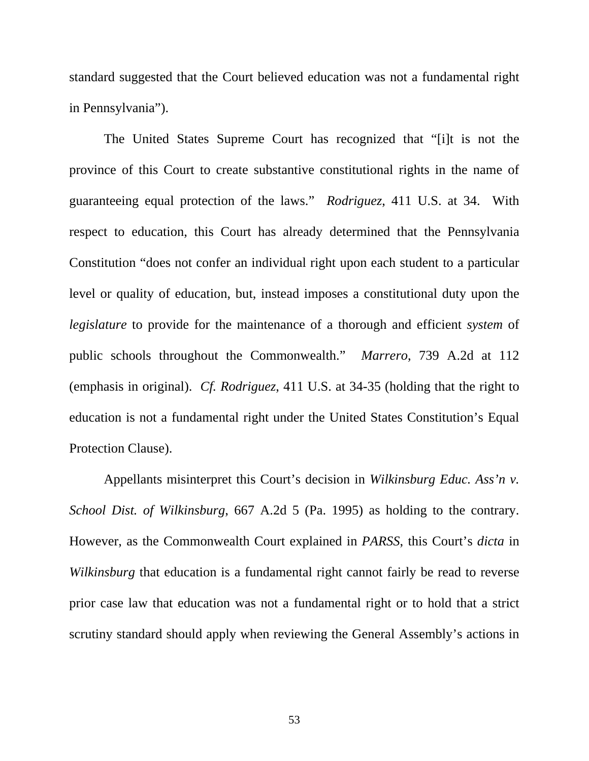standard suggested that the Court believed education was not a fundamental right in Pennsylvania").

The United States Supreme Court has recognized that "[i]t is not the province of this Court to create substantive constitutional rights in the name of guaranteeing equal protection of the laws." *Rodriguez*, 411 U.S. at 34. With respect to education, this Court has already determined that the Pennsylvania Constitution "does not confer an individual right upon each student to a particular level or quality of education, but, instead imposes a constitutional duty upon the *legislature* to provide for the maintenance of a thorough and efficient *system* of public schools throughout the Commonwealth." *Marrero*, 739 A.2d at 112 (emphasis in original). *Cf. Rodriguez*, 411 U.S. at 34-35 (holding that the right to education is not a fundamental right under the United States Constitution's Equal Protection Clause).

Appellants misinterpret this Court's decision in *Wilkinsburg Educ. Ass'n v. School Dist. of Wilkinsburg*, 667 A.2d 5 (Pa. 1995) as holding to the contrary. However, as the Commonwealth Court explained in *PARSS*, this Court's *dicta* in *Wilkinsburg* that education is a fundamental right cannot fairly be read to reverse prior case law that education was not a fundamental right or to hold that a strict scrutiny standard should apply when reviewing the General Assembly's actions in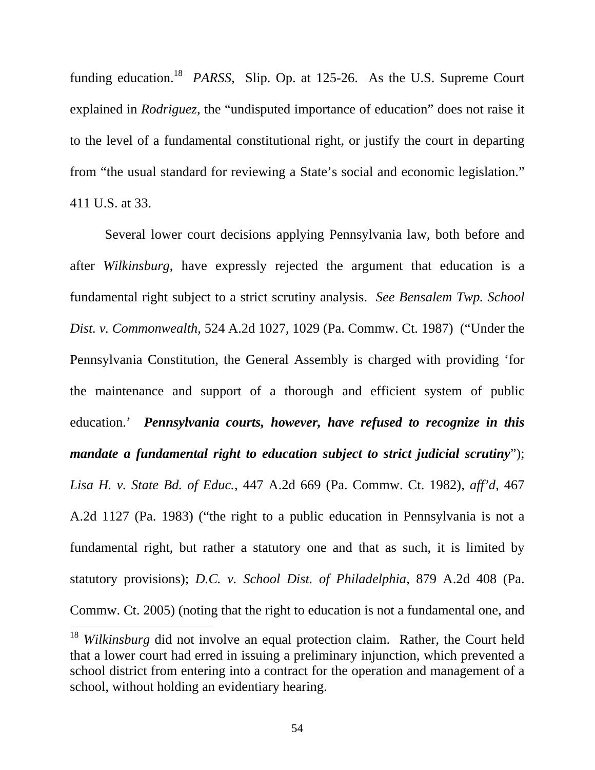funding education.[18] *PARSS*, Slip. Op. at 125-26. As the U.S. Supreme Court explained in *Rodriguez*, the "undisputed importance of education" does not raise it to the level of a fundamental constitutional right, or justify the court in departing from "the usual standard for reviewing a State's social and economic legislation." 411 U.S. at 33.

Several lower court decisions applying Pennsylvania law, both before and after *Wilkinsburg*, have expressly rejected the argument that education is a fundamental right subject to a strict scrutiny analysis. *See Bensalem Twp. School Dist. v. Commonwealth,* 524 A.2d 1027, 1029 (Pa. Commw. Ct. 1987) ("Under the Pennsylvania Constitution, the General Assembly is charged with providing 'for the maintenance and support of a thorough and efficient system of public education.' ***Pennsylvania courts, however, have refused to recognize in this mandate a fundamental right to education subject to strict judicial scrutiny***"); *Lisa H. v. State Bd. of Educ.*, 447 A.2d 669 (Pa. Commw. Ct. 1982), *aff'd*, 467 A.2d 1127 (Pa. 1983) ("the right to a public education in Pennsylvania is not a fundamental right, but rather a statutory one and that as such, it is limited by statutory provisions); *D.C. v. School Dist. of Philadelphia*, 879 A.2d 408 (Pa. Commw. Ct. 2005) (noting that the right to education is not a fundamental one, and

---

[18] *Wilkinsburg* did not involve an equal protection claim. Rather, the Court held that a lower court had erred in issuing a preliminary injunction, which prevented a school district from entering into a contract for the operation and management of a school, without holding an evidentiary hearing.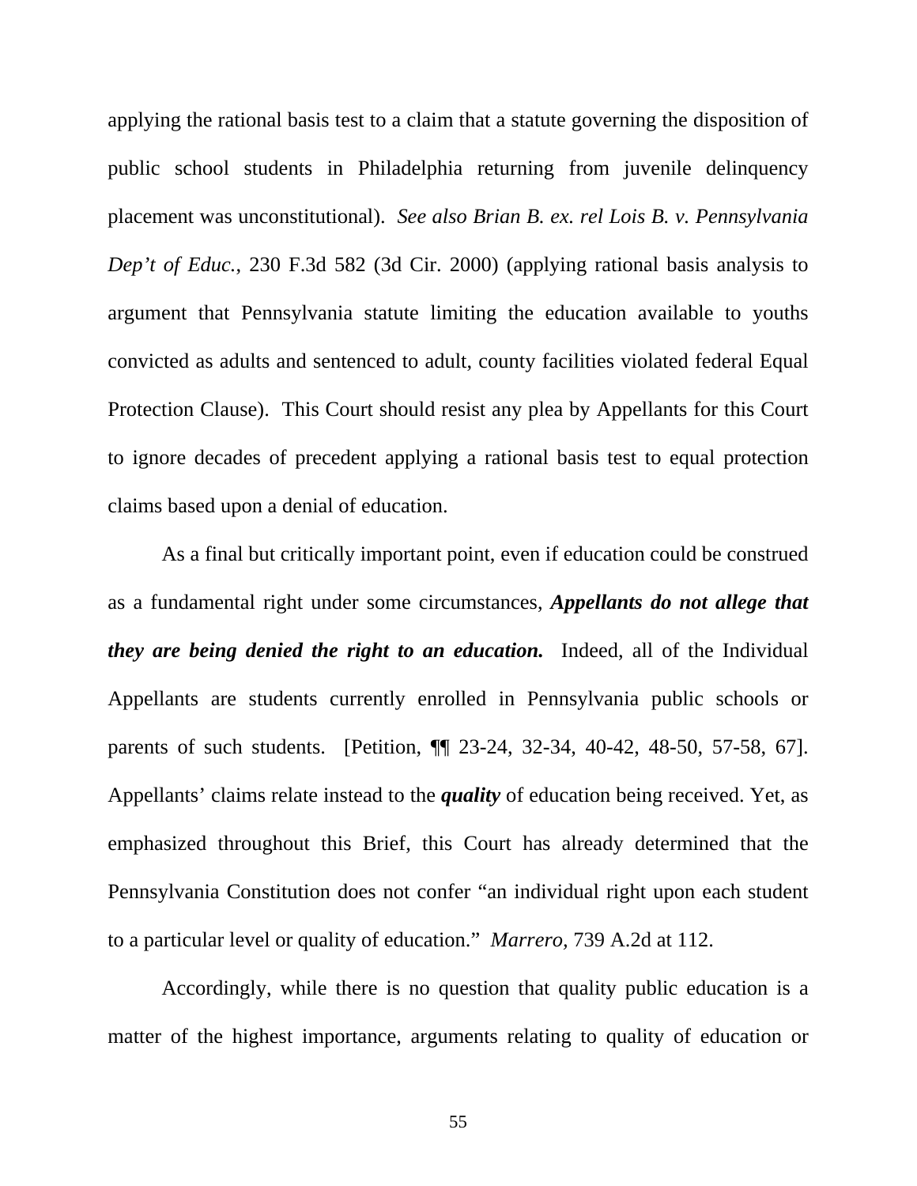applying the rational basis test to a claim that a statute governing the disposition of public school students in Philadelphia returning from juvenile delinquency placement was unconstitutional). *See also Brian B. ex. rel Lois B. v. Pennsylvania Dep't of Educ.*, 230 F.3d 582 (3d Cir. 2000) (applying rational basis analysis to argument that Pennsylvania statute limiting the education available to youths convicted as adults and sentenced to adult, county facilities violated federal Equal Protection Clause). This Court should resist any plea by Appellants for this Court to ignore decades of precedent applying a rational basis test to equal protection claims based upon a denial of education.

As a final but critically important point, even if education could be construed as a fundamental right under some circumstances, ***Appellants do not allege that they are being denied the right to an education.*** Indeed, all of the Individual Appellants are students currently enrolled in Pennsylvania public schools or parents of such students. [Petition, ¶¶ 23-24, 32-34, 40-42, 48-50, 57-58, 67]. Appellants' claims relate instead to the ***quality*** of education being received. Yet, as emphasized throughout this Brief, this Court has already determined that the Pennsylvania Constitution does not confer "an individual right upon each student to a particular level or quality of education." *Marrero*, 739 A.2d at 112.

Accordingly, while there is no question that quality public education is a matter of the highest importance, arguments relating to quality of education or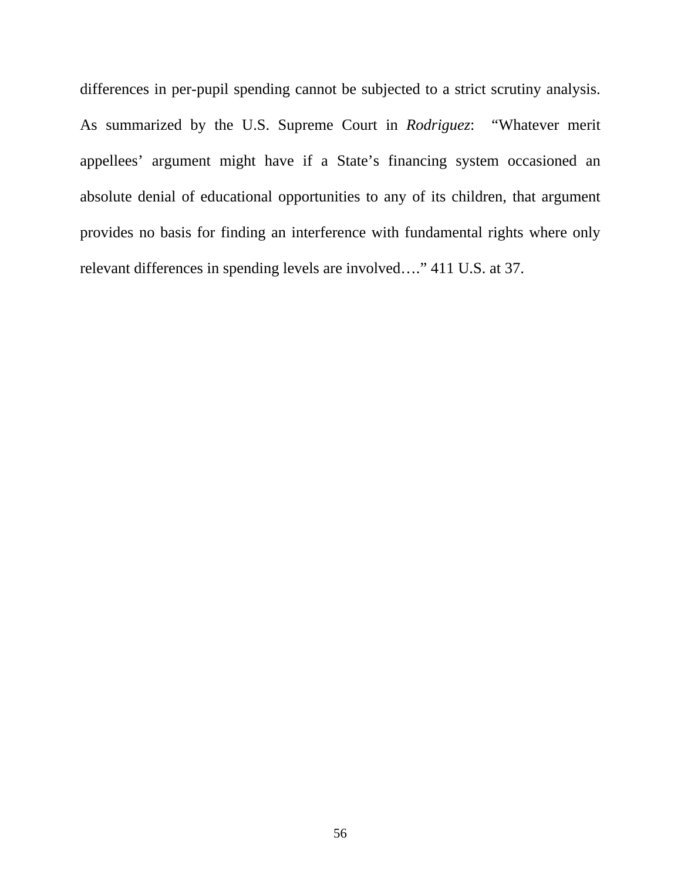differences in per-pupil spending cannot be subjected to a strict scrutiny analysis. As summarized by the U.S. Supreme Court in *Rodriguez*: "Whatever merit appellees' argument might have if a State's financing system occasioned an absolute denial of educational opportunities to any of its children, that argument provides no basis for finding an interference with fundamental rights where only relevant differences in spending levels are involved…." 411 U.S. at 37.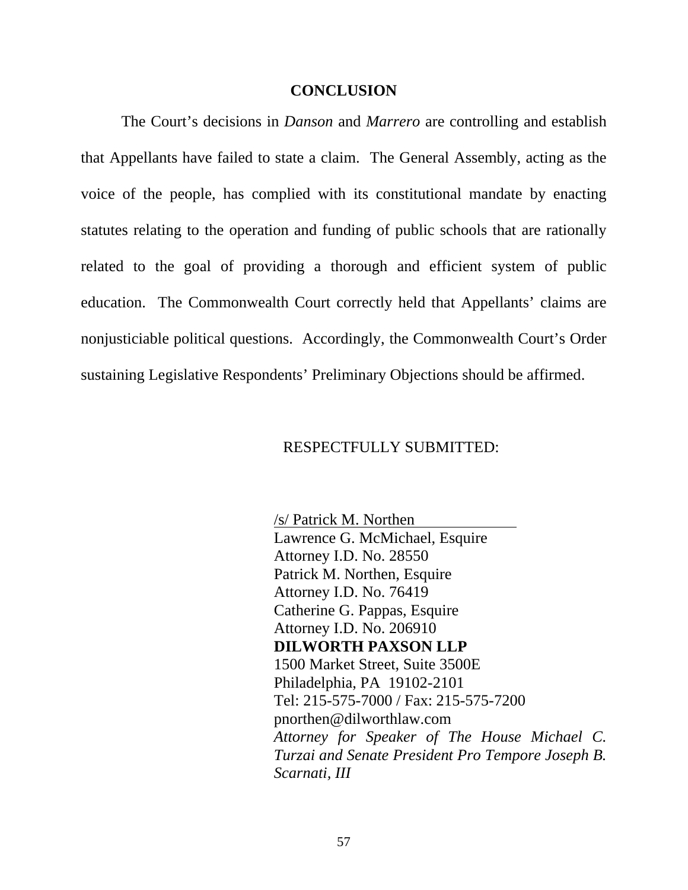## CONCLUSION

The Court's decisions in *Danson* and *Marrero* are controlling and establish that Appellants have failed to state a claim. The General Assembly, acting as the voice of the people, has complied with its constitutional mandate by enacting statutes relating to the operation and funding of public schools that are rationally related to the goal of providing a thorough and efficient system of public education. The Commonwealth Court correctly held that Appellants' claims are nonjusticiable political questions. Accordingly, the Commonwealth Court's Order sustaining Legislative Respondents' Preliminary Objections should be affirmed.

RESPECTFULLY SUBMITTED:

/s/ Patrick M. Northen
Lawrence G. McMichael, Esquire
Attorney I.D. No. 28550
Patrick M. Northen, Esquire
Attorney I.D. No. 76419
Catherine G. Pappas, Esquire
Attorney I.D. No. 206910
**DILWORTH PAXSON LLP**
1500 Market Street, Suite 3500E
Philadelphia, PA 19102-2101
Tel: 215-575-7000 / Fax: 215-575-7200
pnorthen@dilworthlaw.com
*Attorney for Speaker of The House Michael C. Turzai and Senate President Pro Tempore Joseph B. Scarnati, III*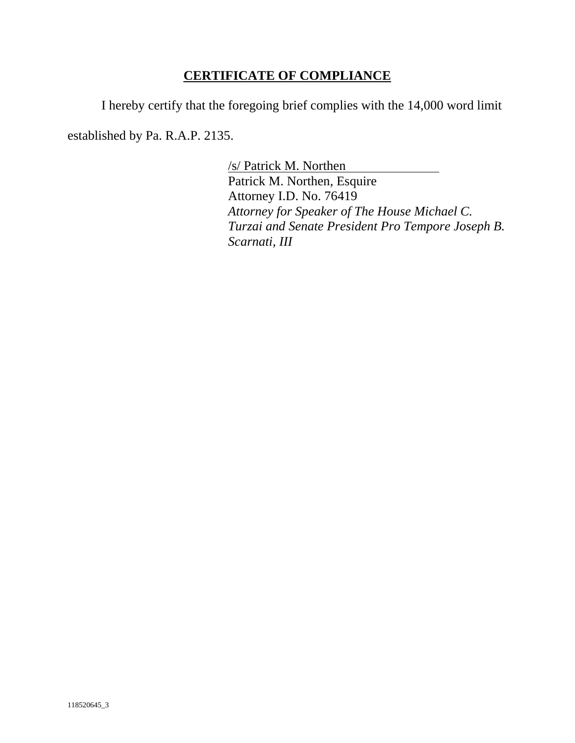**CERTIFICATE OF COMPLIANCE**

I hereby certify that the foregoing brief complies with the 14,000 word limit established by Pa. R.A.P. 2135.

/s/ Patrick M. Northen
Patrick M. Northen, Esquire
Attorney I.D. No. 76419
*Attorney for Speaker of The House Michael C. Turzai and Senate President Pro Tempore Joseph B. Scarnati, III*

118520645_3